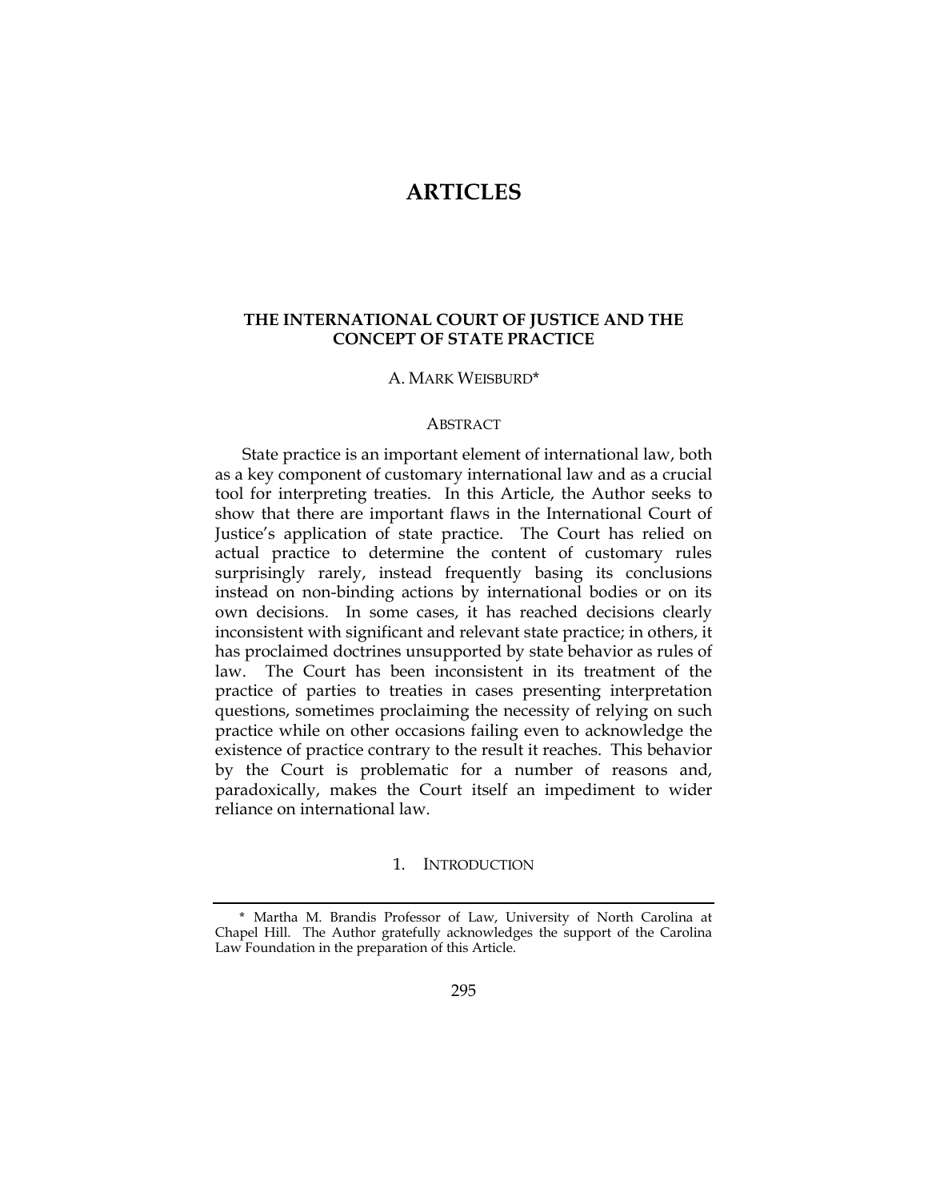# ARTICLES

## THE INTERNATIONAL COURT OF JUSTICE AND THE CONCEPT OF STATE PRACTICE

A. MARK WEISBURD*

### ABSTRACT

State practice is an important element of international law, both as a key component of customary international law and as a crucial tool for interpreting treaties. In this Article, the Author seeks to show that there are important flaws in the International Court of Justice's application of state practice. The Court has relied on actual practice to determine the content of customary rules surprisingly rarely, instead frequently basing its conclusions instead on non-binding actions by international bodies or on its own decisions. In some cases, it has reached decisions clearly inconsistent with significant and relevant state practice; in others, it has proclaimed doctrines unsupported by state behavior as rules of law. The Court has been inconsistent in its treatment of the practice of parties to treaties in cases presenting interpretation questions, sometimes proclaiming the necessity of relying on such practice while on other occasions failing even to acknowledge the existence of practice contrary to the result it reaches. This behavior by the Court is problematic for a number of reasons and, paradoxically, makes the Court itself an impediment to wider reliance on international law.

### 1. INTRODUCTION

* Martha M. Brandis Professor of Law, University of North Carolina at Chapel Hill. The Author gratefully acknowledges the support of the Carolina Law Foundation in the preparation of this Article.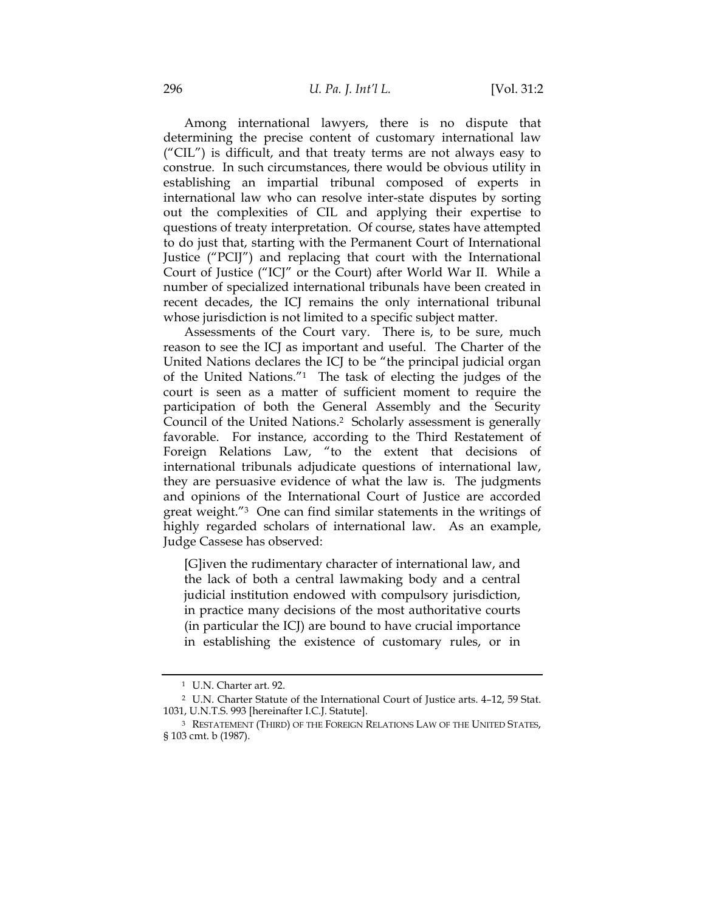Among international lawyers, there is no dispute that determining the precise content of customary international law ("CIL") is difficult, and that treaty terms are not always easy to construe. In such circumstances, there would be obvious utility in establishing an impartial tribunal composed of experts in international law who can resolve inter-state disputes by sorting out the complexities of CIL and applying their expertise to questions of treaty interpretation. Of course, states have attempted to do just that, starting with the Permanent Court of International Justice ("PCIJ") and replacing that court with the International Court of Justice ("ICJ" or the Court) after World War II. While a number of specialized international tribunals have been created in recent decades, the ICJ remains the only international tribunal whose jurisdiction is not limited to a specific subject matter.

Assessments of the Court vary. There is, to be sure, much reason to see the ICJ as important and useful. The Charter of the United Nations declares the ICJ to be "the principal judicial organ of the United Nations."[1] The task of electing the judges of the court is seen as a matter of sufficient moment to require the participation of both the General Assembly and the Security Council of the United Nations.[2] Scholarly assessment is generally favorable. For instance, according to the Third Restatement of Foreign Relations Law, "to the extent that decisions of international tribunals adjudicate questions of international law, they are persuasive evidence of what the law is. The judgments and opinions of the International Court of Justice are accorded great weight."[3] One can find similar statements in the writings of highly regarded scholars of international law. As an example, Judge Cassese has observed:

> [G]iven the rudimentary character of international law, and the lack of both a central lawmaking body and a central judicial institution endowed with compulsory jurisdiction, in practice many decisions of the most authoritative courts (in particular the ICJ) are bound to have crucial importance in establishing the existence of customary rules, or in

---

[1] U.N. Charter art. 92.

[2] U.N. Charter Statute of the International Court of Justice arts. 4–12, 59 Stat. 1031, U.N.T.S. 993 [hereinafter I.C.J. Statute].

[3] RESTATEMENT (THIRD) OF THE FOREIGN RELATIONS LAW OF THE UNITED STATES, § 103 cmt. b (1987).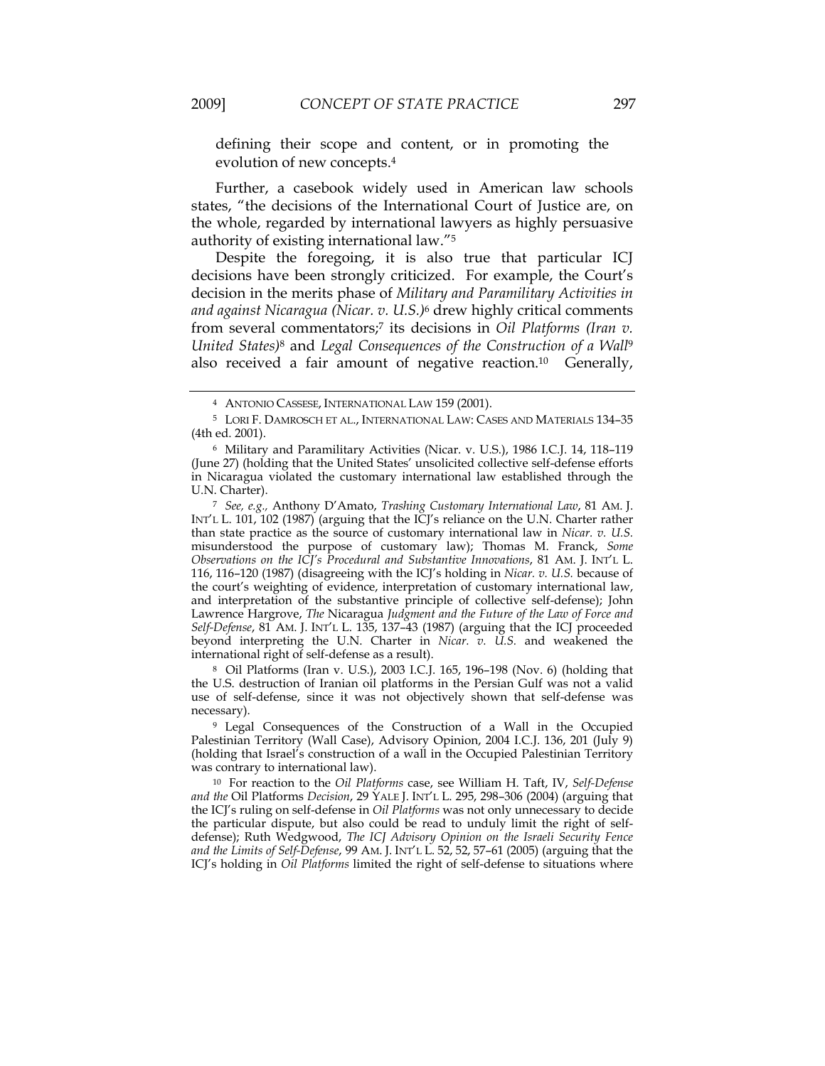defining their scope and content, or in promoting the evolution of new concepts.[4]

Further, a casebook widely used in American law schools states, "the decisions of the International Court of Justice are, on the whole, regarded by international lawyers as highly persuasive authority of existing international law."[5]

Despite the foregoing, it is also true that particular ICJ decisions have been strongly criticized. For example, the Court's decision in the merits phase of *Military and Paramilitary Activities in and against Nicaragua (Nicar. v. U.S.)*[6] drew highly critical comments from several commentators;[7] its decisions in *Oil Platforms (Iran v. United States)*[8] and *Legal Consequences of the Construction of a Wall*[9] also received a fair amount of negative reaction.[10] Generally,

---

[4] ANTONIO CASSESE, INTERNATIONAL LAW 159 (2001).

[5] LORI F. DAMROSCH ET AL., INTERNATIONAL LAW: CASES AND MATERIALS 134–35 (4th ed. 2001).

[6] Military and Paramilitary Activities (Nicar. v. U.S.), 1986 I.C.J. 14, 118–119 (June 27) (holding that the United States' unsolicited collective self-defense efforts in Nicaragua violated the customary international law established through the U.N. Charter).

[7] *See, e.g.,* Anthony D'Amato, *Trashing Customary International Law*, 81 AM. J. INT'L L. 101, 102 (1987) (arguing that the ICJ's reliance on the U.N. Charter rather than state practice as the source of customary international law in *Nicar. v. U.S.* misunderstood the purpose of customary law); Thomas M. Franck, *Some Observations on the ICJ's Procedural and Substantive Innovations*, 81 AM. J. INT'L L. 116, 116–120 (1987) (disagreeing with the ICJ's holding in *Nicar. v. U.S.* because of the court's weighting of evidence, interpretation of customary international law, and interpretation of the substantive principle of collective self-defense); John Lawrence Hargrove, *The* Nicaragua *Judgment and the Future of the Law of Force and Self-Defense*, 81 AM. J. INT'L L. 135, 137–43 (1987) (arguing that the ICJ proceeded beyond interpreting the U.N. Charter in *Nicar. v. U.S.* and weakened the international right of self-defense as a result).

[8] Oil Platforms (Iran v. U.S.), 2003 I.C.J. 165, 196–198 (Nov. 6) (holding that the U.S. destruction of Iranian oil platforms in the Persian Gulf was not a valid use of self-defense, since it was not objectively shown that self-defense was necessary).

[9] Legal Consequences of the Construction of a Wall in the Occupied Palestinian Territory (Wall Case), Advisory Opinion, 2004 I.C.J. 136, 201 (July 9) (holding that Israel's construction of a wall in the Occupied Palestinian Territory was contrary to international law).

[10] For reaction to the *Oil Platforms* case, see William H. Taft, IV, *Self-Defense and the* Oil Platforms *Decision*, 29 YALE J. INT'L L. 295, 298–306 (2004) (arguing that the ICJ's ruling on self-defense in *Oil Platforms* was not only unnecessary to decide the particular dispute, but also could be read to unduly limit the right of self-defense); Ruth Wedgwood, *The ICJ Advisory Opinion on the Israeli Security Fence and the Limits of Self-Defense*, 99 AM. J. INT'L L. 52, 52, 57–61 (2005) (arguing that the ICJ's holding in *Oil Platforms* limited the right of self-defense to situations where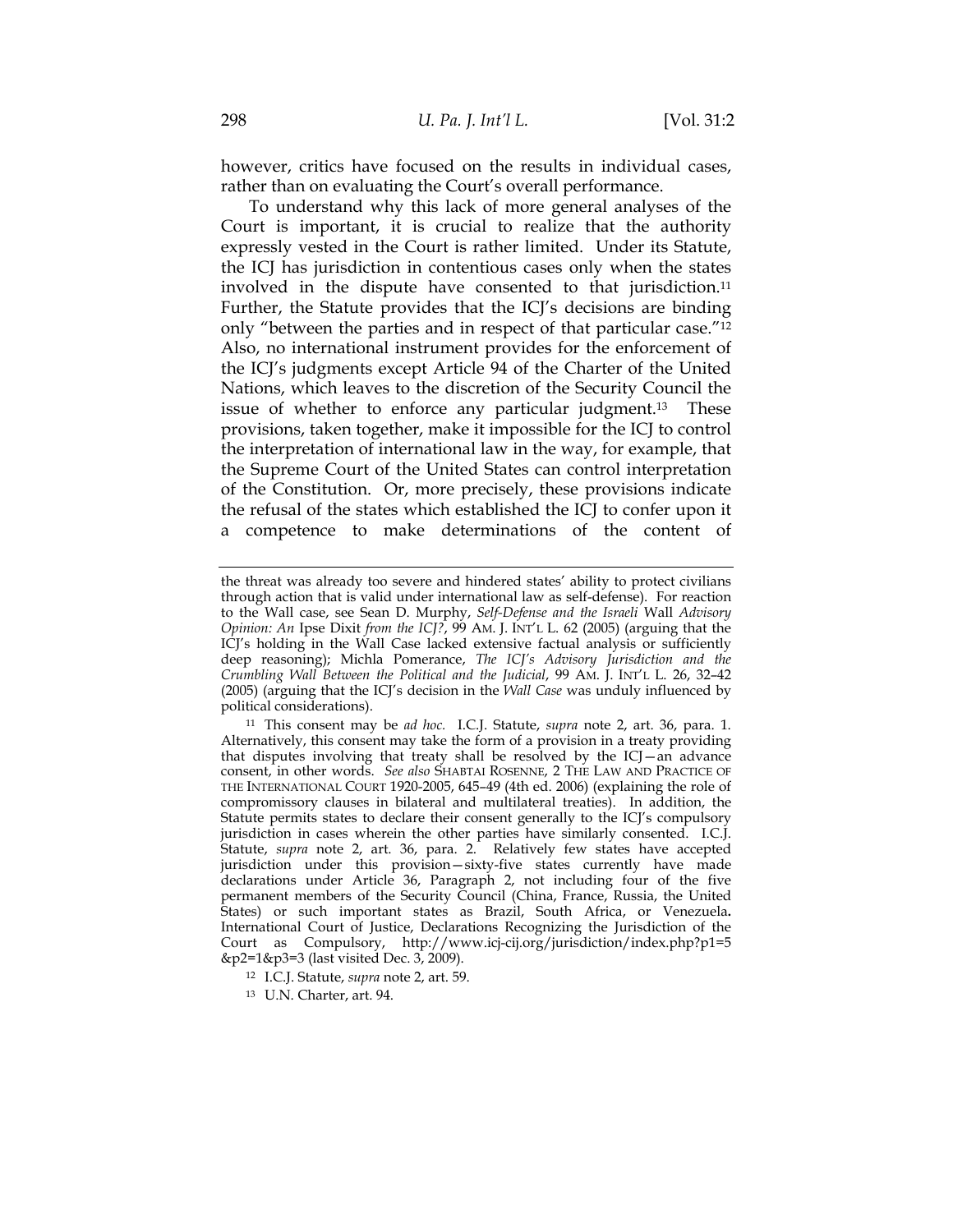however, critics have focused on the results in individual cases, rather than on evaluating the Court's overall performance.

To understand why this lack of more general analyses of the Court is important, it is crucial to realize that the authority expressly vested in the Court is rather limited. Under its Statute, the ICJ has jurisdiction in contentious cases only when the states involved in the dispute have consented to that jurisdiction.[11] Further, the Statute provides that the ICJ's decisions are binding only "between the parties and in respect of that particular case."[12] Also, no international instrument provides for the enforcement of the ICJ's judgments except Article 94 of the Charter of the United Nations, which leaves to the discretion of the Security Council the issue of whether to enforce any particular judgment.[13] These provisions, taken together, make it impossible for the ICJ to control the interpretation of international law in the way, for example, that the Supreme Court of the United States can control interpretation of the Constitution. Or, more precisely, these provisions indicate the refusal of the states which established the ICJ to confer upon it a competence to make determinations of the content of

---

the threat was already too severe and hindered states' ability to protect civilians through action that is valid under international law as self-defense). For reaction to the Wall case, see Sean D. Murphy, *Self-Defense and the Israeli* Wall *Advisory Opinion: An* Ipse Dixit *from the ICJ?*, 99 AM. J. INT'L L. 62 (2005) (arguing that the ICJ's holding in the Wall Case lacked extensive factual analysis or sufficiently deep reasoning); Michla Pomerance, *The ICJ's Advisory Jurisdiction and the Crumbling Wall Between the Political and the Judicial*, 99 AM. J. INT'L L. 26, 32–42 (2005) (arguing that the ICJ's decision in the *Wall Case* was unduly influenced by political considerations).

[11] This consent may be *ad hoc.* I.C.J. Statute, *supra* note 2, art. 36, para. 1. Alternatively, this consent may take the form of a provision in a treaty providing that disputes involving that treaty shall be resolved by the ICJ—an advance consent, in other words. *See also* SHABTAI ROSENNE, 2 THE LAW AND PRACTICE OF THE INTERNATIONAL COURT 1920-2005, 645–49 (4th ed. 2006) (explaining the role of compromissory clauses in bilateral and multilateral treaties). In addition, the Statute permits states to declare their consent generally to the ICJ's compulsory jurisdiction in cases wherein the other parties have similarly consented. I.C.J. Statute, *supra* note 2, art. 36, para. 2. Relatively few states have accepted jurisdiction under this provision—sixty-five states currently have made declarations under Article 36, Paragraph 2, not including four of the five permanent members of the Security Council (China, France, Russia, the United States) or such important states as Brazil, South Africa, or Venezuela. International Court of Justice, Declarations Recognizing the Jurisdiction of the Court as Compulsory, http://www.icj-cij.org/jurisdiction/index.php?p1=5&p2=1&p3=3 (last visited Dec. 3, 2009).

[12] I.C.J. Statute, *supra* note 2, art. 59.

[13] U.N. Charter, art. 94.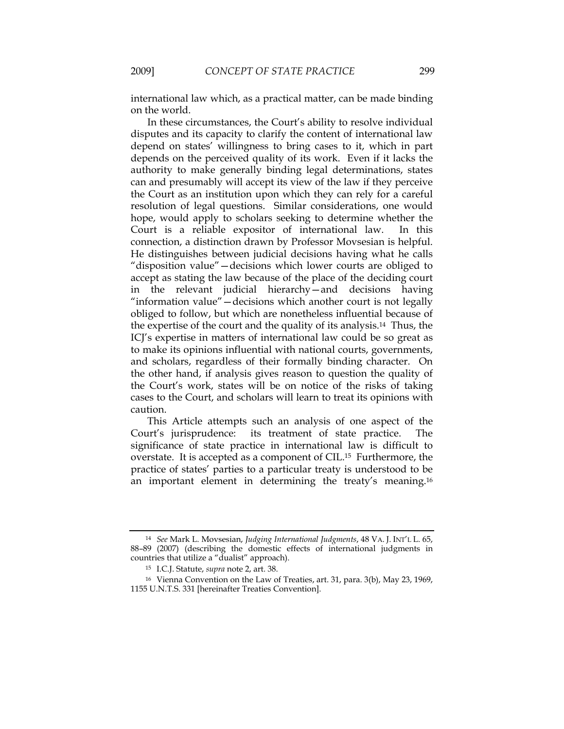international law which, as a practical matter, can be made binding on the world.

In these circumstances, the Court's ability to resolve individual disputes and its capacity to clarify the content of international law depend on states' willingness to bring cases to it, which in part depends on the perceived quality of its work. Even if it lacks the authority to make generally binding legal determinations, states can and presumably will accept its view of the law if they perceive the Court as an institution upon which they can rely for a careful resolution of legal questions. Similar considerations, one would hope, would apply to scholars seeking to determine whether the Court is a reliable expositor of international law. In this connection, a distinction drawn by Professor Movsesian is helpful. He distinguishes between judicial decisions having what he calls "disposition value"—decisions which lower courts are obliged to accept as stating the law because of the place of the deciding court in the relevant judicial hierarchy—and decisions having "information value"—decisions which another court is not legally obliged to follow, but which are nonetheless influential because of the expertise of the court and the quality of its analysis.[14] Thus, the ICJ's expertise in matters of international law could be so great as to make its opinions influential with national courts, governments, and scholars, regardless of their formally binding character. On the other hand, if analysis gives reason to question the quality of the Court's work, states will be on notice of the risks of taking cases to the Court, and scholars will learn to treat its opinions with caution.

This Article attempts such an analysis of one aspect of the Court's jurisprudence: its treatment of state practice. The significance of state practice in international law is difficult to overstate. It is accepted as a component of CIL.[15] Furthermore, the practice of states' parties to a particular treaty is understood to be an important element in determining the treaty's meaning.[16]

---

[14] *See* Mark L. Movsesian, *Judging International Judgments*, 48 VA. J. INT'L L. 65, 88–89 (2007) (describing the domestic effects of international judgments in countries that utilize a "dualist" approach).

[15] I.C.J. Statute, *supra* note 2, art. 38.

[16] Vienna Convention on the Law of Treaties, art. 31, para. 3(b), May 23, 1969, 1155 U.N.T.S. 331 [hereinafter Treaties Convention].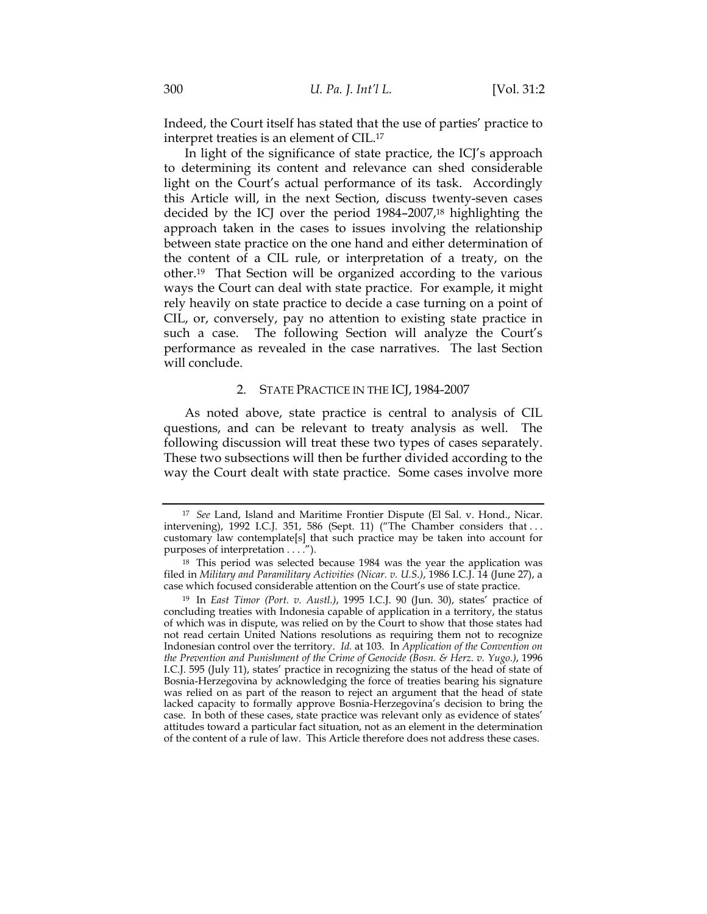Indeed, the Court itself has stated that the use of parties' practice to interpret treaties is an element of CIL.[17]

In light of the significance of state practice, the ICJ's approach to determining its content and relevance can shed considerable light on the Court's actual performance of its task. Accordingly this Article will, in the next Section, discuss twenty-seven cases decided by the ICJ over the period 1984–2007,[18] highlighting the approach taken in the cases to issues involving the relationship between state practice on the one hand and either determination of the content of a CIL rule, or interpretation of a treaty, on the other.[19] That Section will be organized according to the various ways the Court can deal with state practice. For example, it might rely heavily on state practice to decide a case turning on a point of CIL, or, conversely, pay no attention to existing state practice in such a case. The following Section will analyze the Court's performance as revealed in the case narratives. The last Section will conclude.

## 2. STATE PRACTICE IN THE ICJ, 1984-2007

As noted above, state practice is central to analysis of CIL questions, and can be relevant to treaty analysis as well. The following discussion will treat these two types of cases separately. These two subsections will then be further divided according to the way the Court dealt with state practice. Some cases involve more

---

[17] *See* Land, Island and Maritime Frontier Dispute (El Sal. v. Hond., Nicar. intervening), 1992 I.C.J. 351, 586 (Sept. 11) ("The Chamber considers that . . . customary law contemplate[s] that such practice may be taken into account for purposes of interpretation . . . .").

[18] This period was selected because 1984 was the year the application was filed in *Military and Paramilitary Activities (Nicar. v. U.S.)*, 1986 I.C.J. 14 (June 27), a case which focused considerable attention on the Court's use of state practice.

[19] In *East Timor (Port. v. Austl.)*, 1995 I.C.J. 90 (Jun. 30), states' practice of concluding treaties with Indonesia capable of application in a territory, the status of which was in dispute, was relied on by the Court to show that those states had not read certain United Nations resolutions as requiring them not to recognize Indonesian control over the territory. *Id.* at 103. In *Application of the Convention on the Prevention and Punishment of the Crime of Genocide (Bosn. & Herz. v. Yugo.)*, 1996 I.C.J. 595 (July 11), states' practice in recognizing the status of the head of state of Bosnia-Herzegovina by acknowledging the force of treaties bearing his signature was relied on as part of the reason to reject an argument that the head of state lacked capacity to formally approve Bosnia-Herzegovina's decision to bring the case. In both of these cases, state practice was relevant only as evidence of states' attitudes toward a particular fact situation, not as an element in the determination of the content of a rule of law. This Article therefore does not address these cases.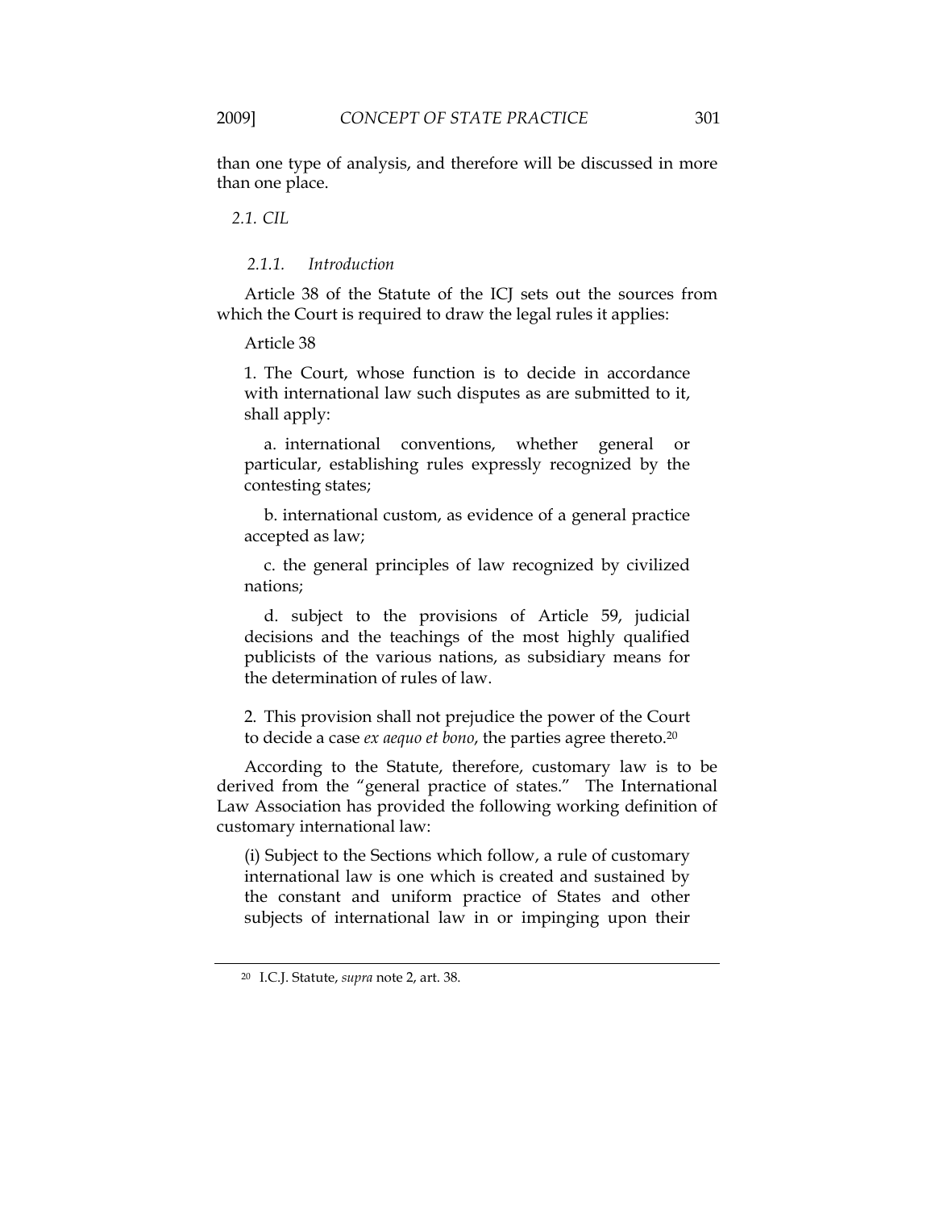than one type of analysis, and therefore will be discussed in more than one place.

## 2.1. CIL

### 2.1.1. Introduction

Article 38 of the Statute of the ICJ sets out the sources from which the Court is required to draw the legal rules it applies:

> Article 38
>
> 1. The Court, whose function is to decide in accordance with international law such disputes as are submitted to it, shall apply:
>
> a. international conventions, whether general or particular, establishing rules expressly recognized by the contesting states;
>
> b. international custom, as evidence of a general practice accepted as law;
>
> c. the general principles of law recognized by civilized nations;
>
> d. subject to the provisions of Article 59, judicial decisions and the teachings of the most highly qualified publicists of the various nations, as subsidiary means for the determination of rules of law.
>
> 2. This provision shall not prejudice the power of the Court to decide a case *ex aequo et bono*, the parties agree thereto.[20]

According to the Statute, therefore, customary law is to be derived from the "general practice of states." The International Law Association has provided the following working definition of customary international law:

> (i) Subject to the Sections which follow, a rule of customary international law is one which is created and sustained by the constant and uniform practice of States and other subjects of international law in or impinging upon their

---

[20] I.C.J. Statute, *supra* note 2, art. 38.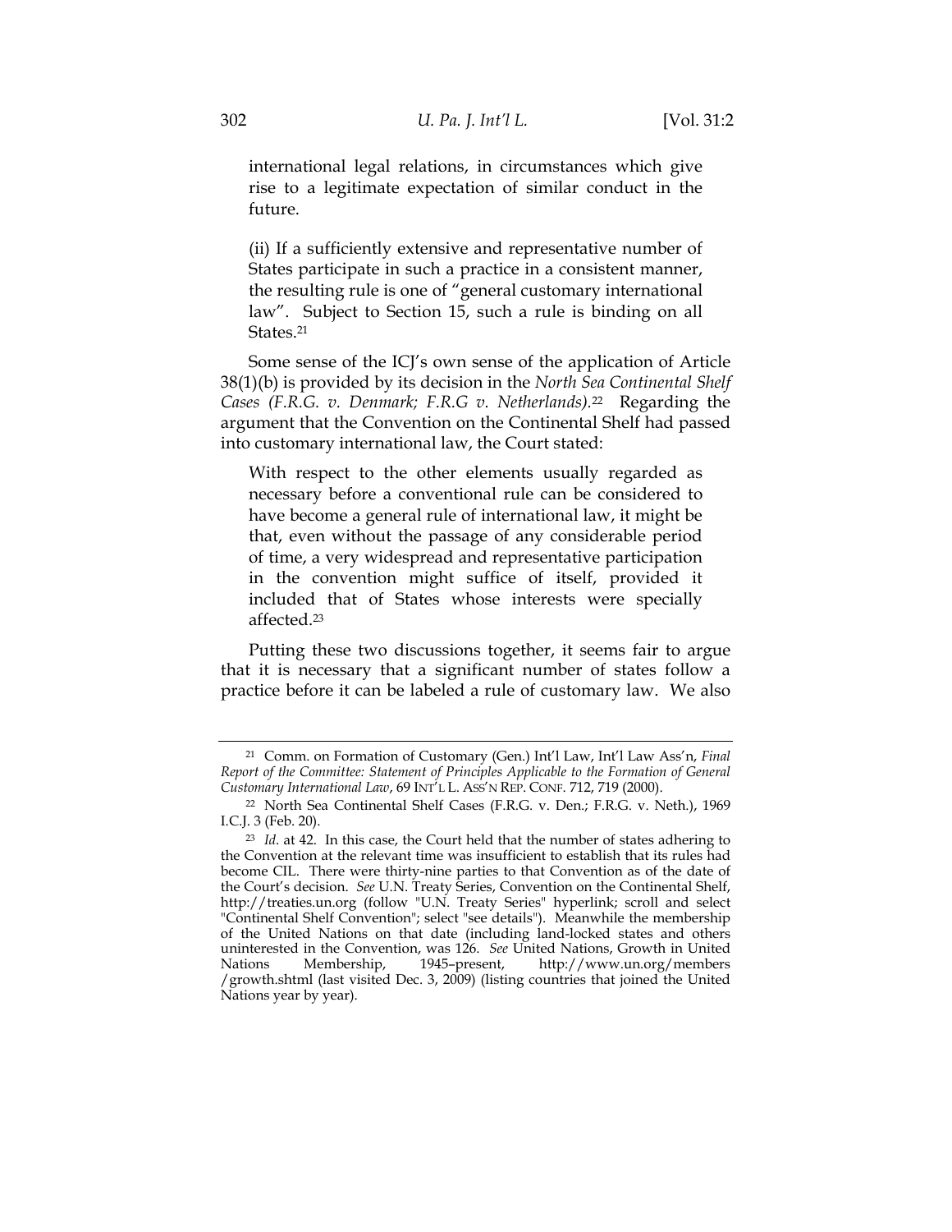international legal relations, in circumstances which give rise to a legitimate expectation of similar conduct in the future.

(ii) If a sufficiently extensive and representative number of States participate in such a practice in a consistent manner, the resulting rule is one of "general customary international law". Subject to Section 15, such a rule is binding on all States.[21]

Some sense of the ICJ's own sense of the application of Article 38(1)(b) is provided by its decision in the *North Sea Continental Shelf Cases (F.R.G. v. Denmark; F.R.G v. Netherlands)*.[22] Regarding the argument that the Convention on the Continental Shelf had passed into customary international law, the Court stated:

> With respect to the other elements usually regarded as necessary before a conventional rule can be considered to have become a general rule of international law, it might be that, even without the passage of any considerable period of time, a very widespread and representative participation in the convention might suffice of itself, provided it included that of States whose interests were specially affected.[23]

Putting these two discussions together, it seems fair to argue that it is necessary that a significant number of states follow a practice before it can be labeled a rule of customary law. We also

---

[21] Comm. on Formation of Customary (Gen.) Int'l Law, Int'l Law Ass'n, *Final Report of the Committee: Statement of Principles Applicable to the Formation of General Customary International Law*, 69 INT'L L. ASS'N REP. CONF. 712, 719 (2000).

[22] North Sea Continental Shelf Cases (F.R.G. v. Den.; F.R.G. v. Neth.), 1969 I.C.J. 3 (Feb. 20).

[23] *Id*. at 42. In this case, the Court held that the number of states adhering to the Convention at the relevant time was insufficient to establish that its rules had become CIL. There were thirty-nine parties to that Convention as of the date of the Court's decision. *See* U.N. Treaty Series, Convention on the Continental Shelf, http://treaties.un.org (follow "U.N. Treaty Series" hyperlink; scroll and select "Continental Shelf Convention"; select "see details"). Meanwhile the membership of the United Nations on that date (including land-locked states and others uninterested in the Convention, was 126. *See* United Nations, Growth in United Nations Membership, 1945–present, http://www.un.org/members/growth.shtml (last visited Dec. 3, 2009) (listing countries that joined the United Nations year by year).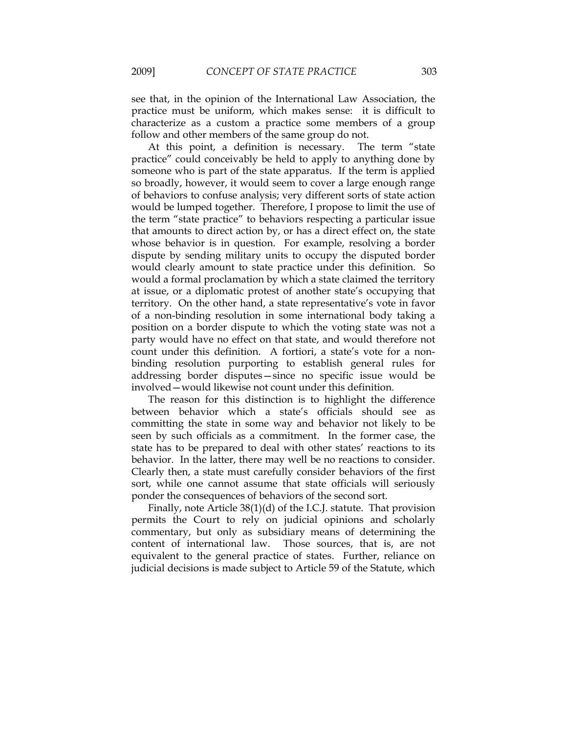see that, in the opinion of the International Law Association, the practice must be uniform, which makes sense: it is difficult to characterize as a custom a practice some members of a group follow and other members of the same group do not.

At this point, a definition is necessary. The term "state practice" could conceivably be held to apply to anything done by someone who is part of the state apparatus. If the term is applied so broadly, however, it would seem to cover a large enough range of behaviors to confuse analysis; very different sorts of state action would be lumped together. Therefore, I propose to limit the use of the term "state practice" to behaviors respecting a particular issue that amounts to direct action by, or has a direct effect on, the state whose behavior is in question. For example, resolving a border dispute by sending military units to occupy the disputed border would clearly amount to state practice under this definition. So would a formal proclamation by which a state claimed the territory at issue, or a diplomatic protest of another state's occupying that territory. On the other hand, a state representative's vote in favor of a non-binding resolution in some international body taking a position on a border dispute to which the voting state was not a party would have no effect on that state, and would therefore not count under this definition. A fortiori, a state's vote for a non-binding resolution purporting to establish general rules for addressing border disputes—since no specific issue would be involved—would likewise not count under this definition.

The reason for this distinction is to highlight the difference between behavior which a state's officials should see as committing the state in some way and behavior not likely to be seen by such officials as a commitment. In the former case, the state has to be prepared to deal with other states' reactions to its behavior. In the latter, there may well be no reactions to consider. Clearly then, a state must carefully consider behaviors of the first sort, while one cannot assume that state officials will seriously ponder the consequences of behaviors of the second sort.

Finally, note Article 38(1)(d) of the I.C.J. statute. That provision permits the Court to rely on judicial opinions and scholarly commentary, but only as subsidiary means of determining the content of international law. Those sources, that is, are not equivalent to the general practice of states. Further, reliance on judicial decisions is made subject to Article 59 of the Statute, which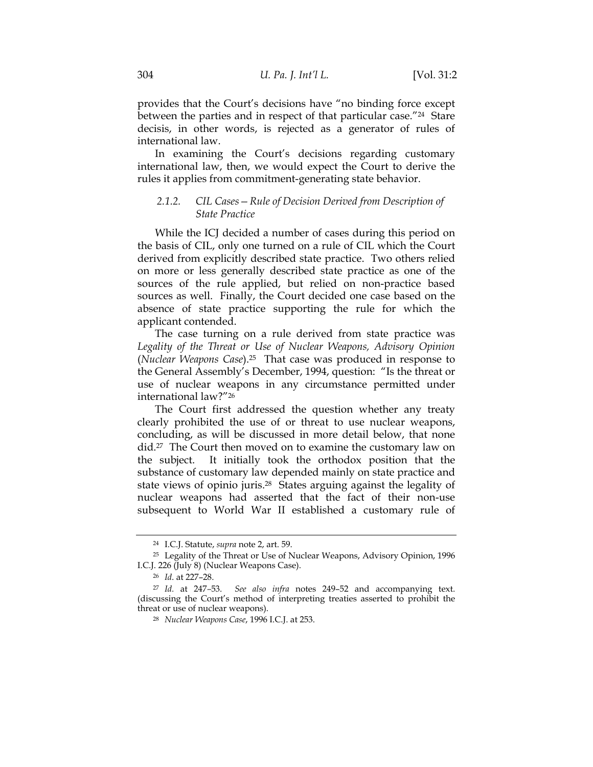provides that the Court's decisions have "no binding force except between the parties and in respect of that particular case."[24] Stare decisis, in other words, is rejected as a generator of rules of international law.

In examining the Court's decisions regarding customary international law, then, we would expect the Court to derive the rules it applies from commitment-generating state behavior.

#### *2.1.2. CIL Cases—Rule of Decision Derived from Description of State Practice*

While the ICJ decided a number of cases during this period on the basis of CIL, only one turned on a rule of CIL which the Court derived from explicitly described state practice. Two others relied on more or less generally described state practice as one of the sources of the rule applied, but relied on non-practice based sources as well. Finally, the Court decided one case based on the absence of state practice supporting the rule for which the applicant contended.

The case turning on a rule derived from state practice was *Legality of the Threat or Use of Nuclear Weapons, Advisory Opinion* (*Nuclear Weapons Case*).[25] That case was produced in response to the General Assembly's December, 1994, question: "Is the threat or use of nuclear weapons in any circumstance permitted under international law?"[26]

The Court first addressed the question whether any treaty clearly prohibited the use of or threat to use nuclear weapons, concluding, as will be discussed in more detail below, that none did.[27] The Court then moved on to examine the customary law on the subject. It initially took the orthodox position that the substance of customary law depended mainly on state practice and state views of opinio juris.[28] States arguing against the legality of nuclear weapons had asserted that the fact of their non-use subsequent to World War II established a customary rule of

---

[24] I.C.J. Statute, *supra* note 2, art. 59.

[25] Legality of the Threat or Use of Nuclear Weapons, Advisory Opinion, 1996 I.C.J. 226 (July 8) (Nuclear Weapons Case).

[26] *Id.* at 227–28.

[27] *Id.* at 247–53. *See also infra* notes 249–52 and accompanying text. (discussing the Court's method of interpreting treaties asserted to prohibit the threat or use of nuclear weapons).

[28] *Nuclear Weapons Case*, 1996 I.C.J. at 253.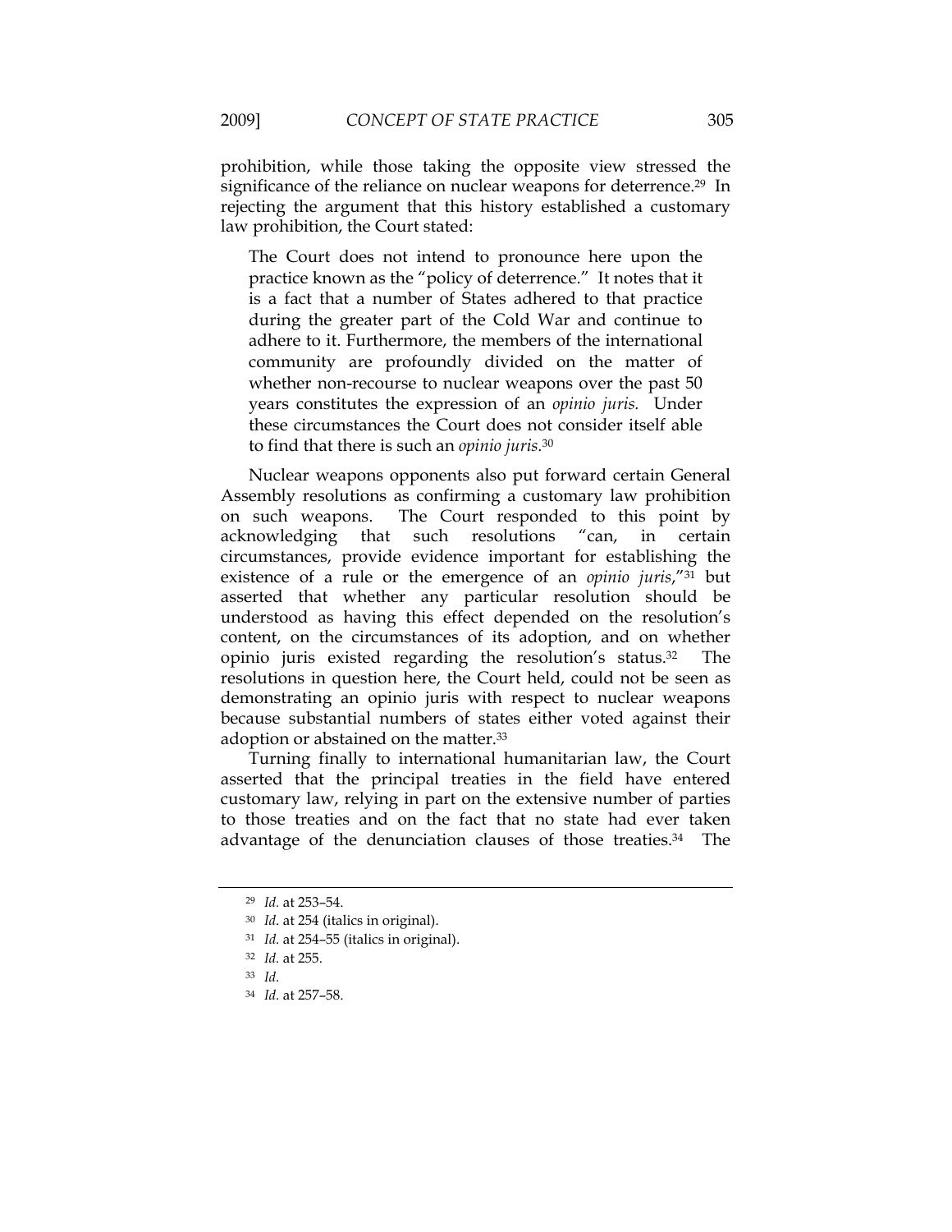prohibition, while those taking the opposite view stressed the significance of the reliance on nuclear weapons for deterrence.[29] In rejecting the argument that this history established a customary law prohibition, the Court stated:

> The Court does not intend to pronounce here upon the practice known as the "policy of deterrence." It notes that it is a fact that a number of States adhered to that practice during the greater part of the Cold War and continue to adhere to it. Furthermore, the members of the international community are profoundly divided on the matter of whether non-recourse to nuclear weapons over the past 50 years constitutes the expression of an *opinio juris.* Under these circumstances the Court does not consider itself able to find that there is such an *opinio juris.*[30]

Nuclear weapons opponents also put forward certain General Assembly resolutions as confirming a customary law prohibition on such weapons. The Court responded to this point by acknowledging that such resolutions "can, in certain circumstances, provide evidence important for establishing the existence of a rule or the emergence of an *opinio juris*,"[31] but asserted that whether any particular resolution should be understood as having this effect depended on the resolution's content, on the circumstances of its adoption, and on whether opinio juris existed regarding the resolution's status.[32] The resolutions in question here, the Court held, could not be seen as demonstrating an opinio juris with respect to nuclear weapons because substantial numbers of states either voted against their adoption or abstained on the matter.[33]

Turning finally to international humanitarian law, the Court asserted that the principal treaties in the field have entered customary law, relying in part on the extensive number of parties to those treaties and on the fact that no state had ever taken advantage of the denunciation clauses of those treaties.[34] The

---

[29] *Id.* at 253–54.

[30] *Id.* at 254 (italics in original).

[31] *Id.* at 254–55 (italics in original).

[32] *Id.* at 255.

[33] *Id.*

[34] *Id.* at 257–58.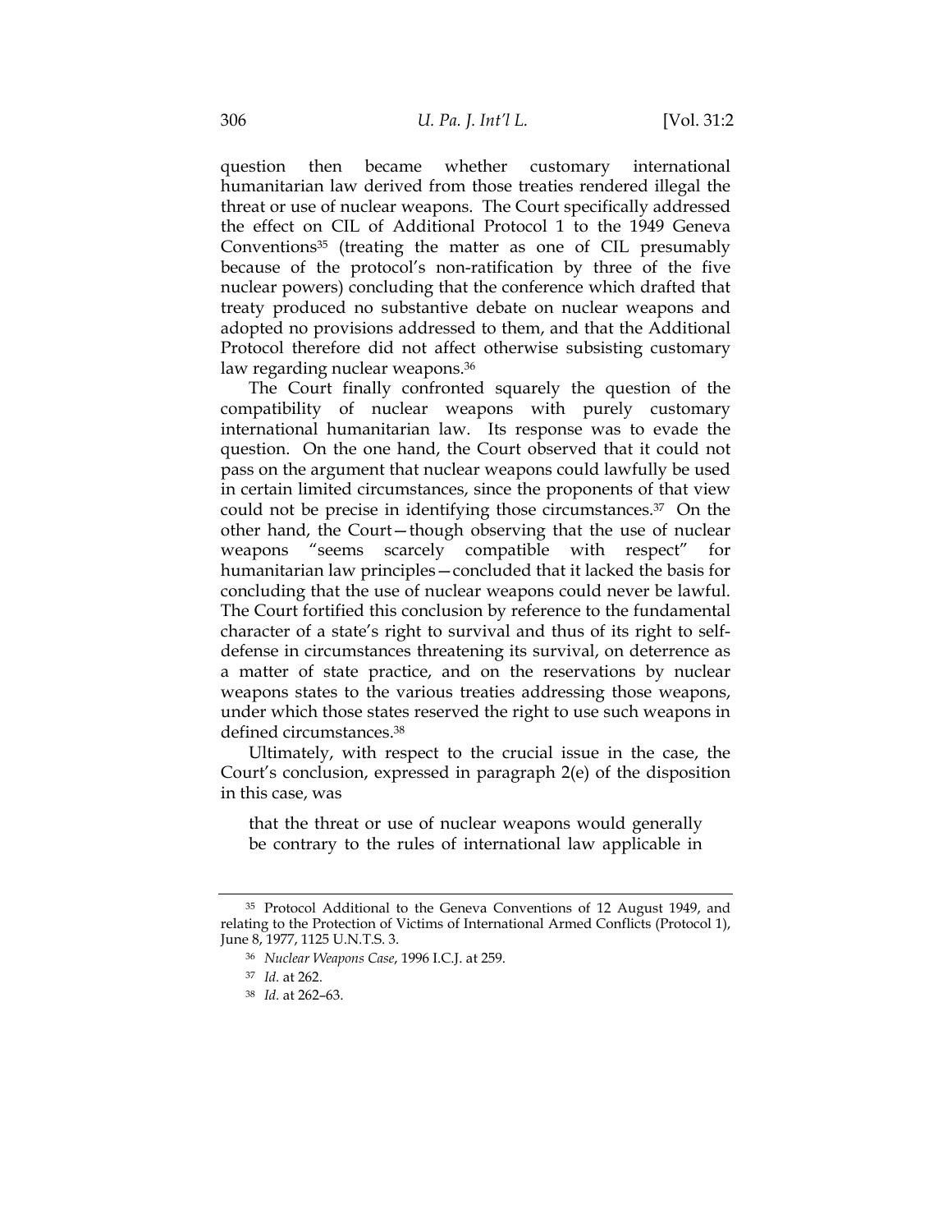question then became whether customary international humanitarian law derived from those treaties rendered illegal the threat or use of nuclear weapons. The Court specifically addressed the effect on CIL of Additional Protocol 1 to the 1949 Geneva Conventions[35] (treating the matter as one of CIL presumably because of the protocol's non-ratification by three of the five nuclear powers) concluding that the conference which drafted that treaty produced no substantive debate on nuclear weapons and adopted no provisions addressed to them, and that the Additional Protocol therefore did not affect otherwise subsisting customary law regarding nuclear weapons.[36]

The Court finally confronted squarely the question of the compatibility of nuclear weapons with purely customary international humanitarian law. Its response was to evade the question. On the one hand, the Court observed that it could not pass on the argument that nuclear weapons could lawfully be used in certain limited circumstances, since the proponents of that view could not be precise in identifying those circumstances.[37] On the other hand, the Court—though observing that the use of nuclear weapons "seems scarcely compatible with respect" for humanitarian law principles—concluded that it lacked the basis for concluding that the use of nuclear weapons could never be lawful. The Court fortified this conclusion by reference to the fundamental character of a state's right to survival and thus of its right to self-defense in circumstances threatening its survival, on deterrence as a matter of state practice, and on the reservations by nuclear weapons states to the various treaties addressing those weapons, under which those states reserved the right to use such weapons in defined circumstances.[38]

Ultimately, with respect to the crucial issue in the case, the Court's conclusion, expressed in paragraph 2(e) of the disposition in this case, was

> that the threat or use of nuclear weapons would generally be contrary to the rules of international law applicable in

---

[35] Protocol Additional to the Geneva Conventions of 12 August 1949, and relating to the Protection of Victims of International Armed Conflicts (Protocol 1), June 8, 1977, 1125 U.N.T.S. 3.

[36] *Nuclear Weapons Case*, 1996 I.C.J. at 259.

[37] *Id.* at 262.

[38] *Id.* at 262–63.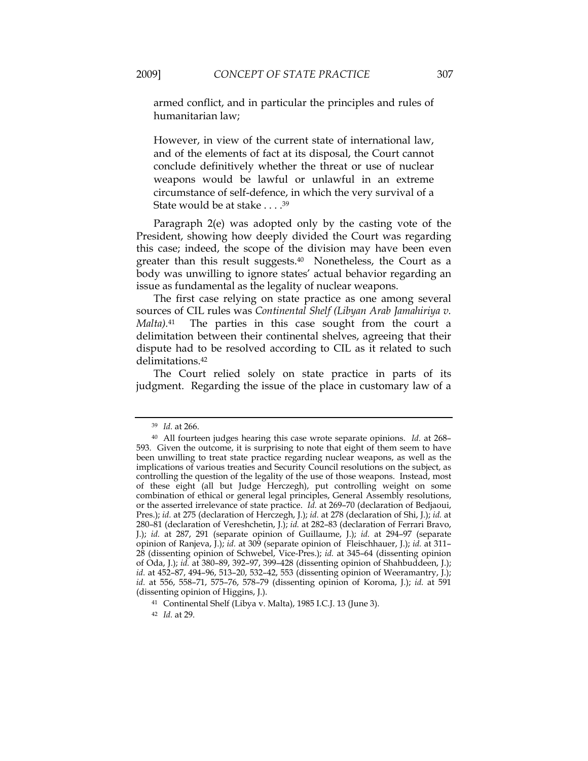> armed conflict, and in particular the principles and rules of humanitarian law;
>
> However, in view of the current state of international law, and of the elements of fact at its disposal, the Court cannot conclude definitively whether the threat or use of nuclear weapons would be lawful or unlawful in an extreme circumstance of self-defence, in which the very survival of a State would be at stake . . . .[39]

Paragraph 2(e) was adopted only by the casting vote of the President, showing how deeply divided the Court was regarding this case; indeed, the scope of the division may have been even greater than this result suggests.[40] Nonetheless, the Court as a body was unwilling to ignore states' actual behavior regarding an issue as fundamental as the legality of nuclear weapons.

The first case relying on state practice as one among several sources of CIL rules was *Continental Shelf (Libyan Arab Jamahiriya v. Malta)*.[41] The parties in this case sought from the court a delimitation between their continental shelves, agreeing that their dispute had to be resolved according to CIL as it related to such delimitations.[42]

The Court relied solely on state practice in parts of its judgment. Regarding the issue of the place in customary law of a

---

[39] *Id.* at 266.

[40] All fourteen judges hearing this case wrote separate opinions. *Id.* at 268–593. Given the outcome, it is surprising to note that eight of them seem to have been unwilling to treat state practice regarding nuclear weapons, as well as the implications of various treaties and Security Council resolutions on the subject, as controlling the question of the legality of the use of those weapons. Instead, most of these eight (all but Judge Herczegh), put controlling weight on some combination of ethical or general legal principles, General Assembly resolutions, or the asserted irrelevance of state practice. *Id.* at 269–70 (declaration of Bedjaoui, Pres.); *id.* at 275 (declaration of Herczegh, J.); *id.* at 278 (declaration of Shi, J.); *id.* at 280–81 (declaration of Vereshchetin, J.); *id.* at 282–83 (declaration of Ferrari Bravo, J.); *id.* at 287, 291 (separate opinion of Guillaume, J.); *id.* at 294–97 (separate opinion of Ranjeva, J.); *id.* at 309 (separate opinion of Fleischhauer, J.); *id.* at 311–28 (dissenting opinion of Schwebel, Vice-Pres.); *id.* at 345–64 (dissenting opinion of Oda, J.); *id.* at 380–89, 392–97, 399–428 (dissenting opinion of Shahbuddeen, J.); *id.* at 452–87, 494–96, 513–20, 532–42, 553 (dissenting opinion of Weeramantry, J.); *id.* at 556, 558–71, 575–76, 578–79 (dissenting opinion of Koroma, J.); *id.* at 591 (dissenting opinion of Higgins, J.).

[41] Continental Shelf (Libya v. Malta), 1985 I.C.J. 13 (June 3).

[42] *Id.* at 29.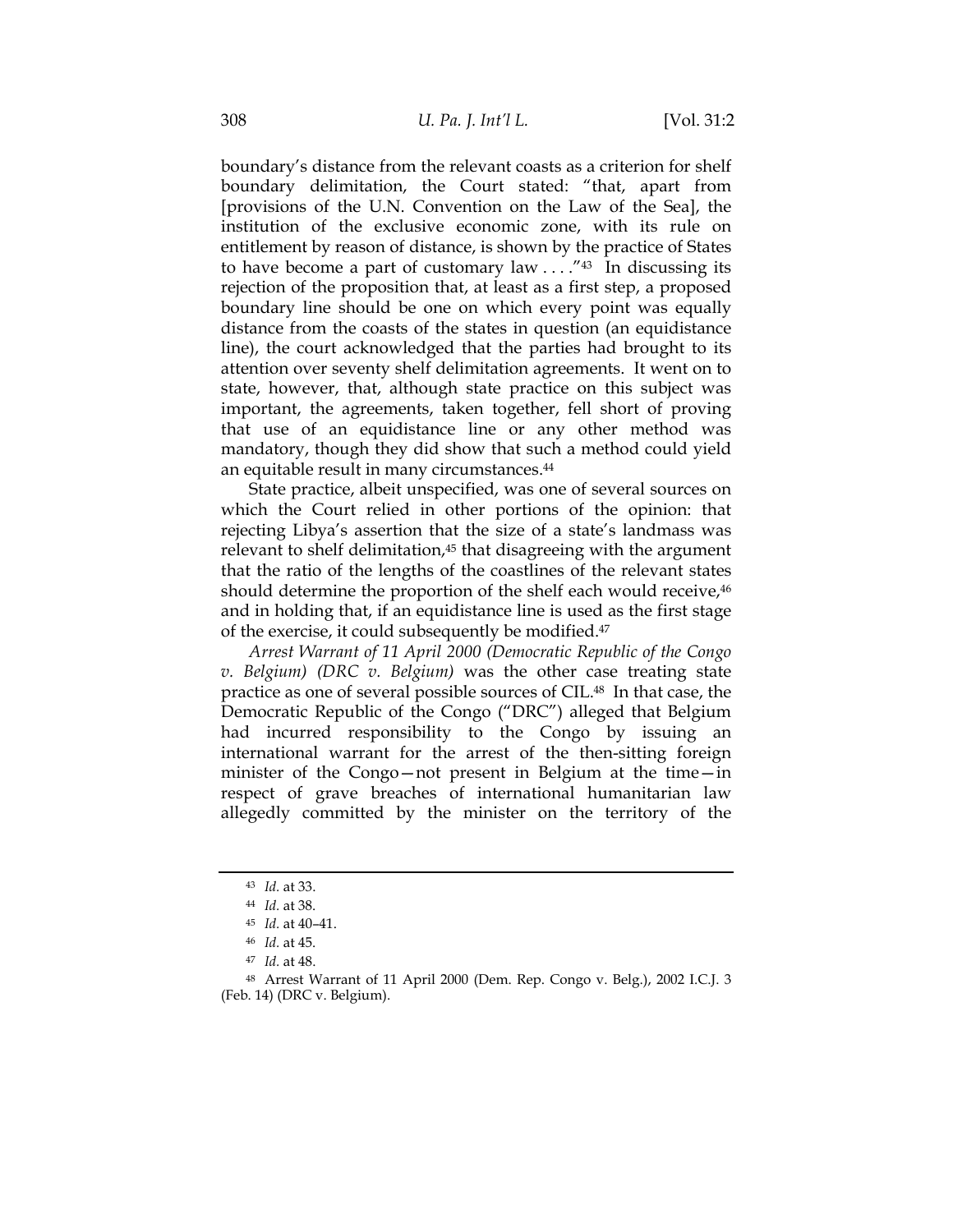boundary's distance from the relevant coasts as a criterion for shelf boundary delimitation, the Court stated: "that, apart from [provisions of the U.N. Convention on the Law of the Sea], the institution of the exclusive economic zone, with its rule on entitlement by reason of distance, is shown by the practice of States to have become a part of customary law . . . ."[43] In discussing its rejection of the proposition that, at least as a first step, a proposed boundary line should be one on which every point was equally distance from the coasts of the states in question (an equidistance line), the court acknowledged that the parties had brought to its attention over seventy shelf delimitation agreements. It went on to state, however, that, although state practice on this subject was important, the agreements, taken together, fell short of proving that use of an equidistance line or any other method was mandatory, though they did show that such a method could yield an equitable result in many circumstances.[44]

State practice, albeit unspecified, was one of several sources on which the Court relied in other portions of the opinion: that rejecting Libya's assertion that the size of a state's landmass was relevant to shelf delimitation,[45] that disagreeing with the argument that the ratio of the lengths of the coastlines of the relevant states should determine the proportion of the shelf each would receive,[46] and in holding that, if an equidistance line is used as the first stage of the exercise, it could subsequently be modified.[47]

*Arrest Warrant of 11 April 2000 (Democratic Republic of the Congo v. Belgium) (DRC v. Belgium)* was the other case treating state practice as one of several possible sources of CIL.[48] In that case, the Democratic Republic of the Congo ("DRC") alleged that Belgium had incurred responsibility to the Congo by issuing an international warrant for the arrest of the then-sitting foreign minister of the Congo—not present in Belgium at the time—in respect of grave breaches of international humanitarian law allegedly committed by the minister on the territory of the

---

[43] *Id.* at 33.

[44] *Id.* at 38.

[45] *Id.* at 40–41.

[46] *Id.* at 45.

[47] *Id.* at 48.

[48] Arrest Warrant of 11 April 2000 (Dem. Rep. Congo v. Belg.), 2002 I.C.J. 3 (Feb. 14) (DRC v. Belgium).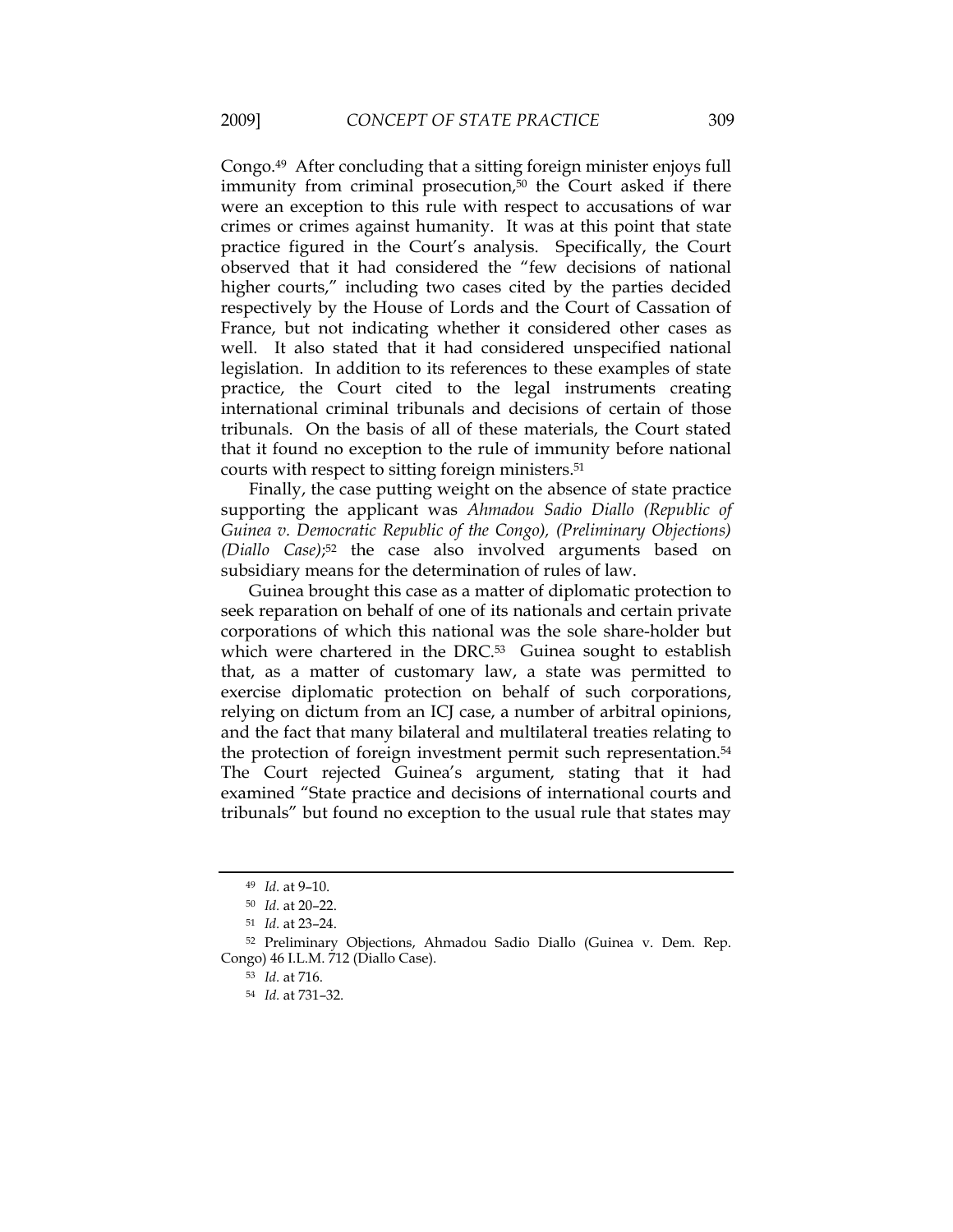Congo.[49] After concluding that a sitting foreign minister enjoys full immunity from criminal prosecution,[50] the Court asked if there were an exception to this rule with respect to accusations of war crimes or crimes against humanity. It was at this point that state practice figured in the Court's analysis. Specifically, the Court observed that it had considered the "few decisions of national higher courts," including two cases cited by the parties decided respectively by the House of Lords and the Court of Cassation of France, but not indicating whether it considered other cases as well. It also stated that it had considered unspecified national legislation. In addition to its references to these examples of state practice, the Court cited to the legal instruments creating international criminal tribunals and decisions of certain of those tribunals. On the basis of all of these materials, the Court stated that it found no exception to the rule of immunity before national courts with respect to sitting foreign ministers.[51]

Finally, the case putting weight on the absence of state practice supporting the applicant was *Ahmadou Sadio Diallo (Republic of Guinea v. Democratic Republic of the Congo), (Preliminary Objections) (Diallo Case)*;[52] the case also involved arguments based on subsidiary means for the determination of rules of law.

Guinea brought this case as a matter of diplomatic protection to seek reparation on behalf of one of its nationals and certain private corporations of which this national was the sole share-holder but which were chartered in the DRC.[53] Guinea sought to establish that, as a matter of customary law, a state was permitted to exercise diplomatic protection on behalf of such corporations, relying on dictum from an ICJ case, a number of arbitral opinions, and the fact that many bilateral and multilateral treaties relating to the protection of foreign investment permit such representation.[54] The Court rejected Guinea's argument, stating that it had examined "State practice and decisions of international courts and tribunals" but found no exception to the usual rule that states may

---

[49] *Id.* at 9–10.

[50] *Id.* at 20–22.

[51] *Id.* at 23–24.

[52] Preliminary Objections, Ahmadou Sadio Diallo (Guinea v. Dem. Rep. Congo) 46 I.L.M. 712 (Diallo Case).

[53] *Id.* at 716.

[54] *Id.* at 731–32.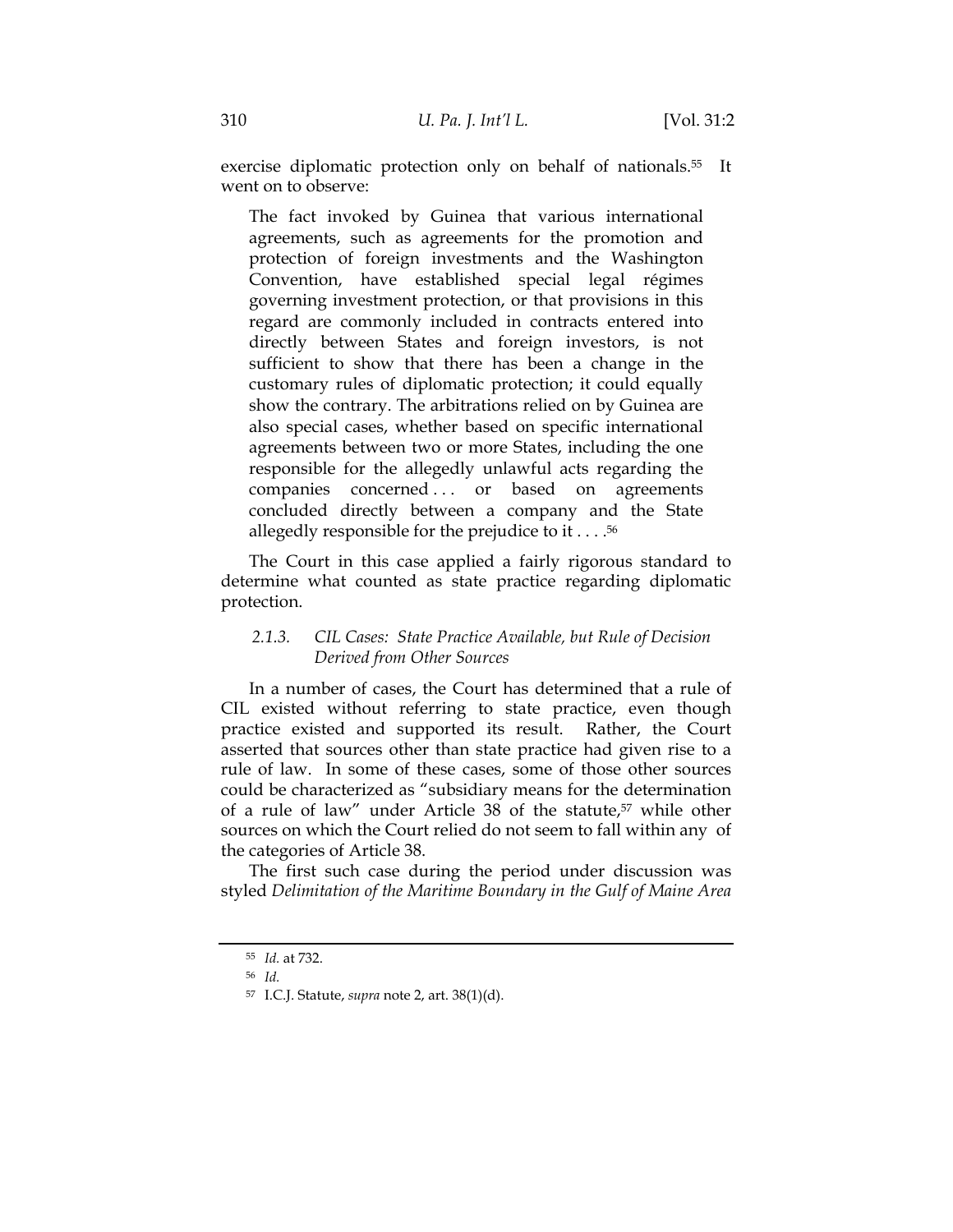exercise diplomatic protection only on behalf of nationals.[55] It went on to observe:

> The fact invoked by Guinea that various international agreements, such as agreements for the promotion and protection of foreign investments and the Washington Convention, have established special legal régimes governing investment protection, or that provisions in this regard are commonly included in contracts entered into directly between States and foreign investors, is not sufficient to show that there has been a change in the customary rules of diplomatic protection; it could equally show the contrary. The arbitrations relied on by Guinea are also special cases, whether based on specific international agreements between two or more States, including the one responsible for the allegedly unlawful acts regarding the companies concerned . . . or based on agreements concluded directly between a company and the State allegedly responsible for the prejudice to it . . . .[56]

The Court in this case applied a fairly rigorous standard to determine what counted as state practice regarding diplomatic protection.

#### 2.1.3. *CIL Cases: State Practice Available, but Rule of Decision Derived from Other Sources*

In a number of cases, the Court has determined that a rule of CIL existed without referring to state practice, even though practice existed and supported its result. Rather, the Court asserted that sources other than state practice had given rise to a rule of law. In some of these cases, some of those other sources could be characterized as "subsidiary means for the determination of a rule of law" under Article 38 of the statute,[57] while other sources on which the Court relied do not seem to fall within any of the categories of Article 38.

The first such case during the period under discussion was styled *Delimitation of the Maritime Boundary in the Gulf of Maine Area*

---

[55] *Id.* at 732.

[56] *Id.*

[57] I.C.J. Statute, *supra* note 2, art. 38(1)(d).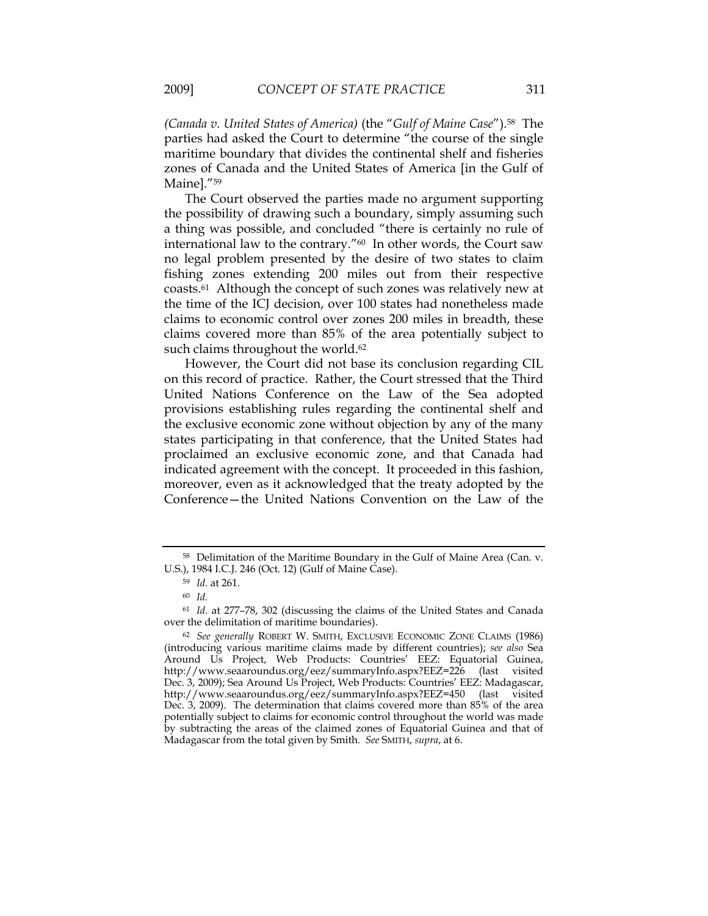*(Canada v. United States of America)* (the "*Gulf of Maine Case*").[58] The parties had asked the Court to determine "the course of the single maritime boundary that divides the continental shelf and fisheries zones of Canada and the United States of America [in the Gulf of Maine]."[59]

The Court observed the parties made no argument supporting the possibility of drawing such a boundary, simply assuming such a thing was possible, and concluded "there is certainly no rule of international law to the contrary."[60] In other words, the Court saw no legal problem presented by the desire of two states to claim fishing zones extending 200 miles out from their respective coasts.[61] Although the concept of such zones was relatively new at the time of the ICJ decision, over 100 states had nonetheless made claims to economic control over zones 200 miles in breadth, these claims covered more than 85% of the area potentially subject to such claims throughout the world.[62]

However, the Court did not base its conclusion regarding CIL on this record of practice. Rather, the Court stressed that the Third United Nations Conference on the Law of the Sea adopted provisions establishing rules regarding the continental shelf and the exclusive economic zone without objection by any of the many states participating in that conference, that the United States had proclaimed an exclusive economic zone, and that Canada had indicated agreement with the concept. It proceeded in this fashion, moreover, even as it acknowledged that the treaty adopted by the Conference—the United Nations Convention on the Law of the

---

[58] Delimitation of the Maritime Boundary in the Gulf of Maine Area (Can. v. U.S.), 1984 I.C.J. 246 (Oct. 12) (Gulf of Maine Case).

[59] *Id.* at 261.

[60] *Id.*

[61] *Id.* at 277–78, 302 (discussing the claims of the United States and Canada over the delimitation of maritime boundaries).

[62] *See generally* ROBERT W. SMITH, EXCLUSIVE ECONOMIC ZONE CLAIMS (1986) (introducing various maritime claims made by different countries); *see also* Sea Around Us Project, Web Products: Countries' EEZ: Equatorial Guinea, http://www.seaaroundus.org/eez/summaryInfo.aspx?EEZ=226 (last visited Dec. 3, 2009); Sea Around Us Project, Web Products: Countries' EEZ: Madagascar, http://www.seaaroundus.org/eez/summaryInfo.aspx?EEZ=450 (last visited Dec. 3, 2009). The determination that claims covered more than 85% of the area potentially subject to claims for economic control throughout the world was made by subtracting the areas of the claimed zones of Equatorial Guinea and that of Madagascar from the total given by Smith. *See* SMITH, *supra*, at 6.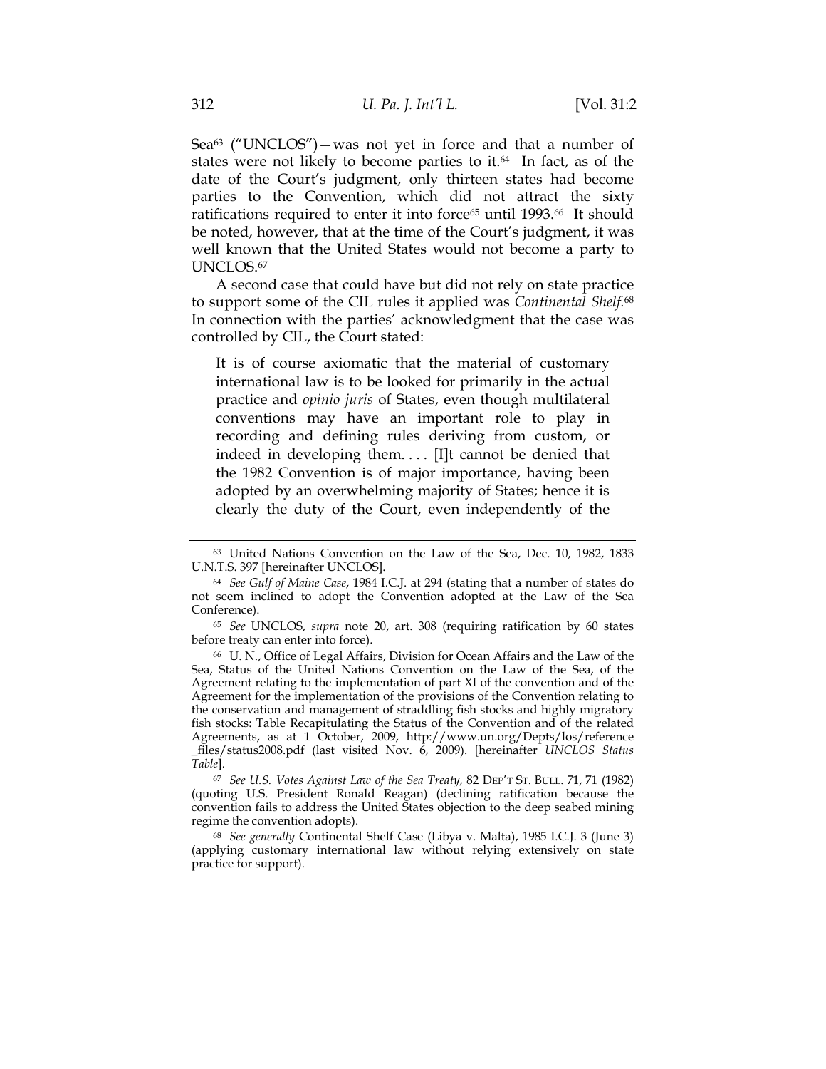Sea[63] ("UNCLOS")—was not yet in force and that a number of states were not likely to become parties to it.[64] In fact, as of the date of the Court's judgment, only thirteen states had become parties to the Convention, which did not attract the sixty ratifications required to enter it into force[65] until 1993.[66] It should be noted, however, that at the time of the Court's judgment, it was well known that the United States would not become a party to UNCLOS.[67]

A second case that could have but did not rely on state practice to support some of the CIL rules it applied was *Continental Shelf*.[68] In connection with the parties' acknowledgment that the case was controlled by CIL, the Court stated:

> It is of course axiomatic that the material of customary international law is to be looked for primarily in the actual practice and *opinio juris* of States, even though multilateral conventions may have an important role to play in recording and defining rules deriving from custom, or indeed in developing them. . . . [I]t cannot be denied that the 1982 Convention is of major importance, having been adopted by an overwhelming majority of States; hence it is clearly the duty of the Court, even independently of the

---

[63] United Nations Convention on the Law of the Sea, Dec. 10, 1982, 1833 U.N.T.S. 397 [hereinafter UNCLOS].

[64] *See Gulf of Maine Case*, 1984 I.C.J. at 294 (stating that a number of states do not seem inclined to adopt the Convention adopted at the Law of the Sea Conference).

[65] *See* UNCLOS, *supra* note 20, art. 308 (requiring ratification by 60 states before treaty can enter into force).

[66] U. N., Office of Legal Affairs, Division for Ocean Affairs and the Law of the Sea, Status of the United Nations Convention on the Law of the Sea, of the Agreement relating to the implementation of part XI of the convention and of the Agreement for the implementation of the provisions of the Convention relating to the conservation and management of straddling fish stocks and highly migratory fish stocks: Table Recapitulating the Status of the Convention and of the related Agreements, as at 1 October, 2009, http://www.un.org/Depts/los/reference_files/status2008.pdf (last visited Nov. 6, 2009). [hereinafter *UNCLOS Status Table*].

[67] *See U.S. Votes Against Law of the Sea Treaty*, 82 DEP'T ST. BULL. 71, 71 (1982) (quoting U.S. President Ronald Reagan) (declining ratification because the convention fails to address the United States objection to the deep seabed mining regime the convention adopts).

[68] *See generally* Continental Shelf Case (Libya v. Malta), 1985 I.C.J. 3 (June 3) (applying customary international law without relying extensively on state practice for support).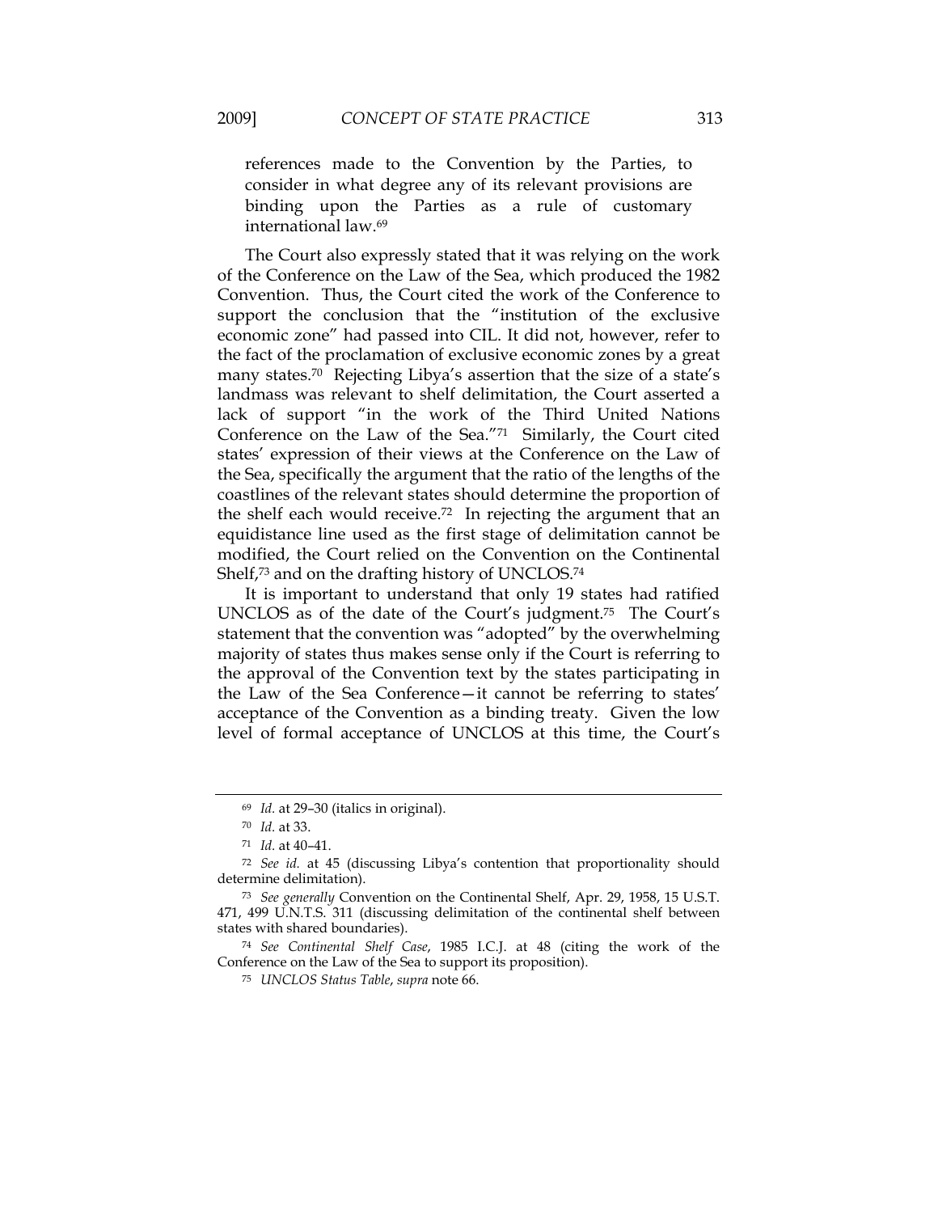> references made to the Convention by the Parties, to consider in what degree any of its relevant provisions are binding upon the Parties as a rule of customary international law.[69]

The Court also expressly stated that it was relying on the work of the Conference on the Law of the Sea, which produced the 1982 Convention. Thus, the Court cited the work of the Conference to support the conclusion that the "institution of the exclusive economic zone" had passed into CIL. It did not, however, refer to the fact of the proclamation of exclusive economic zones by a great many states.[70] Rejecting Libya's assertion that the size of a state's landmass was relevant to shelf delimitation, the Court asserted a lack of support "in the work of the Third United Nations Conference on the Law of the Sea."[71] Similarly, the Court cited states' expression of their views at the Conference on the Law of the Sea, specifically the argument that the ratio of the lengths of the coastlines of the relevant states should determine the proportion of the shelf each would receive.[72] In rejecting the argument that an equidistance line used as the first stage of delimitation cannot be modified, the Court relied on the Convention on the Continental Shelf,[73] and on the drafting history of UNCLOS.[74]

It is important to understand that only 19 states had ratified UNCLOS as of the date of the Court's judgment.[75] The Court's statement that the convention was "adopted" by the overwhelming majority of states thus makes sense only if the Court is referring to the approval of the Convention text by the states participating in the Law of the Sea Conference—it cannot be referring to states' acceptance of the Convention as a binding treaty. Given the low level of formal acceptance of UNCLOS at this time, the Court's

---

[69] *Id.* at 29–30 (italics in original).

[70] *Id.* at 33.

[71] *Id.* at 40–41.

[72] *See id.* at 45 (discussing Libya's contention that proportionality should determine delimitation).

[73] *See generally* Convention on the Continental Shelf, Apr. 29, 1958, 15 U.S.T. 471, 499 U.N.T.S. 311 (discussing delimitation of the continental shelf between states with shared boundaries).

[74] *See Continental Shelf Case*, 1985 I.C.J. at 48 (citing the work of the Conference on the Law of the Sea to support its proposition).

[75] *UNCLOS Status Table*, *supra* note 66.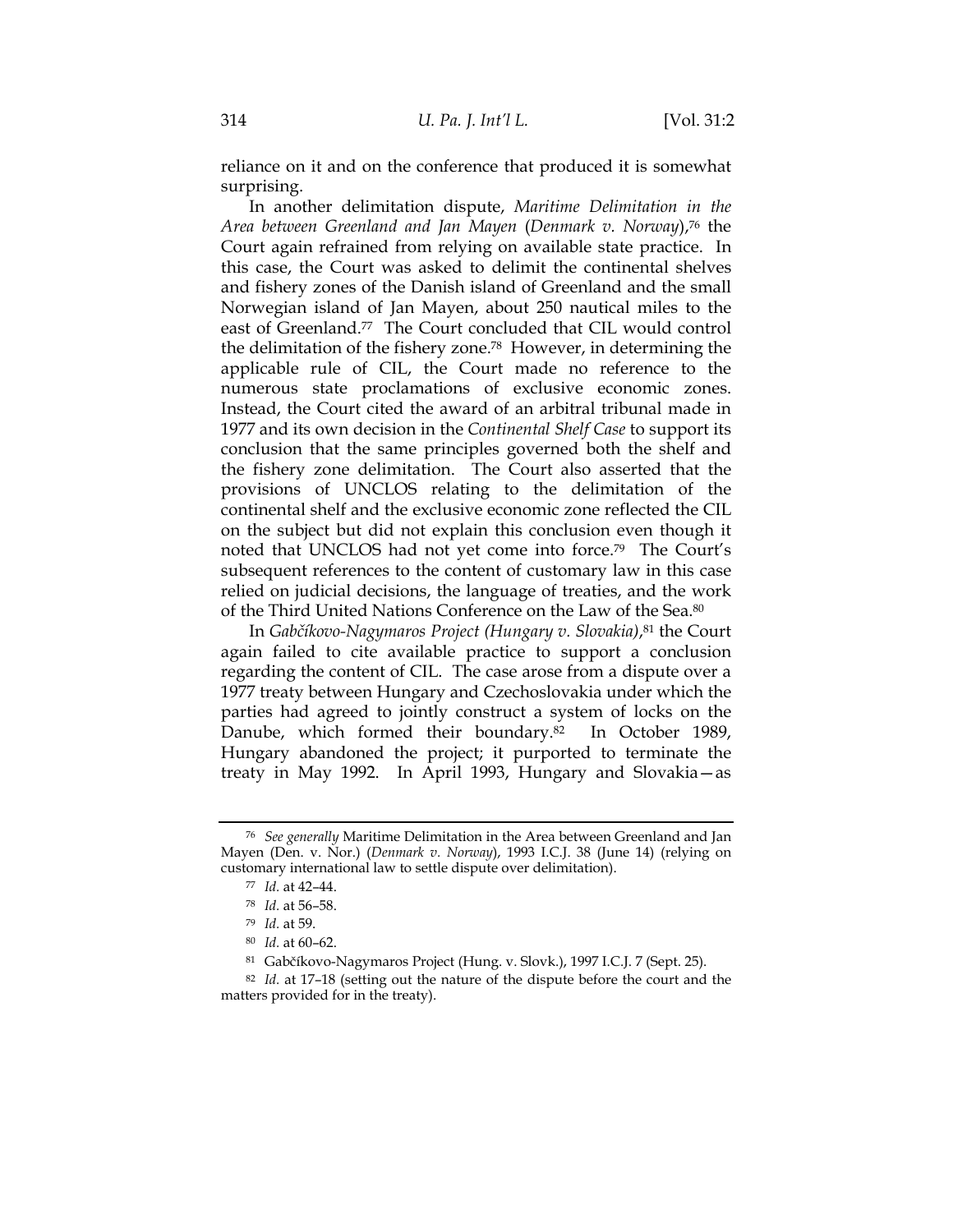reliance on it and on the conference that produced it is somewhat surprising.

In another delimitation dispute, *Maritime Delimitation in the Area between Greenland and Jan Mayen* (*Denmark v. Norway*),[76] the Court again refrained from relying on available state practice. In this case, the Court was asked to delimit the continental shelves and fishery zones of the Danish island of Greenland and the small Norwegian island of Jan Mayen, about 250 nautical miles to the east of Greenland.[77] The Court concluded that CIL would control the delimitation of the fishery zone.[78] However, in determining the applicable rule of CIL, the Court made no reference to the numerous state proclamations of exclusive economic zones. Instead, the Court cited the award of an arbitral tribunal made in 1977 and its own decision in the *Continental Shelf Case* to support its conclusion that the same principles governed both the shelf and the fishery zone delimitation. The Court also asserted that the provisions of UNCLOS relating to the delimitation of the continental shelf and the exclusive economic zone reflected the CIL on the subject but did not explain this conclusion even though it noted that UNCLOS had not yet come into force.[79] The Court's subsequent references to the content of customary law in this case relied on judicial decisions, the language of treaties, and the work of the Third United Nations Conference on the Law of the Sea.[80]

In *Gabčíkovo-Nagymaros Project (Hungary v. Slovakia)*,[81] the Court again failed to cite available practice to support a conclusion regarding the content of CIL. The case arose from a dispute over a 1977 treaty between Hungary and Czechoslovakia under which the parties had agreed to jointly construct a system of locks on the Danube, which formed their boundary.[82] In October 1989, Hungary abandoned the project; it purported to terminate the treaty in May 1992. In April 1993, Hungary and Slovakia—as

---

[76] *See generally* Maritime Delimitation in the Area between Greenland and Jan Mayen (Den. v. Nor.) (*Denmark v. Norway*), 1993 I.C.J. 38 (June 14) (relying on customary international law to settle dispute over delimitation).

[77] *Id.* at 42–44.

[78] *Id.* at 56–58.

[79] *Id.* at 59.

[80] *Id.* at 60–62.

[81] Gabčíkovo-Nagymaros Project (Hung. v. Slovk.), 1997 I.C.J. 7 (Sept. 25).

[82] *Id.* at 17–18 (setting out the nature of the dispute before the court and the matters provided for in the treaty).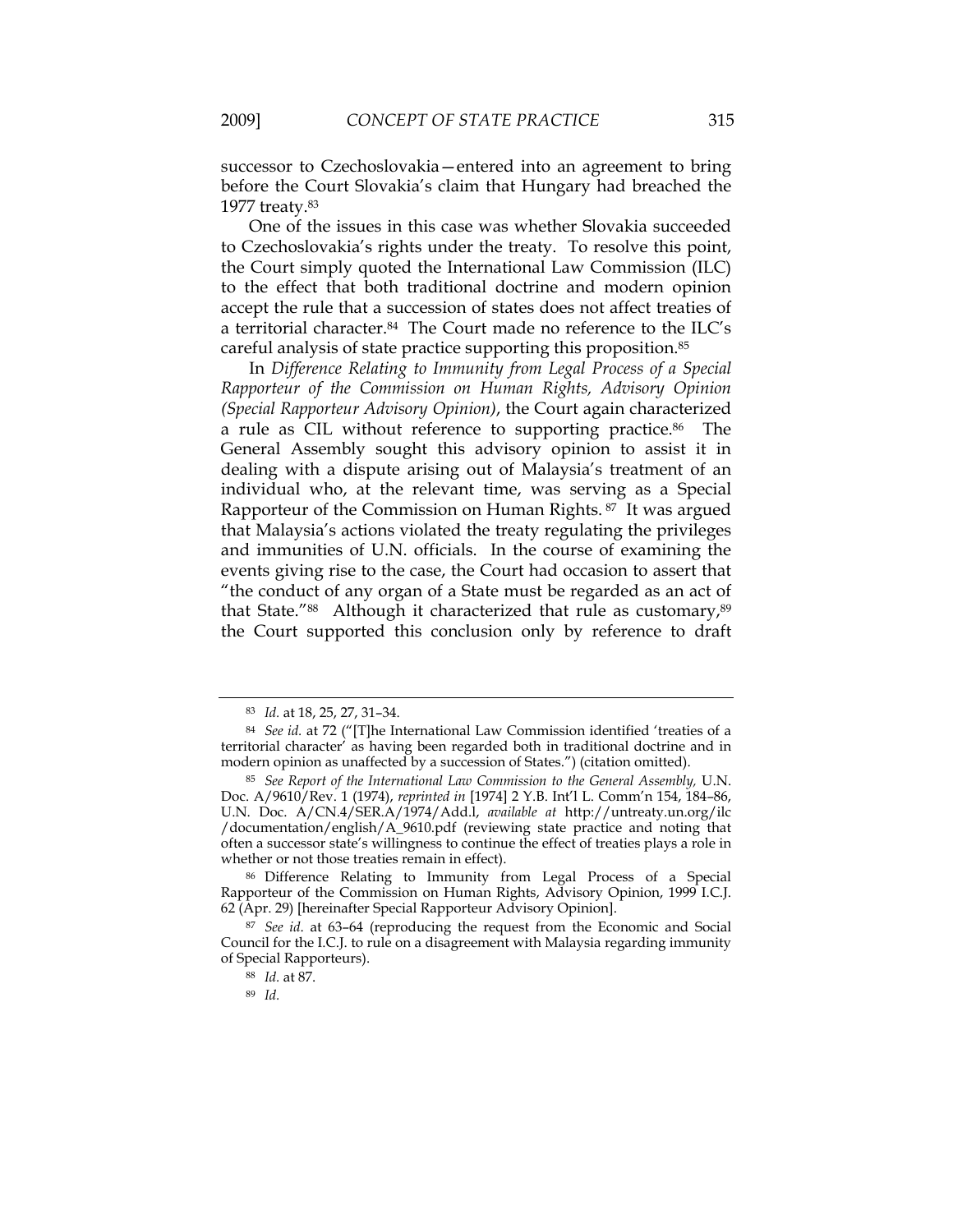successor to Czechoslovakia—entered into an agreement to bring before the Court Slovakia's claim that Hungary had breached the 1977 treaty.[83]

One of the issues in this case was whether Slovakia succeeded to Czechoslovakia's rights under the treaty. To resolve this point, the Court simply quoted the International Law Commission (ILC) to the effect that both traditional doctrine and modern opinion accept the rule that a succession of states does not affect treaties of a territorial character.[84] The Court made no reference to the ILC's careful analysis of state practice supporting this proposition.[85]

In *Difference Relating to Immunity from Legal Process of a Special Rapporteur of the Commission on Human Rights, Advisory Opinion (Special Rapporteur Advisory Opinion)*, the Court again characterized a rule as CIL without reference to supporting practice.[86] The General Assembly sought this advisory opinion to assist it in dealing with a dispute arising out of Malaysia's treatment of an individual who, at the relevant time, was serving as a Special Rapporteur of the Commission on Human Rights.[87] It was argued that Malaysia's actions violated the treaty regulating the privileges and immunities of U.N. officials. In the course of examining the events giving rise to the case, the Court had occasion to assert that "the conduct of any organ of a State must be regarded as an act of that State."[88] Although it characterized that rule as customary,[89] the Court supported this conclusion only by reference to draft

---

[83] *Id.* at 18, 25, 27, 31–34.

[84] *See id.* at 72 ("[T]he International Law Commission identified 'treaties of a territorial character' as having been regarded both in traditional doctrine and in modern opinion as unaffected by a succession of States.") (citation omitted).

[85] *See Report of the International Law Commission to the General Assembly,* U.N. Doc. A/9610/Rev. 1 (1974), *reprinted in* [1974] 2 Y.B. Int'l L. Comm'n 154, 184–86, U.N. Doc. A/CN.4/SER.A/1974/Add.l, *available at* http://untreaty.un.org/ilc/documentation/english/A_9610.pdf (reviewing state practice and noting that often a successor state's willingness to continue the effect of treaties plays a role in whether or not those treaties remain in effect).

[86] Difference Relating to Immunity from Legal Process of a Special Rapporteur of the Commission on Human Rights, Advisory Opinion, 1999 I.C.J. 62 (Apr. 29) [hereinafter Special Rapporteur Advisory Opinion].

[87] *See id.* at 63–64 (reproducing the request from the Economic and Social Council for the I.C.J. to rule on a disagreement with Malaysia regarding immunity of Special Rapporteurs).

[88] *Id.* at 87.

[89] *Id.*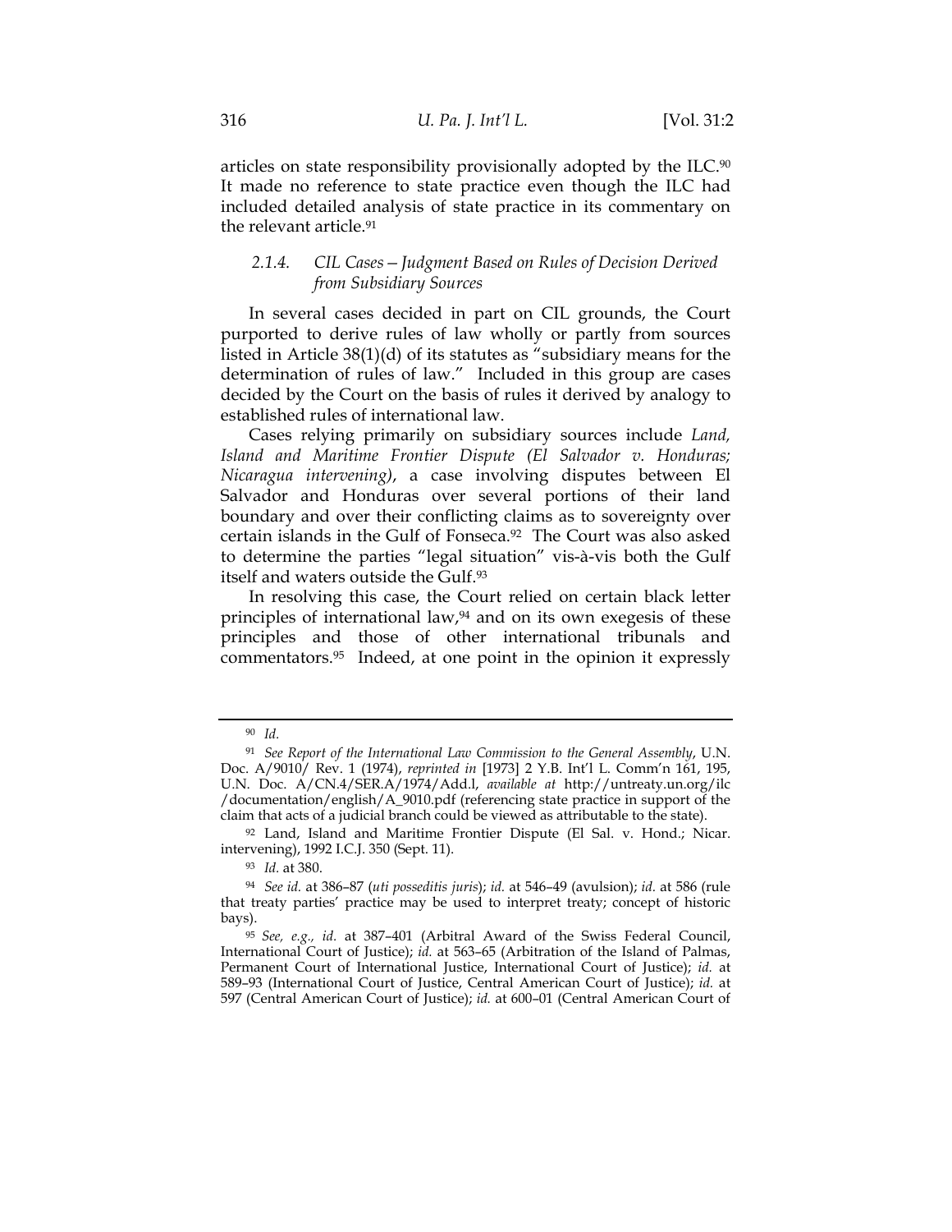articles on state responsibility provisionally adopted by the ILC.[90] It made no reference to state practice even though the ILC had included detailed analysis of state practice in its commentary on the relevant article.[91]

### *2.1.4. CIL Cases—Judgment Based on Rules of Decision Derived from Subsidiary Sources*

In several cases decided in part on CIL grounds, the Court purported to derive rules of law wholly or partly from sources listed in Article 38(1)(d) of its statutes as "subsidiary means for the determination of rules of law." Included in this group are cases decided by the Court on the basis of rules it derived by analogy to established rules of international law.

Cases relying primarily on subsidiary sources include *Land, Island and Maritime Frontier Dispute (El Salvador v. Honduras; Nicaragua intervening)*, a case involving disputes between El Salvador and Honduras over several portions of their land boundary and over their conflicting claims as to sovereignty over certain islands in the Gulf of Fonseca.[92] The Court was also asked to determine the parties "legal situation" vis-à-vis both the Gulf itself and waters outside the Gulf.[93]

In resolving this case, the Court relied on certain black letter principles of international law,[94] and on its own exegesis of these principles and those of other international tribunals and commentators.[95] Indeed, at one point in the opinion it expressly

---

[90] *Id.*

[91] *See Report of the International Law Commission to the General Assembly*, U.N. Doc. A/9010/ Rev. 1 (1974), *reprinted in* [1973] 2 Y.B. Int'l L. Comm'n 161, 195, U.N. Doc. A/CN.4/SER.A/1974/Add.l, *available at* http://untreaty.un.org/ilc/documentation/english/A_9010.pdf (referencing state practice in support of the claim that acts of a judicial branch could be viewed as attributable to the state).

[92] Land, Island and Maritime Frontier Dispute (El Sal. v. Hond.; Nicar. intervening), 1992 I.C.J. 350 (Sept. 11).

[93] *Id.* at 380.

[94] *See id.* at 386–87 (*uti posseditis juris*); *id.* at 546–49 (avulsion); *id.* at 586 (rule that treaty parties' practice may be used to interpret treaty; concept of historic bays).

[95] *See, e.g., id.* at 387–401 (Arbitral Award of the Swiss Federal Council, International Court of Justice); *id.* at 563–65 (Arbitration of the Island of Palmas, Permanent Court of International Justice, International Court of Justice); *id.* at 589–93 (International Court of Justice, Central American Court of Justice); *id.* at 597 (Central American Court of Justice); *id.* at 600–01 (Central American Court of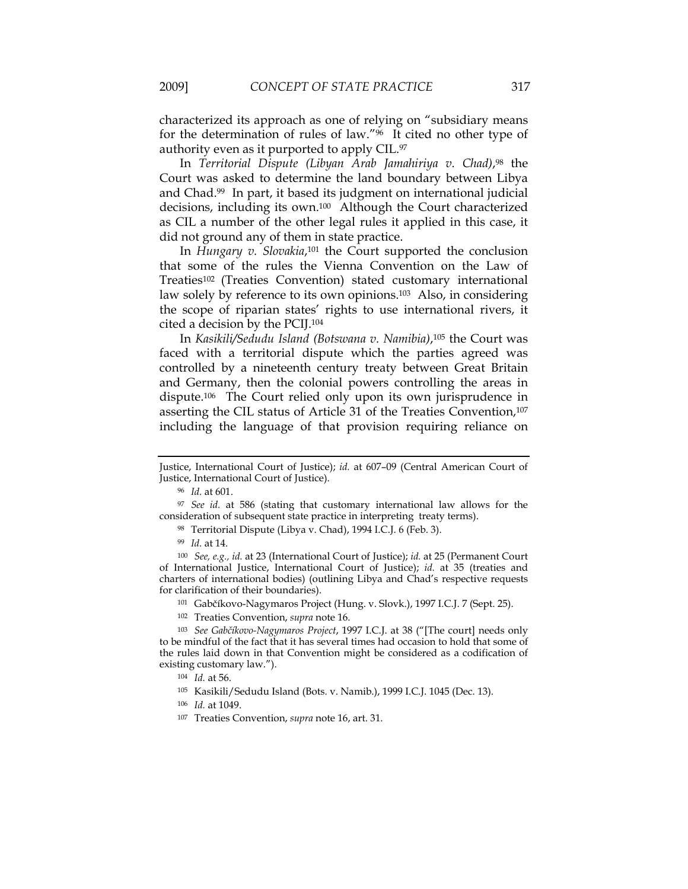characterized its approach as one of relying on "subsidiary means for the determination of rules of law."[96] It cited no other type of authority even as it purported to apply CIL.[97]

In *Territorial Dispute (Libyan Arab Jamahiriya v. Chad)*,[98] the Court was asked to determine the land boundary between Libya and Chad.[99] In part, it based its judgment on international judicial decisions, including its own.[100] Although the Court characterized as CIL a number of the other legal rules it applied in this case, it did not ground any of them in state practice.

In *Hungary v. Slovakia*,[101] the Court supported the conclusion that some of the rules the Vienna Convention on the Law of Treaties[102] (Treaties Convention) stated customary international law solely by reference to its own opinions.[103] Also, in considering the scope of riparian states' rights to use international rivers, it cited a decision by the PCIJ.[104]

In *Kasikili/Sedudu Island (Botswana v. Namibia)*,[105] the Court was faced with a territorial dispute which the parties agreed was controlled by a nineteenth century treaty between Great Britain and Germany, then the colonial powers controlling the areas in dispute.[106] The Court relied only upon its own jurisprudence in asserting the CIL status of Article 31 of the Treaties Convention,[107] including the language of that provision requiring reliance on

---

Justice, International Court of Justice); *id.* at 607–09 (Central American Court of Justice, International Court of Justice).

[96] *Id.* at 601.

[97] *See id.* at 586 (stating that customary international law allows for the consideration of subsequent state practice in interpreting treaty terms).

[98] Territorial Dispute (Libya v. Chad), 1994 I.C.J. 6 (Feb. 3).

[99] *Id.* at 14.

[100] *See, e.g., id.* at 23 (International Court of Justice); *id.* at 25 (Permanent Court of International Justice, International Court of Justice); *id.* at 35 (treaties and charters of international bodies) (outlining Libya and Chad's respective requests for clarification of their boundaries).

[101] Gabčíkovo-Nagymaros Project (Hung. v. Slovk.), 1997 I.C.J. 7 (Sept. 25).

[102] Treaties Convention, *supra* note 16.

[103] *See Gabčíkovo-Nagymaros Project*, 1997 I.C.J. at 38 ("[The court] needs only to be mindful of the fact that it has several times had occasion to hold that some of the rules laid down in that Convention might be considered as a codification of existing customary law.").

[104] *Id.* at 56.

[105] Kasikili/Sedudu Island (Bots. v. Namib.), 1999 I.C.J. 1045 (Dec. 13).

[106] *Id.* at 1049.

[107] Treaties Convention, *supra* note 16, art. 31.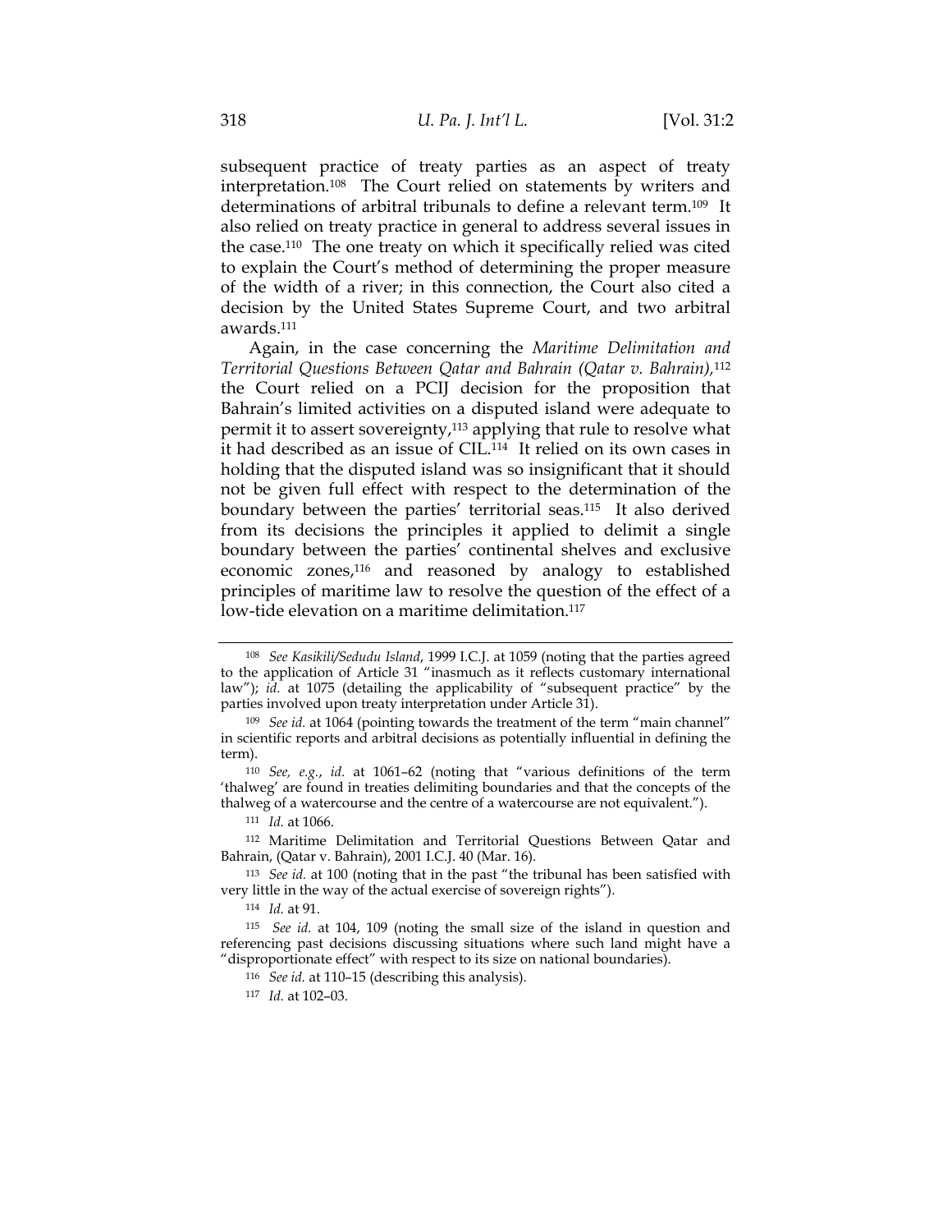subsequent practice of treaty parties as an aspect of treaty interpretation.[108] The Court relied on statements by writers and determinations of arbitral tribunals to define a relevant term.[109] It also relied on treaty practice in general to address several issues in the case.[110] The one treaty on which it specifically relied was cited to explain the Court's method of determining the proper measure of the width of a river; in this connection, the Court also cited a decision by the United States Supreme Court, and two arbitral awards.[111]

Again, in the case concerning the *Maritime Delimitation and Territorial Questions Between Qatar and Bahrain (Qatar v. Bahrain)*,[112] the Court relied on a PCIJ decision for the proposition that Bahrain's limited activities on a disputed island were adequate to permit it to assert sovereignty,[113] applying that rule to resolve what it had described as an issue of CIL.[114] It relied on its own cases in holding that the disputed island was so insignificant that it should not be given full effect with respect to the determination of the boundary between the parties' territorial seas.[115] It also derived from its decisions the principles it applied to delimit a single boundary between the parties' continental shelves and exclusive economic zones,[116] and reasoned by analogy to established principles of maritime law to resolve the question of the effect of a low-tide elevation on a maritime delimitation.[117]

---

[108] *See Kasikili/Sedudu Island*, 1999 I.C.J. at 1059 (noting that the parties agreed to the application of Article 31 "inasmuch as it reflects customary international law"); *id.* at 1075 (detailing the applicability of "subsequent practice" by the parties involved upon treaty interpretation under Article 31).

[109] *See id.* at 1064 (pointing towards the treatment of the term "main channel" in scientific reports and arbitral decisions as potentially influential in defining the term).

[110] *See, e.g.*, *id.* at 1061–62 (noting that "various definitions of the term 'thalweg' are found in treaties delimiting boundaries and that the concepts of the thalweg of a watercourse and the centre of a watercourse are not equivalent.").

[111] *Id.* at 1066.

[112] Maritime Delimitation and Territorial Questions Between Qatar and Bahrain, (Qatar v. Bahrain), 2001 I.C.J. 40 (Mar. 16).

[113] *See id.* at 100 (noting that in the past "the tribunal has been satisfied with very little in the way of the actual exercise of sovereign rights").

[114] *Id.* at 91.

[115] *See id.* at 104, 109 (noting the small size of the island in question and referencing past decisions discussing situations where such land might have a "disproportionate effect" with respect to its size on national boundaries).

[116] *See id.* at 110–15 (describing this analysis).

[117] *Id.* at 102–03.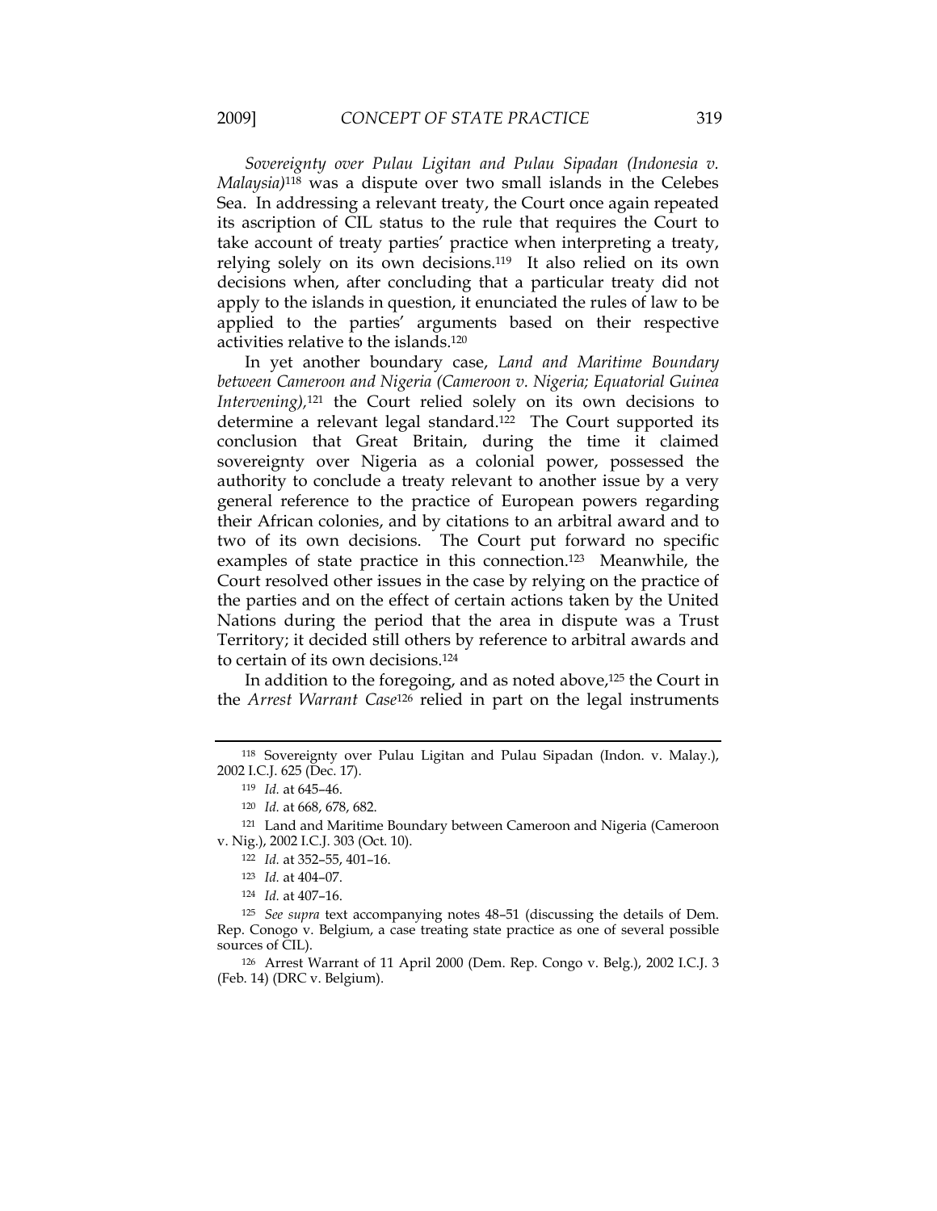*Sovereignty over Pulau Ligitan and Pulau Sipadan (Indonesia v. Malaysia)*[118] was a dispute over two small islands in the Celebes Sea. In addressing a relevant treaty, the Court once again repeated its ascription of CIL status to the rule that requires the Court to take account of treaty parties' practice when interpreting a treaty, relying solely on its own decisions.[119] It also relied on its own decisions when, after concluding that a particular treaty did not apply to the islands in question, it enunciated the rules of law to be applied to the parties' arguments based on their respective activities relative to the islands.[120]

In yet another boundary case, *Land and Maritime Boundary between Cameroon and Nigeria (Cameroon v. Nigeria; Equatorial Guinea Intervening)*,[121] the Court relied solely on its own decisions to determine a relevant legal standard.[122] The Court supported its conclusion that Great Britain, during the time it claimed sovereignty over Nigeria as a colonial power, possessed the authority to conclude a treaty relevant to another issue by a very general reference to the practice of European powers regarding their African colonies, and by citations to an arbitral award and to two of its own decisions. The Court put forward no specific examples of state practice in this connection.[123] Meanwhile, the Court resolved other issues in the case by relying on the practice of the parties and on the effect of certain actions taken by the United Nations during the period that the area in dispute was a Trust Territory; it decided still others by reference to arbitral awards and to certain of its own decisions.[124]

In addition to the foregoing, and as noted above,[125] the Court in the *Arrest Warrant Case*[126] relied in part on the legal instruments

---

[118] Sovereignty over Pulau Ligitan and Pulau Sipadan (Indon. v. Malay.), 2002 I.C.J. 625 (Dec. 17).

[119] *Id.* at 645–46.

[120] *Id.* at 668, 678, 682.

[121] Land and Maritime Boundary between Cameroon and Nigeria (Cameroon v. Nig.), 2002 I.C.J. 303 (Oct. 10).

[122] *Id.* at 352–55, 401–16.

[123] *Id.* at 404–07.

[124] *Id.* at 407–16.

[125] *See supra* text accompanying notes 48–51 (discussing the details of Dem. Rep. Conogo v. Belgium, a case treating state practice as one of several possible sources of CIL).

[126] Arrest Warrant of 11 April 2000 (Dem. Rep. Congo v. Belg.), 2002 I.C.J. 3 (Feb. 14) (DRC v. Belgium).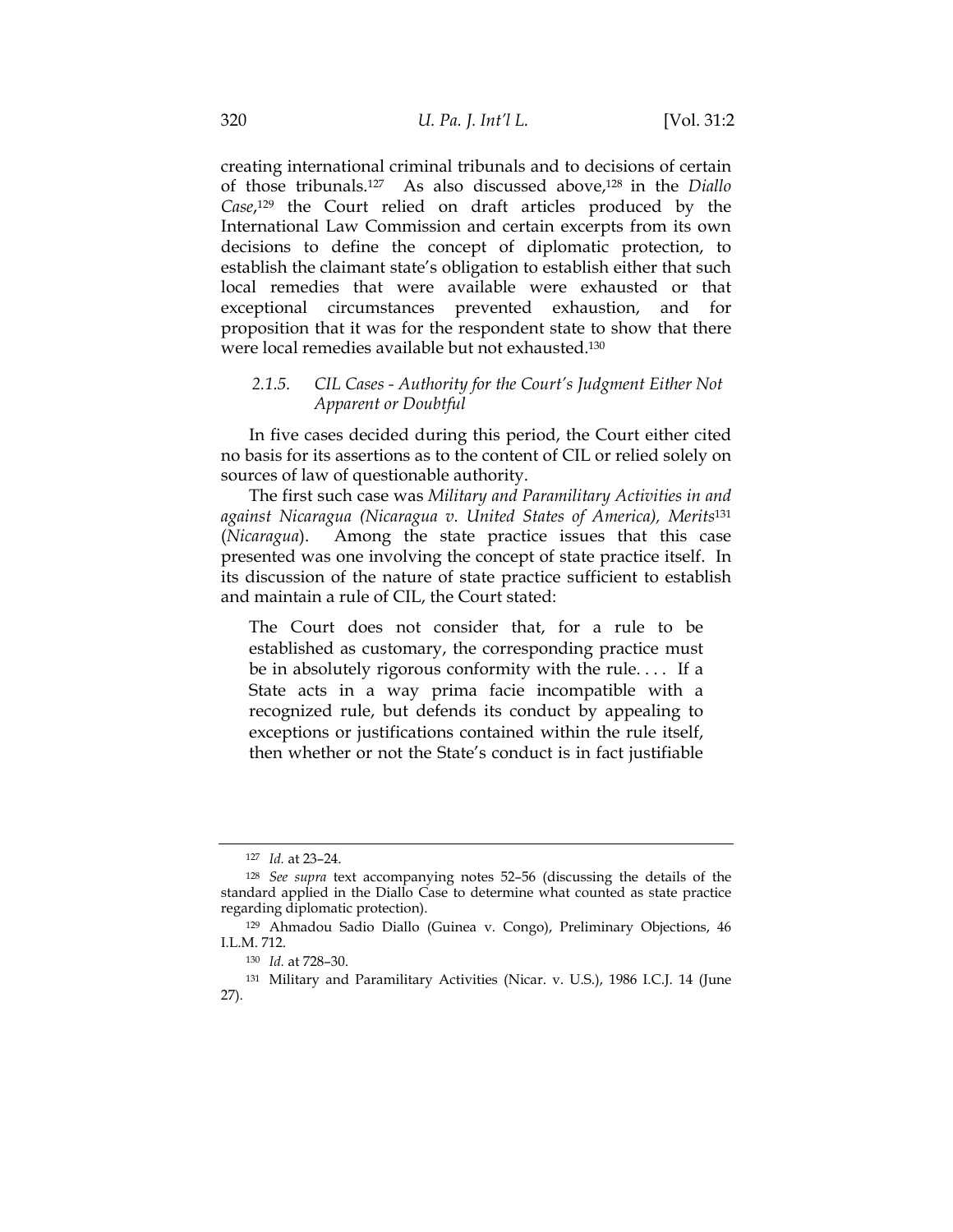creating international criminal tribunals and to decisions of certain of those tribunals.[127] As also discussed above,[128] in the *Diallo Case*,[129] the Court relied on draft articles produced by the International Law Commission and certain excerpts from its own decisions to define the concept of diplomatic protection, to establish the claimant state's obligation to establish either that such local remedies that were available were exhausted or that exceptional circumstances prevented exhaustion, and for proposition that it was for the respondent state to show that there were local remedies available but not exhausted.[130]

### *2.1.5. CIL Cases - Authority for the Court's Judgment Either Not Apparent or Doubtful*

In five cases decided during this period, the Court either cited no basis for its assertions as to the content of CIL or relied solely on sources of law of questionable authority.

The first such case was *Military and Paramilitary Activities in and against Nicaragua (Nicaragua v. United States of America), Merits*[131] (*Nicaragua*). Among the state practice issues that this case presented was one involving the concept of state practice itself. In its discussion of the nature of state practice sufficient to establish and maintain a rule of CIL, the Court stated:

> The Court does not consider that, for a rule to be established as customary, the corresponding practice must be in absolutely rigorous conformity with the rule. . . . If a State acts in a way prima facie incompatible with a recognized rule, but defends its conduct by appealing to exceptions or justifications contained within the rule itself, then whether or not the State's conduct is in fact justifiable

---

[127] *Id.* at 23–24.

[128] *See supra* text accompanying notes 52–56 (discussing the details of the standard applied in the Diallo Case to determine what counted as state practice regarding diplomatic protection).

[129] Ahmadou Sadio Diallo (Guinea v. Congo), Preliminary Objections, 46 I.L.M. 712.

[130] *Id.* at 728–30.

[131] Military and Paramilitary Activities (Nicar. v. U.S.), 1986 I.C.J. 14 (June 27).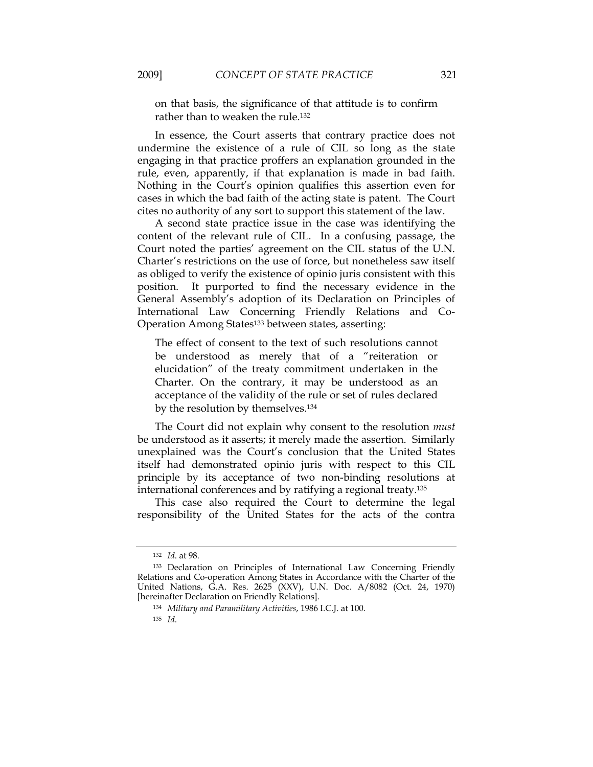> on that basis, the significance of that attitude is to confirm rather than to weaken the rule.[132]

In essence, the Court asserts that contrary practice does not undermine the existence of a rule of CIL so long as the state engaging in that practice proffers an explanation grounded in the rule, even, apparently, if that explanation is made in bad faith. Nothing in the Court's opinion qualifies this assertion even for cases in which the bad faith of the acting state is patent. The Court cites no authority of any sort to support this statement of the law.

A second state practice issue in the case was identifying the content of the relevant rule of CIL. In a confusing passage, the Court noted the parties' agreement on the CIL status of the U.N. Charter's restrictions on the use of force, but nonetheless saw itself as obliged to verify the existence of opinio juris consistent with this position. It purported to find the necessary evidence in the General Assembly's adoption of its Declaration on Principles of International Law Concerning Friendly Relations and Co-Operation Among States[133] between states, asserting:

> The effect of consent to the text of such resolutions cannot be understood as merely that of a "reiteration or elucidation" of the treaty commitment undertaken in the Charter. On the contrary, it may be understood as an acceptance of the validity of the rule or set of rules declared by the resolution by themselves.[134]

The Court did not explain why consent to the resolution *must* be understood as it asserts; it merely made the assertion. Similarly unexplained was the Court's conclusion that the United States itself had demonstrated opinio juris with respect to this CIL principle by its acceptance of two non-binding resolutions at international conferences and by ratifying a regional treaty.[135]

This case also required the Court to determine the legal responsibility of the United States for the acts of the contra

---

[132] *Id.* at 98.

[133] Declaration on Principles of International Law Concerning Friendly Relations and Co-operation Among States in Accordance with the Charter of the United Nations, G.A. Res. 2625 (XXV), U.N. Doc. A/8082 (Oct. 24, 1970) [hereinafter Declaration on Friendly Relations].

[134] *Military and Paramilitary Activities*, 1986 I.C.J. at 100.

[135] *Id.*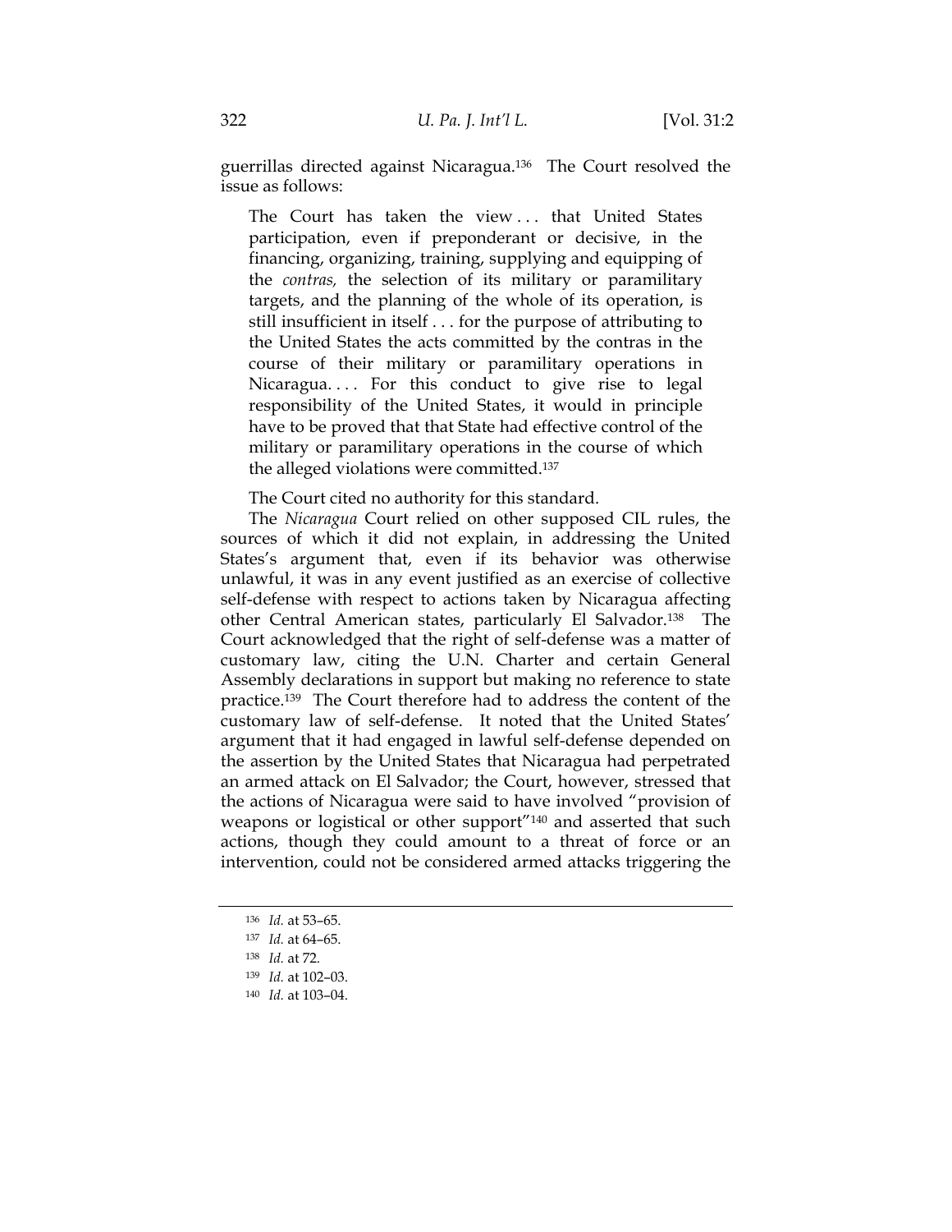guerrillas directed against Nicaragua.[136] The Court resolved the issue as follows:

> The Court has taken the view . . . that United States participation, even if preponderant or decisive, in the financing, organizing, training, supplying and equipping of the *contras,* the selection of its military or paramilitary targets, and the planning of the whole of its operation, is still insufficient in itself . . . for the purpose of attributing to the United States the acts committed by the contras in the course of their military or paramilitary operations in Nicaragua. . . . For this conduct to give rise to legal responsibility of the United States, it would in principle have to be proved that that State had effective control of the military or paramilitary operations in the course of which the alleged violations were committed.[137]

The Court cited no authority for this standard.

The *Nicaragua* Court relied on other supposed CIL rules, the sources of which it did not explain, in addressing the United States's argument that, even if its behavior was otherwise unlawful, it was in any event justified as an exercise of collective self-defense with respect to actions taken by Nicaragua affecting other Central American states, particularly El Salvador.[138] The Court acknowledged that the right of self-defense was a matter of customary law, citing the U.N. Charter and certain General Assembly declarations in support but making no reference to state practice.[139] The Court therefore had to address the content of the customary law of self-defense. It noted that the United States' argument that it had engaged in lawful self-defense depended on the assertion by the United States that Nicaragua had perpetrated an armed attack on El Salvador; the Court, however, stressed that the actions of Nicaragua were said to have involved "provision of weapons or logistical or other support"[140] and asserted that such actions, though they could amount to a threat of force or an intervention, could not be considered armed attacks triggering the

---

[136] *Id.* at 53–65.

[137] *Id.* at 64–65.

[138] *Id.* at 72.

[139] *Id.* at 102–03.

[140] *Id.* at 103–04.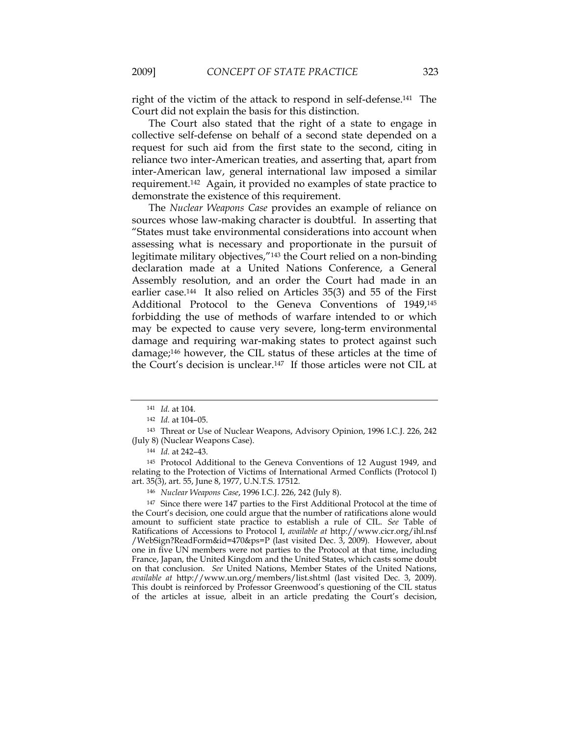right of the victim of the attack to respond in self-defense.[141] The Court did not explain the basis for this distinction.

The Court also stated that the right of a state to engage in collective self-defense on behalf of a second state depended on a request for such aid from the first state to the second, citing in reliance two inter-American treaties, and asserting that, apart from inter-American law, general international law imposed a similar requirement.[142] Again, it provided no examples of state practice to demonstrate the existence of this requirement.

The *Nuclear Weapons Case* provides an example of reliance on sources whose law-making character is doubtful. In asserting that "States must take environmental considerations into account when assessing what is necessary and proportionate in the pursuit of legitimate military objectives,"[143] the Court relied on a non-binding declaration made at a United Nations Conference, a General Assembly resolution, and an order the Court had made in an earlier case.[144] It also relied on Articles 35(3) and 55 of the First Additional Protocol to the Geneva Conventions of 1949,[145] forbidding the use of methods of warfare intended to or which may be expected to cause very severe, long-term environmental damage and requiring war-making states to protect against such damage;[146] however, the CIL status of these articles at the time of the Court's decision is unclear.[147] If those articles were not CIL at

---

[141] *Id.* at 104.

[142] *Id.* at 104–05.

[143] Threat or Use of Nuclear Weapons, Advisory Opinion, 1996 I.C.J. 226, 242 (July 8) (Nuclear Weapons Case).

[144] *Id.* at 242–43.

[145] Protocol Additional to the Geneva Conventions of 12 August 1949, and relating to the Protection of Victims of International Armed Conflicts (Protocol I) art. 35(3), art. 55, June 8, 1977, U.N.T.S. 17512.

[146] *Nuclear Weapons Case*, 1996 I.C.J. 226, 242 (July 8).

[147] Since there were 147 parties to the First Additional Protocol at the time of the Court's decision, one could argue that the number of ratifications alone would amount to sufficient state practice to establish a rule of CIL. *See* Table of Ratifications of Accessions to Protocol I, *available at* http://www.cicr.org/ihl.nsf/WebSign?ReadForm&id=470&ps=P (last visited Dec. 3, 2009). However, about one in five UN members were not parties to the Protocol at that time, including France, Japan, the United Kingdom and the United States, which casts some doubt on that conclusion. *See* United Nations, Member States of the United Nations, *available at* http://www.un.org/members/list.shtml (last visited Dec. 3, 2009). This doubt is reinforced by Professor Greenwood's questioning of the CIL status of the articles at issue, albeit in an article predating the Court's decision,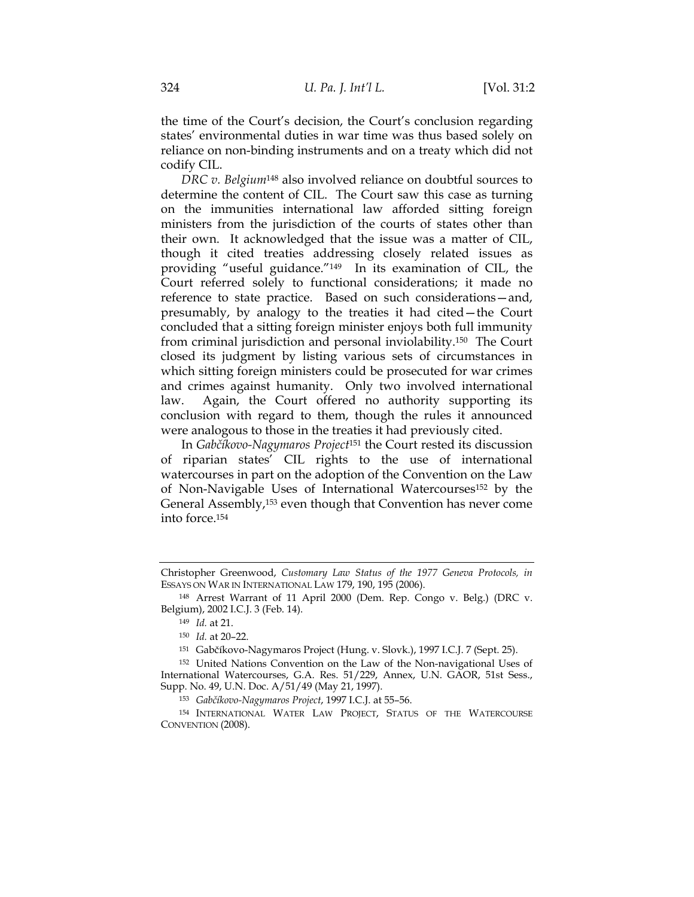the time of the Court's decision, the Court's conclusion regarding states' environmental duties in war time was thus based solely on reliance on non-binding instruments and on a treaty which did not codify CIL.

*DRC v. Belgium*[148] also involved reliance on doubtful sources to determine the content of CIL. The Court saw this case as turning on the immunities international law afforded sitting foreign ministers from the jurisdiction of the courts of states other than their own. It acknowledged that the issue was a matter of CIL, though it cited treaties addressing closely related issues as providing "useful guidance."[149] In its examination of CIL, the Court referred solely to functional considerations; it made no reference to state practice. Based on such considerations—and, presumably, by analogy to the treaties it had cited—the Court concluded that a sitting foreign minister enjoys both full immunity from criminal jurisdiction and personal inviolability.[150] The Court closed its judgment by listing various sets of circumstances in which sitting foreign ministers could be prosecuted for war crimes and crimes against humanity. Only two involved international law. Again, the Court offered no authority supporting its conclusion with regard to them, though the rules it announced were analogous to those in the treaties it had previously cited.

In *Gabčíkovo-Nagymaros Project*[151] the Court rested its discussion of riparian states' CIL rights to the use of international watercourses in part on the adoption of the Convention on the Law of Non-Navigable Uses of International Watercourses[152] by the General Assembly,[153] even though that Convention has never come into force.[154]

---

Christopher Greenwood, *Customary Law Status of the 1977 Geneva Protocols, in* ESSAYS ON WAR IN INTERNATIONAL LAW 179, 190, 195 (2006).

[148] Arrest Warrant of 11 April 2000 (Dem. Rep. Congo v. Belg.) (DRC v. Belgium), 2002 I.C.J. 3 (Feb. 14).

[149] *Id.* at 21.

[150] *Id.* at 20–22.

[151] Gabčíkovo-Nagymaros Project (Hung. v. Slovk.), 1997 I.C.J. 7 (Sept. 25).

[152] United Nations Convention on the Law of the Non-navigational Uses of International Watercourses, G.A. Res. 51/229, Annex, U.N. GAOR, 51st Sess., Supp. No. 49, U.N. Doc. A/51/49 (May 21, 1997).

[153] *Gabčíkovo-Nagymaros Project*, 1997 I.C.J. at 55–56.

[154] INTERNATIONAL WATER LAW PROJECT, STATUS OF THE WATERCOURSE CONVENTION (2008).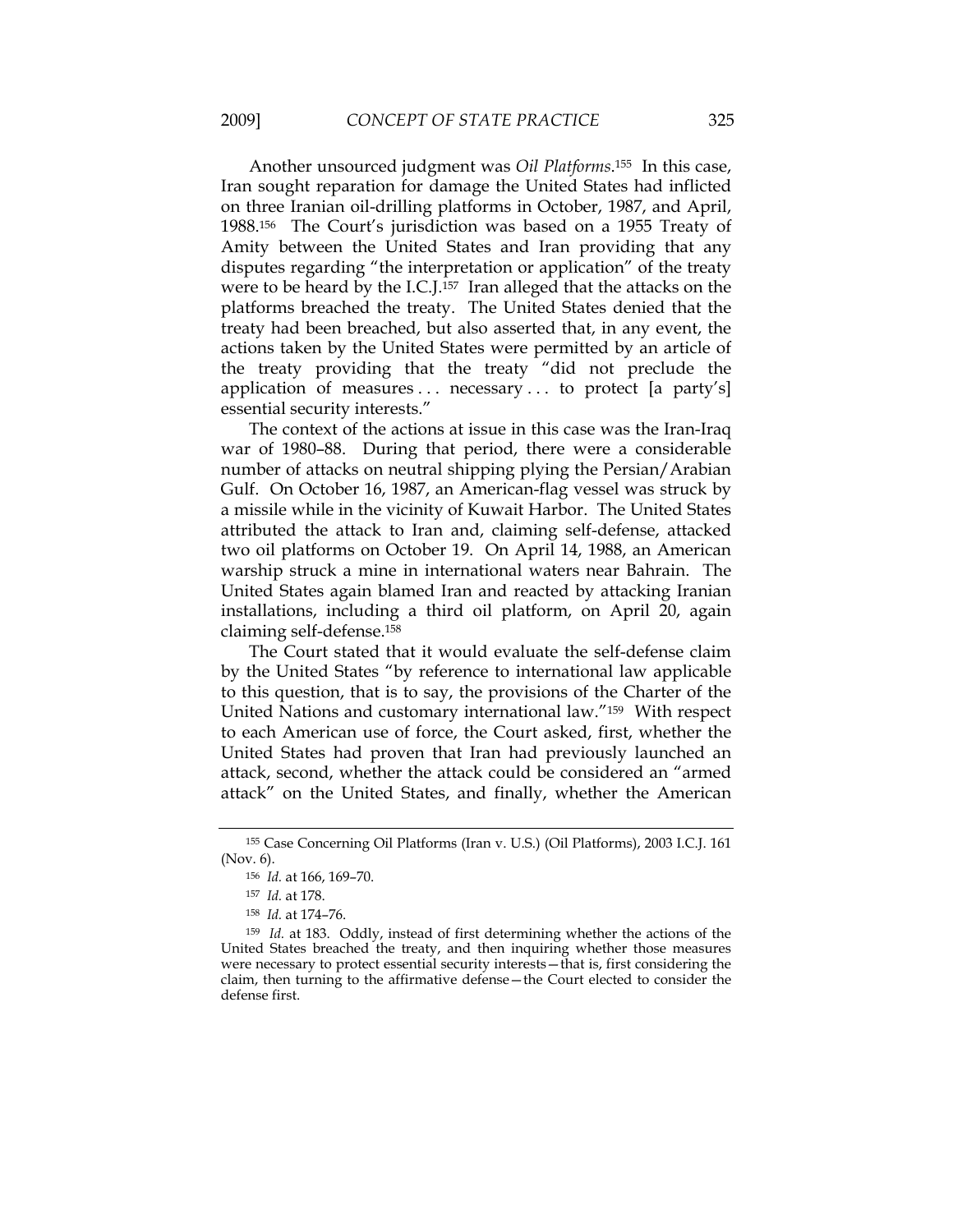Another unsourced judgment was *Oil Platforms*.[155] In this case, Iran sought reparation for damage the United States had inflicted on three Iranian oil-drilling platforms in October, 1987, and April, 1988.[156] The Court's jurisdiction was based on a 1955 Treaty of Amity between the United States and Iran providing that any disputes regarding "the interpretation or application" of the treaty were to be heard by the I.C.J.[157] Iran alleged that the attacks on the platforms breached the treaty. The United States denied that the treaty had been breached, but also asserted that, in any event, the actions taken by the United States were permitted by an article of the treaty providing that the treaty "did not preclude the application of measures . . . necessary . . . to protect [a party's] essential security interests."

The context of the actions at issue in this case was the Iran-Iraq war of 1980–88. During that period, there were a considerable number of attacks on neutral shipping plying the Persian/Arabian Gulf. On October 16, 1987, an American-flag vessel was struck by a missile while in the vicinity of Kuwait Harbor. The United States attributed the attack to Iran and, claiming self-defense, attacked two oil platforms on October 19. On April 14, 1988, an American warship struck a mine in international waters near Bahrain. The United States again blamed Iran and reacted by attacking Iranian installations, including a third oil platform, on April 20, again claiming self-defense.[158]

The Court stated that it would evaluate the self-defense claim by the United States "by reference to international law applicable to this question, that is to say, the provisions of the Charter of the United Nations and customary international law."[159] With respect to each American use of force, the Court asked, first, whether the United States had proven that Iran had previously launched an attack, second, whether the attack could be considered an "armed attack" on the United States, and finally, whether the American

---

[155] Case Concerning Oil Platforms (Iran v. U.S.) (Oil Platforms), 2003 I.C.J. 161 (Nov. 6).

[156] *Id.* at 166, 169–70.

[157] *Id.* at 178.

[158] *Id.* at 174–76.

[159] *Id.* at 183. Oddly, instead of first determining whether the actions of the United States breached the treaty, and then inquiring whether those measures were necessary to protect essential security interests—that is, first considering the claim, then turning to the affirmative defense—the Court elected to consider the defense first.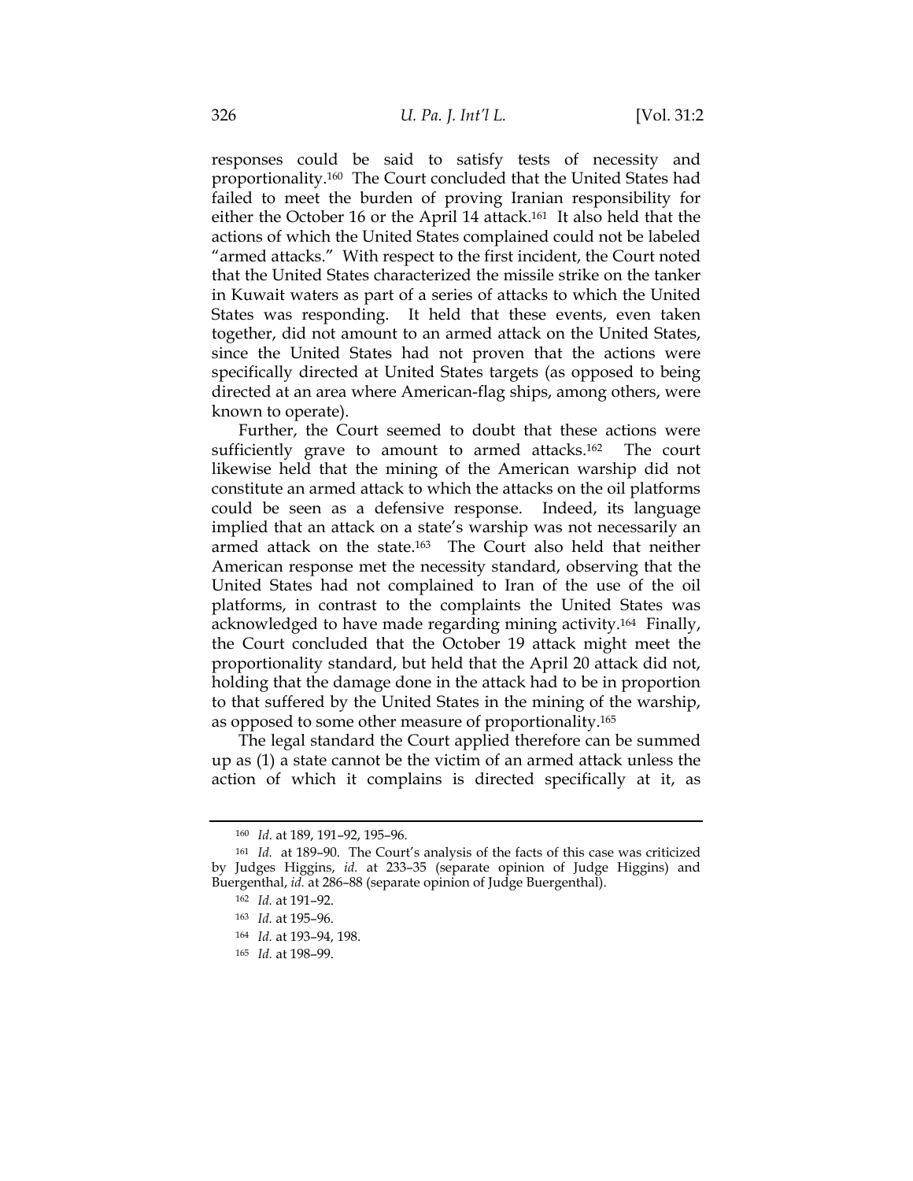responses could be said to satisfy tests of necessity and proportionality.[160] The Court concluded that the United States had failed to meet the burden of proving Iranian responsibility for either the October 16 or the April 14 attack.[161] It also held that the actions of which the United States complained could not be labeled "armed attacks." With respect to the first incident, the Court noted that the United States characterized the missile strike on the tanker in Kuwait waters as part of a series of attacks to which the United States was responding. It held that these events, even taken together, did not amount to an armed attack on the United States, since the United States had not proven that the actions were specifically directed at United States targets (as opposed to being directed at an area where American-flag ships, among others, were known to operate).

Further, the Court seemed to doubt that these actions were sufficiently grave to amount to armed attacks.[162] The court likewise held that the mining of the American warship did not constitute an armed attack to which the attacks on the oil platforms could be seen as a defensive response. Indeed, its language implied that an attack on a state's warship was not necessarily an armed attack on the state.[163] The Court also held that neither American response met the necessity standard, observing that the United States had not complained to Iran of the use of the oil platforms, in contrast to the complaints the United States was acknowledged to have made regarding mining activity.[164] Finally, the Court concluded that the October 19 attack might meet the proportionality standard, but held that the April 20 attack did not, holding that the damage done in the attack had to be in proportion to that suffered by the United States in the mining of the warship, as opposed to some other measure of proportionality.[165]

The legal standard the Court applied therefore can be summed up as (1) a state cannot be the victim of an armed attack unless the action of which it complains is directed specifically at it, as

---

[160] *Id*. at 189, 191–92, 195–96.

[161] *Id.* at 189–90. The Court's analysis of the facts of this case was criticized by Judges Higgins, *id.* at 233–35 (separate opinion of Judge Higgins) and Buergenthal, *id.* at 286–88 (separate opinion of Judge Buergenthal).

[162] *Id.* at 191–92.

[163] *Id.* at 195–96.

[164] *Id.* at 193–94, 198.

[165] *Id.* at 198–99.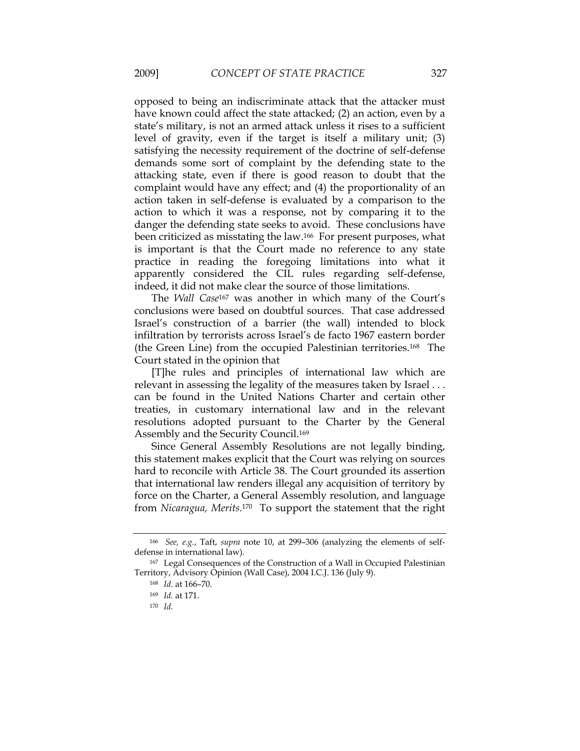opposed to being an indiscriminate attack that the attacker must have known could affect the state attacked; (2) an action, even by a state's military, is not an armed attack unless it rises to a sufficient level of gravity, even if the target is itself a military unit; (3) satisfying the necessity requirement of the doctrine of self-defense demands some sort of complaint by the defending state to the attacking state, even if there is good reason to doubt that the complaint would have any effect; and (4) the proportionality of an action taken in self-defense is evaluated by a comparison to the action to which it was a response, not by comparing it to the danger the defending state seeks to avoid. These conclusions have been criticized as misstating the law.[166] For present purposes, what is important is that the Court made no reference to any state practice in reading the foregoing limitations into what it apparently considered the CIL rules regarding self-defense, indeed, it did not make clear the source of those limitations.

The *Wall Case*[167] was another in which many of the Court's conclusions were based on doubtful sources. That case addressed Israel's construction of a barrier (the wall) intended to block infiltration by terrorists across Israel's de facto 1967 eastern border (the Green Line) from the occupied Palestinian territories.[168] The Court stated in the opinion that

> [T]he rules and principles of international law which are relevant in assessing the legality of the measures taken by Israel . . . can be found in the United Nations Charter and certain other treaties, in customary international law and in the relevant resolutions adopted pursuant to the Charter by the General Assembly and the Security Council.[169]

Since General Assembly Resolutions are not legally binding, this statement makes explicit that the Court was relying on sources hard to reconcile with Article 38. The Court grounded its assertion that international law renders illegal any acquisition of territory by force on the Charter, a General Assembly resolution, and language from *Nicaragua, Merits*.[170] To support the statement that the right

---

166 *See, e.g.*, Taft, *supra* note 10, at 299–306 (analyzing the elements of self-defense in international law).

167 Legal Consequences of the Construction of a Wall in Occupied Palestinian Territory, Advisory Opinion (Wall Case), 2004 I.C.J. 136 (July 9).

168 *Id.* at 166–70.

169 *Id.* at 171.

170 *Id.*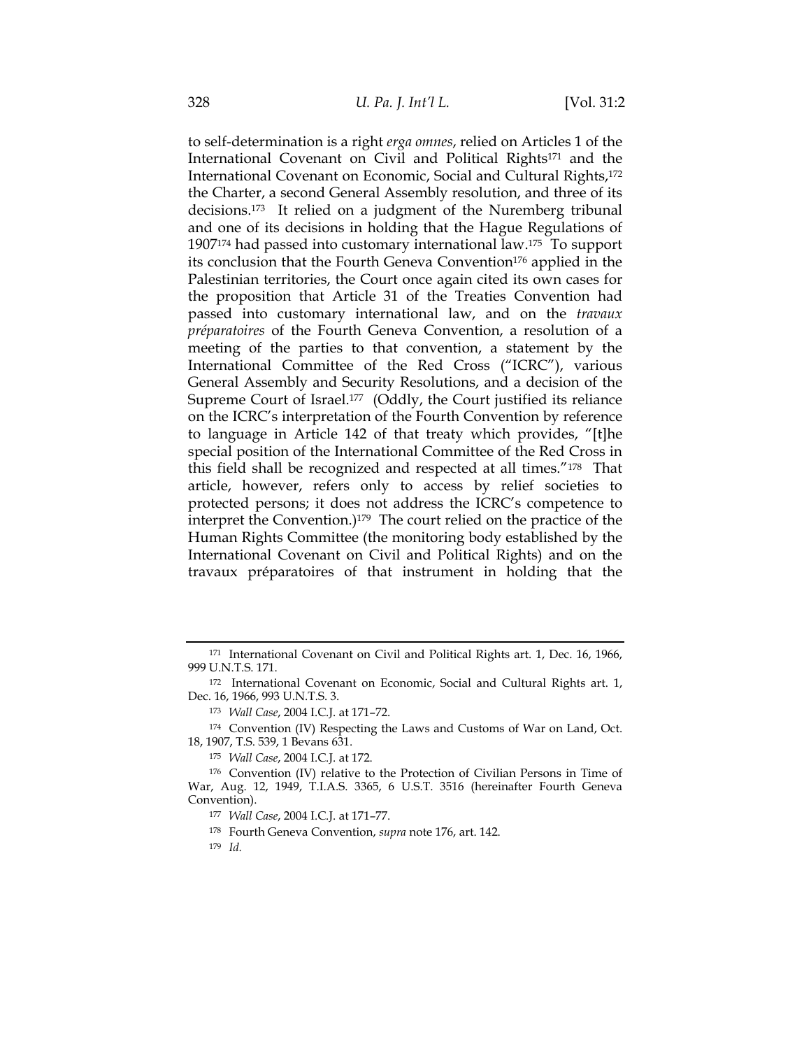to self-determination is a right *erga omnes*, relied on Articles 1 of the International Covenant on Civil and Political Rights[171] and the International Covenant on Economic, Social and Cultural Rights,[172] the Charter, a second General Assembly resolution, and three of its decisions.[173] It relied on a judgment of the Nuremberg tribunal and one of its decisions in holding that the Hague Regulations of 1907[174] had passed into customary international law.[175] To support its conclusion that the Fourth Geneva Convention[176] applied in the Palestinian territories, the Court once again cited its own cases for the proposition that Article 31 of the Treaties Convention had passed into customary international law, and on the *travaux préparatoires* of the Fourth Geneva Convention, a resolution of a meeting of the parties to that convention, a statement by the International Committee of the Red Cross ("ICRC"), various General Assembly and Security Resolutions, and a decision of the Supreme Court of Israel.[177] (Oddly, the Court justified its reliance on the ICRC's interpretation of the Fourth Convention by reference to language in Article 142 of that treaty which provides, "[t]he special position of the International Committee of the Red Cross in this field shall be recognized and respected at all times."[178] That article, however, refers only to access by relief societies to protected persons; it does not address the ICRC's competence to interpret the Convention.)[179] The court relied on the practice of the Human Rights Committee (the monitoring body established by the International Covenant on Civil and Political Rights) and on the travaux préparatoires of that instrument in holding that the

---

[171] International Covenant on Civil and Political Rights art. 1, Dec. 16, 1966, 999 U.N.T.S. 171.

[172] International Covenant on Economic, Social and Cultural Rights art. 1, Dec. 16, 1966, 993 U.N.T.S. 3.

[173] *Wall Case*, 2004 I.C.J. at 171–72.

[174] Convention (IV) Respecting the Laws and Customs of War on Land, Oct. 18, 1907, T.S. 539, 1 Bevans 631.

[175] *Wall Case*, 2004 I.C.J. at 172.

[176] Convention (IV) relative to the Protection of Civilian Persons in Time of War, Aug. 12, 1949, T.I.A.S. 3365, 6 U.S.T. 3516 (hereinafter Fourth Geneva Convention).

[177] *Wall Case*, 2004 I.C.J. at 171–77.

[178] Fourth Geneva Convention, *supra* note 176, art. 142.

[179] *Id.*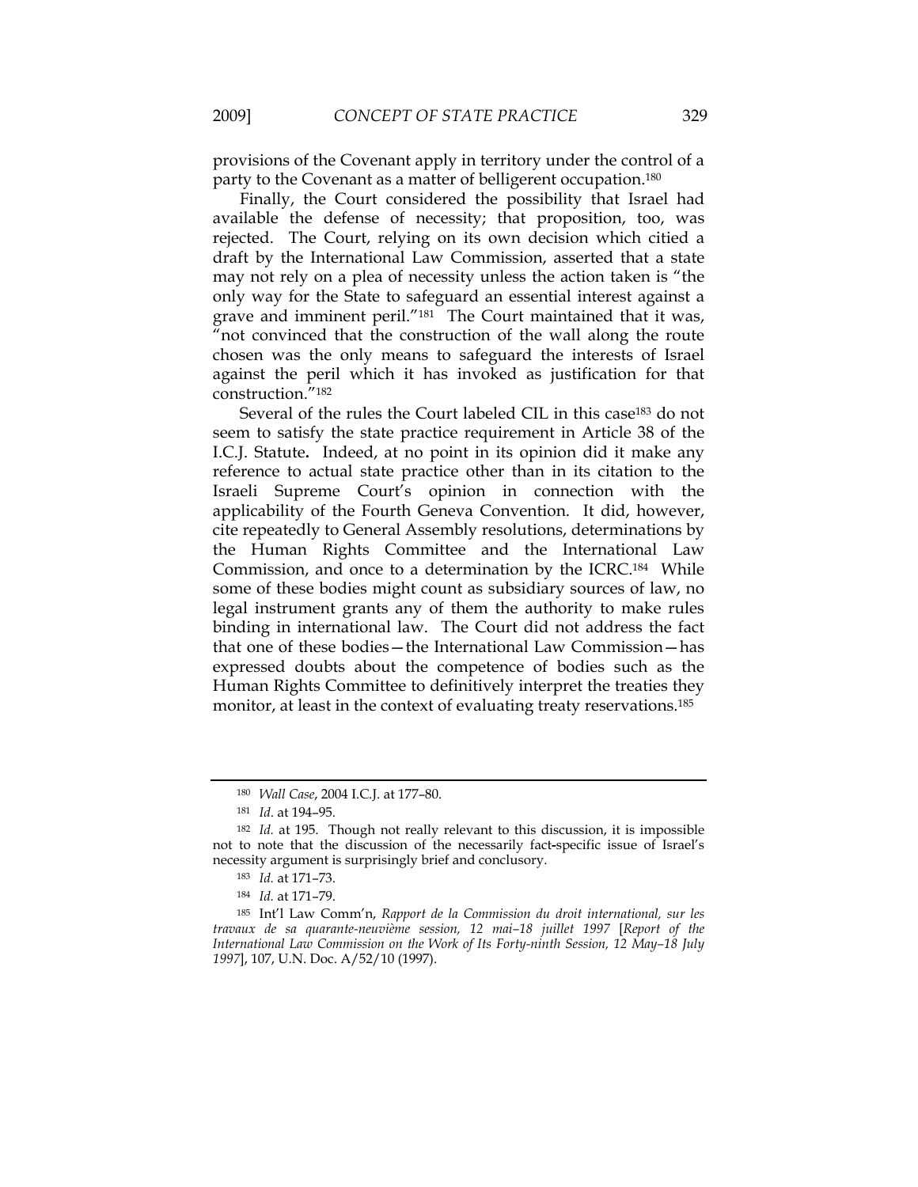provisions of the Covenant apply in territory under the control of a party to the Covenant as a matter of belligerent occupation.[180]

Finally, the Court considered the possibility that Israel had available the defense of necessity; that proposition, too, was rejected. The Court, relying on its own decision which citied a draft by the International Law Commission, asserted that a state may not rely on a plea of necessity unless the action taken is "the only way for the State to safeguard an essential interest against a grave and imminent peril."[181] The Court maintained that it was, "not convinced that the construction of the wall along the route chosen was the only means to safeguard the interests of Israel against the peril which it has invoked as justification for that construction."[182]

Several of the rules the Court labeled CIL in this case[183] do not seem to satisfy the state practice requirement in Article 38 of the I.C.J. Statute**.** Indeed, at no point in its opinion did it make any reference to actual state practice other than in its citation to the Israeli Supreme Court's opinion in connection with the applicability of the Fourth Geneva Convention. It did, however, cite repeatedly to General Assembly resolutions, determinations by the Human Rights Committee and the International Law Commission, and once to a determination by the ICRC.[184] While some of these bodies might count as subsidiary sources of law, no legal instrument grants any of them the authority to make rules binding in international law. The Court did not address the fact that one of these bodies—the International Law Commission—has expressed doubts about the competence of bodies such as the Human Rights Committee to definitively interpret the treaties they monitor, at least in the context of evaluating treaty reservations.[185]

---

[180] *Wall Case*, 2004 I.C.J. at 177–80.

[181] *Id.* at 194–95.

[182] *Id.* at 195. Though not really relevant to this discussion, it is impossible not to note that the discussion of the necessarily fact-specific issue of Israel's necessity argument is surprisingly brief and conclusory.

[183] *Id.* at 171–73.

[184] *Id.* at 171–79.

[185] Int'l Law Comm'n, *Rapport de la Commission du droit international, sur les travaux de sa quarante-neuvième session, 12 mai–18 juillet 1997* [*Report of the International Law Commission on the Work of Its Forty-ninth Session, 12 May–18 July 1997*], 107, U.N. Doc. A/52/10 (1997).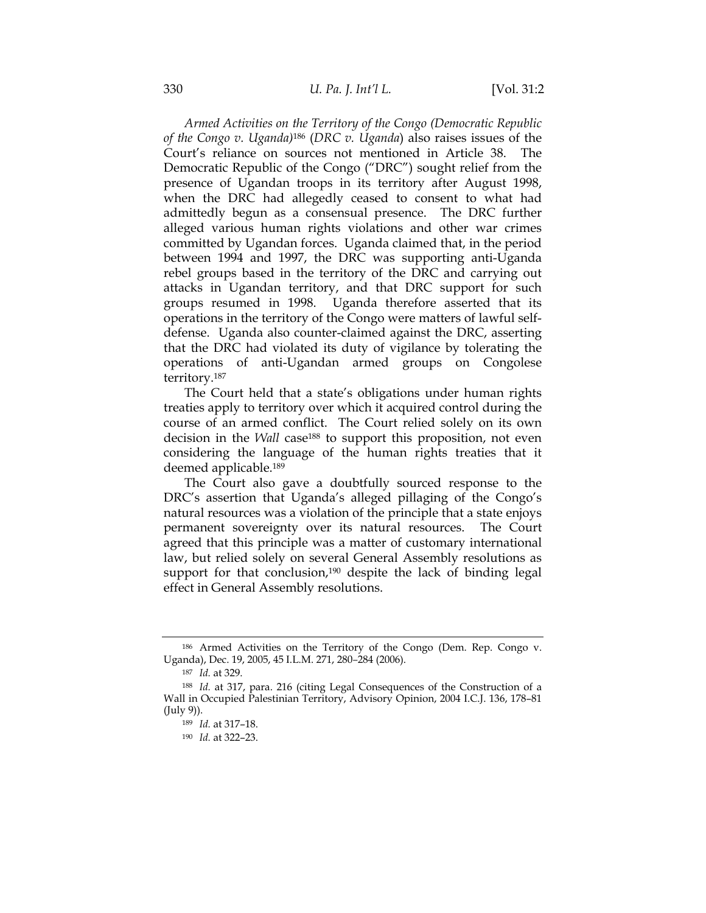*Armed Activities on the Territory of the Congo (Democratic Republic of the Congo v. Uganda)*[186] (*DRC v. Uganda*) also raises issues of the Court's reliance on sources not mentioned in Article 38. The Democratic Republic of the Congo ("DRC") sought relief from the presence of Ugandan troops in its territory after August 1998, when the DRC had allegedly ceased to consent to what had admittedly begun as a consensual presence. The DRC further alleged various human rights violations and other war crimes committed by Ugandan forces. Uganda claimed that, in the period between 1994 and 1997, the DRC was supporting anti-Uganda rebel groups based in the territory of the DRC and carrying out attacks in Ugandan territory, and that DRC support for such groups resumed in 1998. Uganda therefore asserted that its operations in the territory of the Congo were matters of lawful self-defense. Uganda also counter-claimed against the DRC, asserting that the DRC had violated its duty of vigilance by tolerating the operations of anti-Ugandan armed groups on Congolese territory.[187]

The Court held that a state's obligations under human rights treaties apply to territory over which it acquired control during the course of an armed conflict. The Court relied solely on its own decision in the *Wall* case[188] to support this proposition, not even considering the language of the human rights treaties that it deemed applicable.[189]

The Court also gave a doubtfully sourced response to the DRC's assertion that Uganda's alleged pillaging of the Congo's natural resources was a violation of the principle that a state enjoys permanent sovereignty over its natural resources. The Court agreed that this principle was a matter of customary international law, but relied solely on several General Assembly resolutions as support for that conclusion,[190] despite the lack of binding legal effect in General Assembly resolutions.

---

[186] Armed Activities on the Territory of the Congo (Dem. Rep. Congo v. Uganda), Dec. 19, 2005, 45 I.L.M. 271, 280–284 (2006).

[187] *Id.* at 329.

[188] *Id.* at 317, para. 216 (citing Legal Consequences of the Construction of a Wall in Occupied Palestinian Territory, Advisory Opinion, 2004 I.C.J. 136, 178–81 (July 9)).

[189] *Id.* at 317–18.

[190] *Id.* at 322–23.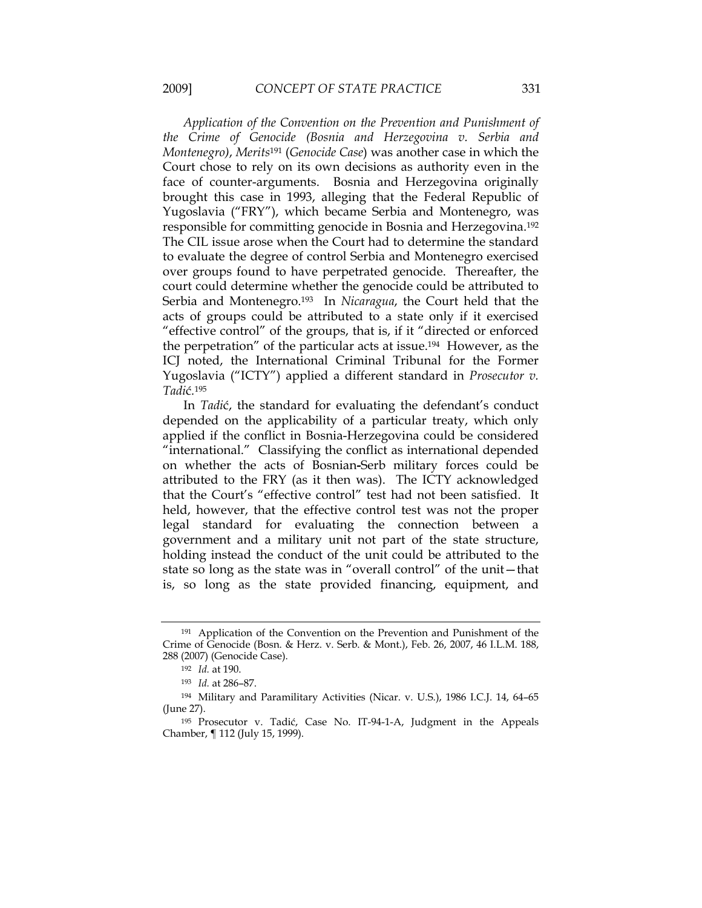*Application of the Convention on the Prevention and Punishment of the Crime of Genocide (Bosnia and Herzegovina v. Serbia and Montenegro)*, *Merits*[191] (*Genocide Case*) was another case in which the Court chose to rely on its own decisions as authority even in the face of counter-arguments. Bosnia and Herzegovina originally brought this case in 1993, alleging that the Federal Republic of Yugoslavia ("FRY"), which became Serbia and Montenegro, was responsible for committing genocide in Bosnia and Herzegovina.[192] The CIL issue arose when the Court had to determine the standard to evaluate the degree of control Serbia and Montenegro exercised over groups found to have perpetrated genocide. Thereafter, the court could determine whether the genocide could be attributed to Serbia and Montenegro.[193] In *Nicaragua*, the Court held that the acts of groups could be attributed to a state only if it exercised "effective control" of the groups, that is, if it "directed or enforced the perpetration" of the particular acts at issue.[194] However, as the ICJ noted, the International Criminal Tribunal for the Former Yugoslavia ("ICTY") applied a different standard in *Prosecutor v. Tadić*.[195]

In *Tadić*, the standard for evaluating the defendant's conduct depended on the applicability of a particular treaty, which only applied if the conflict in Bosnia-Herzegovina could be considered "international." Classifying the conflict as international depended on whether the acts of Bosnian-Serb military forces could be attributed to the FRY (as it then was). The ICTY acknowledged that the Court's "effective control" test had not been satisfied. It held, however, that the effective control test was not the proper legal standard for evaluating the connection between a government and a military unit not part of the state structure, holding instead the conduct of the unit could be attributed to the state so long as the state was in "overall control" of the unit—that is, so long as the state provided financing, equipment, and

---

[191] Application of the Convention on the Prevention and Punishment of the Crime of Genocide (Bosn. & Herz. v. Serb. & Mont.), Feb. 26, 2007, 46 I.L.M. 188, 288 (2007) (Genocide Case).

[192] *Id.* at 190.

[193] *Id.* at 286–87.

[194] Military and Paramilitary Activities (Nicar. v. U.S.), 1986 I.C.J. 14, 64–65 (June 27).

[195] Prosecutor v. Tadić, Case No. IT-94-1-A, Judgment in the Appeals Chamber, ¶ 112 (July 15, 1999).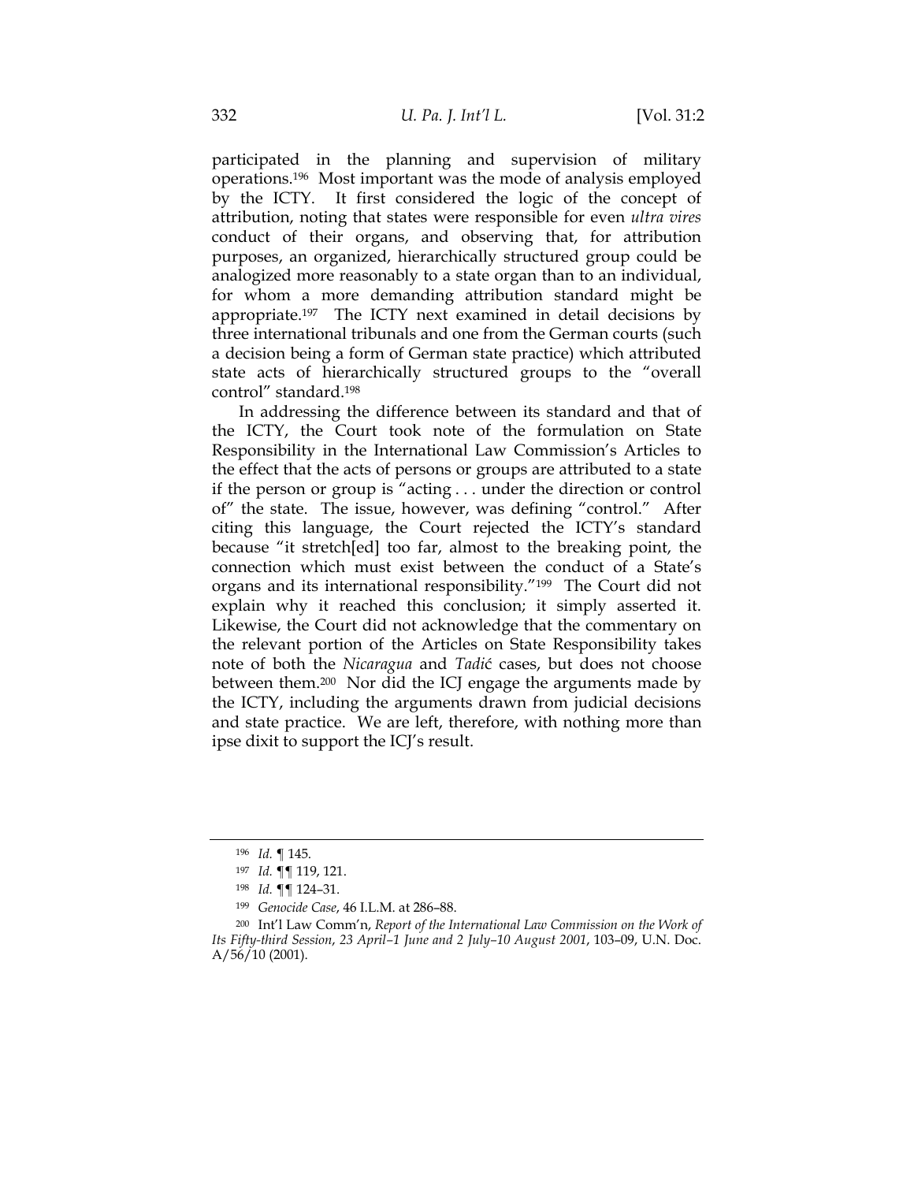participated in the planning and supervision of military operations.[196] Most important was the mode of analysis employed by the ICTY. It first considered the logic of the concept of attribution, noting that states were responsible for even *ultra vires* conduct of their organs, and observing that, for attribution purposes, an organized, hierarchically structured group could be analogized more reasonably to a state organ than to an individual, for whom a more demanding attribution standard might be appropriate.[197] The ICTY next examined in detail decisions by three international tribunals and one from the German courts (such a decision being a form of German state practice) which attributed state acts of hierarchically structured groups to the "overall control" standard.[198]

In addressing the difference between its standard and that of the ICTY, the Court took note of the formulation on State Responsibility in the International Law Commission's Articles to the effect that the acts of persons or groups are attributed to a state if the person or group is "acting . . . under the direction or control of" the state. The issue, however, was defining "control." After citing this language, the Court rejected the ICTY's standard because "it stretch[ed] too far, almost to the breaking point, the connection which must exist between the conduct of a State's organs and its international responsibility."[199] The Court did not explain why it reached this conclusion; it simply asserted it. Likewise, the Court did not acknowledge that the commentary on the relevant portion of the Articles on State Responsibility takes note of both the *Nicaragua* and *Tadić* cases, but does not choose between them.[200] Nor did the ICJ engage the arguments made by the ICTY, including the arguments drawn from judicial decisions and state practice. We are left, therefore, with nothing more than ipse dixit to support the ICJ's result.

---

[196] *Id.* ¶ 145.

[197] *Id.* ¶¶ 119, 121.

[198] *Id.* ¶¶ 124–31.

[199] *Genocide Case*, 46 I.L.M. at 286–88.

[200] Int'l Law Comm'n, *Report of the International Law Commission on the Work of Its Fifty-third Session, 23 April–1 June and 2 July–10 August 2001*, 103–09, U.N. Doc. A/56/10 (2001).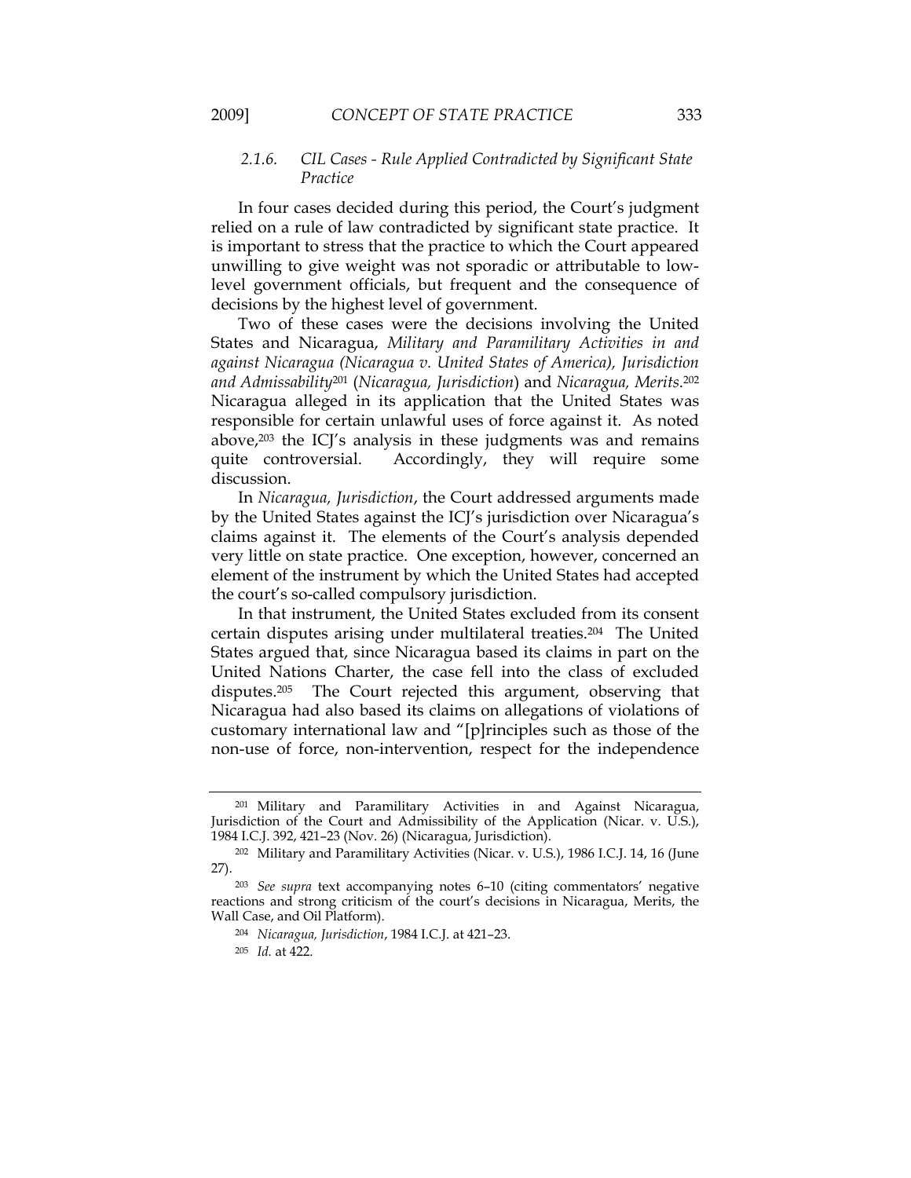### 2.1.6. *CIL Cases - Rule Applied Contradicted by Significant State Practice*

In four cases decided during this period, the Court's judgment relied on a rule of law contradicted by significant state practice. It is important to stress that the practice to which the Court appeared unwilling to give weight was not sporadic or attributable to low-level government officials, but frequent and the consequence of decisions by the highest level of government.

Two of these cases were the decisions involving the United States and Nicaragua, *Military and Paramilitary Activities in and against Nicaragua (Nicaragua v. United States of America), Jurisdiction and Admissibility*[201] (*Nicaragua, Jurisdiction*) and *Nicaragua, Merits*.[202] Nicaragua alleged in its application that the United States was responsible for certain unlawful uses of force against it. As noted above,[203] the ICJ's analysis in these judgments was and remains quite controversial. Accordingly, they will require some discussion.

In *Nicaragua, Jurisdiction*, the Court addressed arguments made by the United States against the ICJ's jurisdiction over Nicaragua's claims against it. The elements of the Court's analysis depended very little on state practice. One exception, however, concerned an element of the instrument by which the United States had accepted the court's so-called compulsory jurisdiction.

In that instrument, the United States excluded from its consent certain disputes arising under multilateral treaties.[204] The United States argued that, since Nicaragua based its claims in part on the United Nations Charter, the case fell into the class of excluded disputes.[205] The Court rejected this argument, observing that Nicaragua had also based its claims on allegations of violations of customary international law and "[p]rinciples such as those of the non-use of force, non-intervention, respect for the independence

---

[201] Military and Paramilitary Activities in and Against Nicaragua, Jurisdiction of the Court and Admissibility of the Application (Nicar. v. U.S.), 1984 I.C.J. 392, 421–23 (Nov. 26) (Nicaragua, Jurisdiction).

[202] Military and Paramilitary Activities (Nicar. v. U.S.), 1986 I.C.J. 14, 16 (June 27).

[203] *See supra* text accompanying notes 6–10 (citing commentators' negative reactions and strong criticism of the court's decisions in Nicaragua, Merits, the Wall Case, and Oil Platform).

[204] *Nicaragua, Jurisdiction*, 1984 I.C.J. at 421–23.

[205] *Id.* at 422.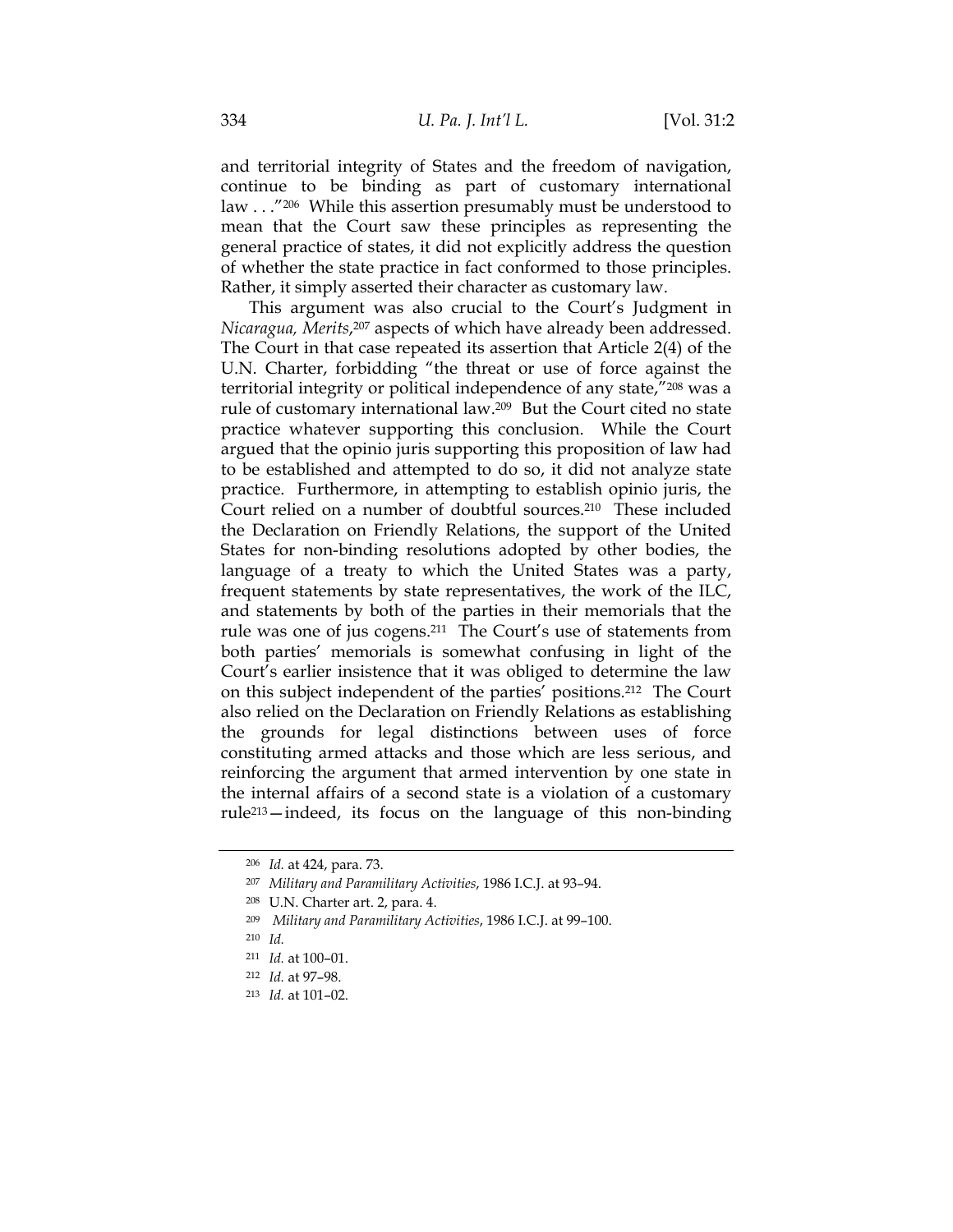and territorial integrity of States and the freedom of navigation, continue to be binding as part of customary international law . . ."[206] While this assertion presumably must be understood to mean that the Court saw these principles as representing the general practice of states, it did not explicitly address the question of whether the state practice in fact conformed to those principles. Rather, it simply asserted their character as customary law.

This argument was also crucial to the Court's Judgment in *Nicaragua, Merits*,[207] aspects of which have already been addressed. The Court in that case repeated its assertion that Article 2(4) of the U.N. Charter, forbidding "the threat or use of force against the territorial integrity or political independence of any state,"[208] was a rule of customary international law.[209] But the Court cited no state practice whatever supporting this conclusion. While the Court argued that the opinio juris supporting this proposition of law had to be established and attempted to do so, it did not analyze state practice. Furthermore, in attempting to establish opinio juris, the Court relied on a number of doubtful sources.[210] These included the Declaration on Friendly Relations, the support of the United States for non-binding resolutions adopted by other bodies, the language of a treaty to which the United States was a party, frequent statements by state representatives, the work of the ILC, and statements by both of the parties in their memorials that the rule was one of jus cogens.[211] The Court's use of statements from both parties' memorials is somewhat confusing in light of the Court's earlier insistence that it was obliged to determine the law on this subject independent of the parties' positions.[212] The Court also relied on the Declaration on Friendly Relations as establishing the grounds for legal distinctions between uses of force constituting armed attacks and those which are less serious, and reinforcing the argument that armed intervention by one state in the internal affairs of a second state is a violation of a customary rule[213]—indeed, its focus on the language of this non-binding

---

[206] *Id.* at 424, para. 73.

[207] *Military and Paramilitary Activities*, 1986 I.C.J. at 93–94.

[208] U.N. Charter art. 2, para. 4.

[209] *Military and Paramilitary Activities*, 1986 I.C.J. at 99–100.

[210] *Id.*

[211] *Id.* at 100–01.

[212] *Id.* at 97–98.

[213] *Id.* at 101–02.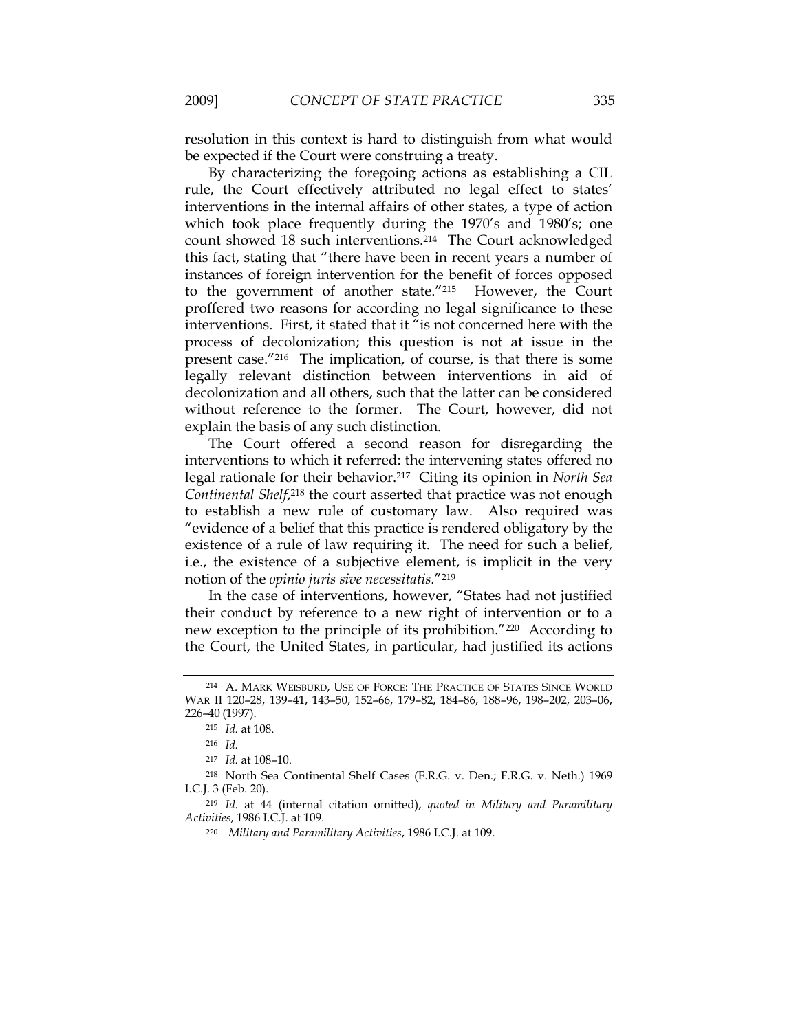resolution in this context is hard to distinguish from what would be expected if the Court were construing a treaty.

By characterizing the foregoing actions as establishing a CIL rule, the Court effectively attributed no legal effect to states' interventions in the internal affairs of other states, a type of action which took place frequently during the 1970's and 1980's; one count showed 18 such interventions.[214] The Court acknowledged this fact, stating that "there have been in recent years a number of instances of foreign intervention for the benefit of forces opposed to the government of another state."[215] However, the Court proffered two reasons for according no legal significance to these interventions. First, it stated that it "is not concerned here with the process of decolonization; this question is not at issue in the present case."[216] The implication, of course, is that there is some legally relevant distinction between interventions in aid of decolonization and all others, such that the latter can be considered without reference to the former. The Court, however, did not explain the basis of any such distinction.

The Court offered a second reason for disregarding the interventions to which it referred: the intervening states offered no legal rationale for their behavior.[217] Citing its opinion in *North Sea Continental Shelf*,[218] the court asserted that practice was not enough to establish a new rule of customary law. Also required was "evidence of a belief that this practice is rendered obligatory by the existence of a rule of law requiring it. The need for such a belief, i.e., the existence of a subjective element, is implicit in the very notion of the *opinio juris sive necessitatis*."[219]

In the case of interventions, however, "States had not justified their conduct by reference to a new right of intervention or to a new exception to the principle of its prohibition."[220] According to the Court, the United States, in particular, had justified its actions

---

[214] A. MARK WEISBURD, USE OF FORCE: THE PRACTICE OF STATES SINCE WORLD WAR II 120–28, 139–41, 143–50, 152–66, 179–82, 184–86, 188–96, 198–202, 203–06, 226–40 (1997).

[215] *Id.* at 108.

[216] *Id.*

[217] *Id.* at 108–10.

[218] North Sea Continental Shelf Cases (F.R.G. v. Den.; F.R.G. v. Neth.) 1969 I.C.J. 3 (Feb. 20).

[219] *Id.* at 44 (internal citation omitted), *quoted in Military and Paramilitary Activities*, 1986 I.C.J. at 109.

[220] *Military and Paramilitary Activities*, 1986 I.C.J. at 109.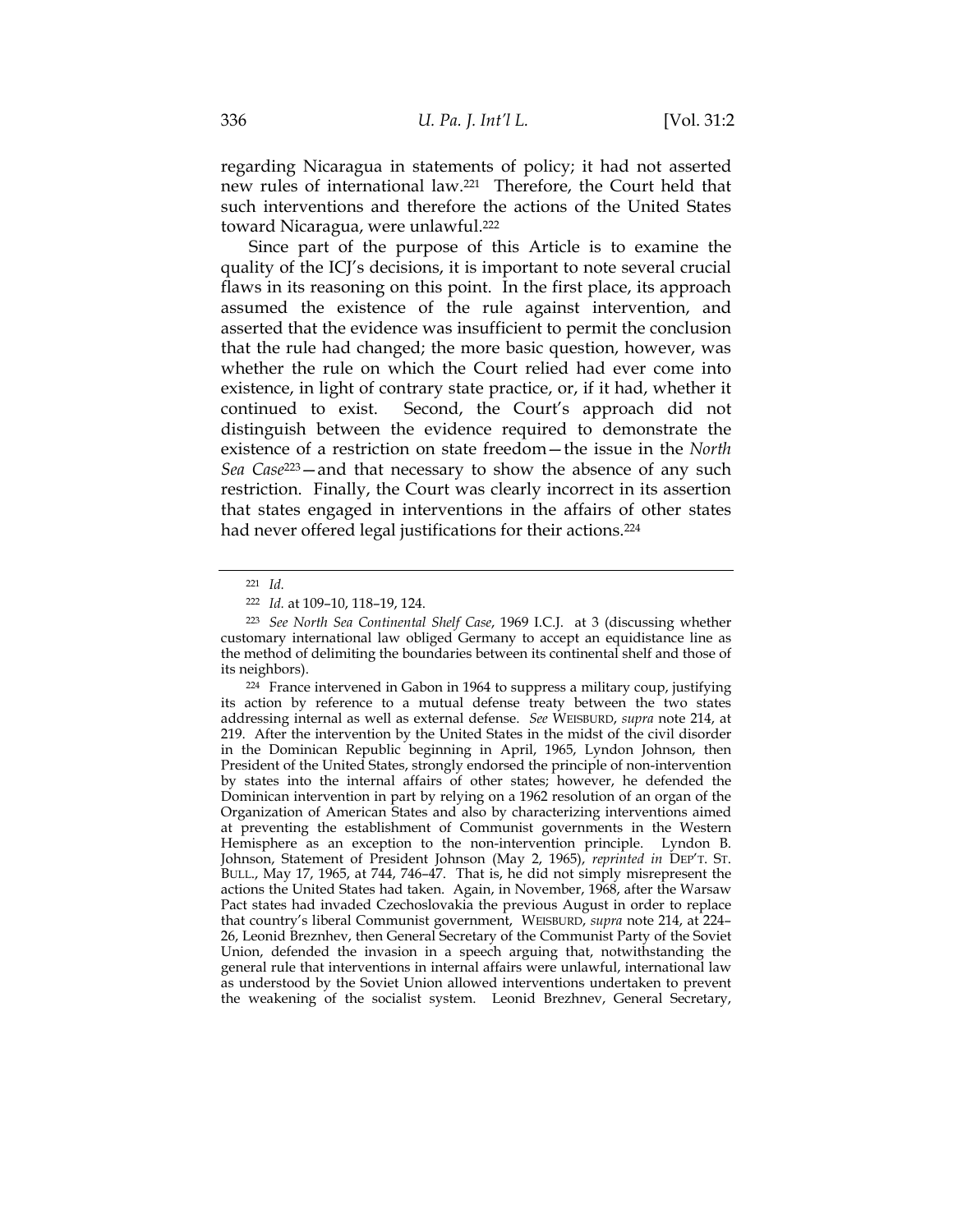regarding Nicaragua in statements of policy; it had not asserted new rules of international law.[221] Therefore, the Court held that such interventions and therefore the actions of the United States toward Nicaragua, were unlawful.[222]

Since part of the purpose of this Article is to examine the quality of the ICJ's decisions, it is important to note several crucial flaws in its reasoning on this point. In the first place, its approach assumed the existence of the rule against intervention, and asserted that the evidence was insufficient to permit the conclusion that the rule had changed; the more basic question, however, was whether the rule on which the Court relied had ever come into existence, in light of contrary state practice, or, if it had, whether it continued to exist. Second, the Court's approach did not distinguish between the evidence required to demonstrate the existence of a restriction on state freedom—the issue in the *North Sea Case*[223]—and that necessary to show the absence of any such restriction. Finally, the Court was clearly incorrect in its assertion that states engaged in interventions in the affairs of other states had never offered legal justifications for their actions.[224]

---

[221] *Id.*

[222] *Id.* at 109–10, 118–19, 124.

[223] *See North Sea Continental Shelf Case*, 1969 I.C.J. at 3 (discussing whether customary international law obliged Germany to accept an equidistance line as the method of delimiting the boundaries between its continental shelf and those of its neighbors).

[224] France intervened in Gabon in 1964 to suppress a military coup, justifying its action by reference to a mutual defense treaty between the two states addressing internal as well as external defense. *See* WEISBURD, *supra* note 214, at 219. After the intervention by the United States in the midst of the civil disorder in the Dominican Republic beginning in April, 1965, Lyndon Johnson, then President of the United States, strongly endorsed the principle of non-intervention by states into the internal affairs of other states; however, he defended the Dominican intervention in part by relying on a 1962 resolution of an organ of the Organization of American States and also by characterizing interventions aimed at preventing the establishment of Communist governments in the Western Hemisphere as an exception to the non-intervention principle. Lyndon B. Johnson, Statement of President Johnson (May 2, 1965), *reprinted in* DEP'T. ST. BULL., May 17, 1965, at 744, 746–47. That is, he did not simply misrepresent the actions the United States had taken. Again, in November, 1968, after the Warsaw Pact states had invaded Czechoslovakia the previous August in order to replace that country's liberal Communist government, WEISBURD, *supra* note 214, at 224–26, Leonid Breznhev, then General Secretary of the Communist Party of the Soviet Union, defended the invasion in a speech arguing that, notwithstanding the general rule that interventions in internal affairs were unlawful, international law as understood by the Soviet Union allowed interventions undertaken to prevent the weakening of the socialist system. Leonid Breznhev, General Secretary,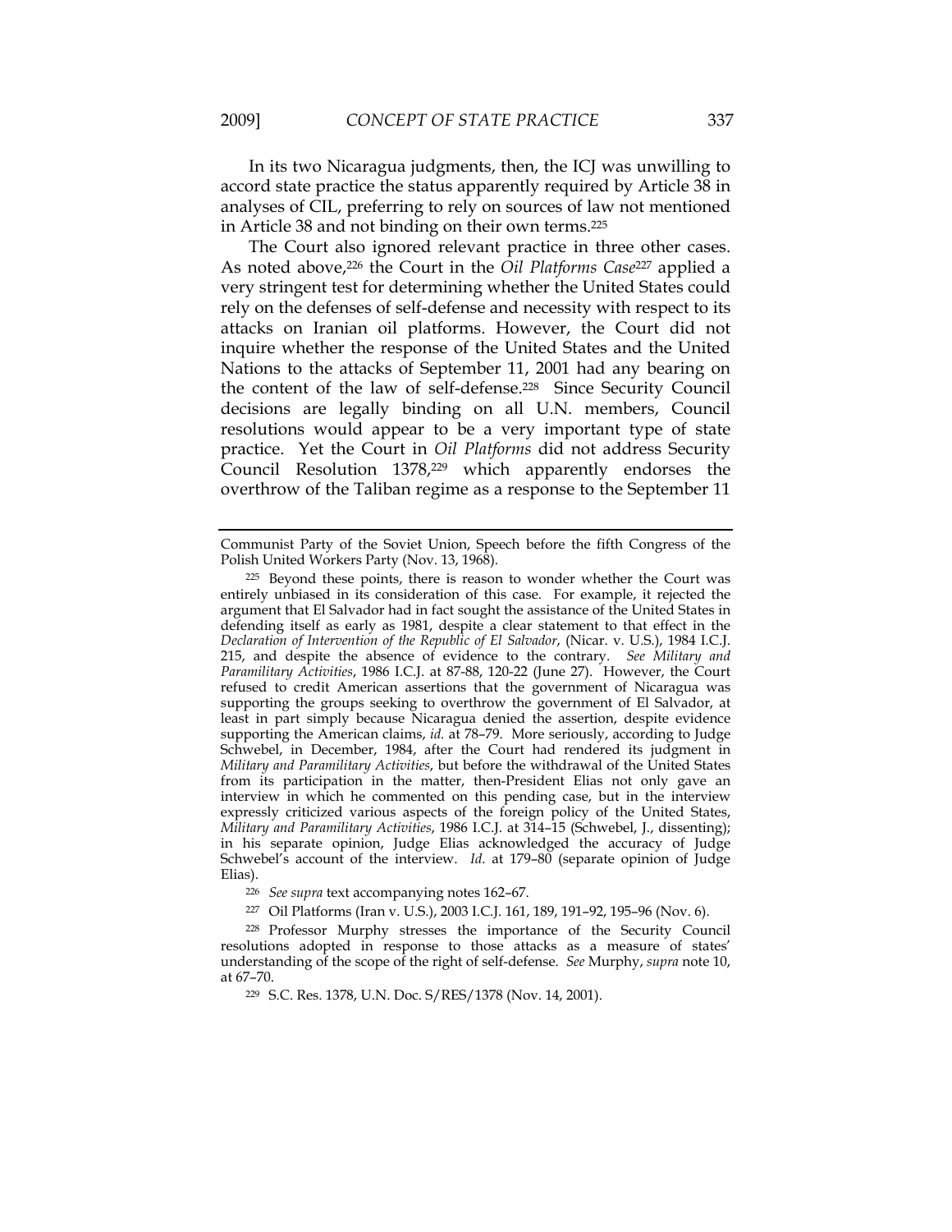In its two Nicaragua judgments, then, the ICJ was unwilling to accord state practice the status apparently required by Article 38 in analyses of CIL, preferring to rely on sources of law not mentioned in Article 38 and not binding on their own terms.[225]

The Court also ignored relevant practice in three other cases. As noted above,[226] the Court in the *Oil Platforms Case*[227] applied a very stringent test for determining whether the United States could rely on the defenses of self-defense and necessity with respect to its attacks on Iranian oil platforms. However, the Court did not inquire whether the response of the United States and the United Nations to the attacks of September 11, 2001 had any bearing on the content of the law of self-defense.[228] Since Security Council decisions are legally binding on all U.N. members, Council resolutions would appear to be a very important type of state practice. Yet the Court in *Oil Platforms* did not address Security Council Resolution 1378,[229] which apparently endorses the overthrow of the Taliban regime as a response to the September 11

---

Communist Party of the Soviet Union, Speech before the fifth Congress of the Polish United Workers Party (Nov. 13, 1968).

[225] Beyond these points, there is reason to wonder whether the Court was entirely unbiased in its consideration of this case. For example, it rejected the argument that El Salvador had in fact sought the assistance of the United States in defending itself as early as 1981, despite a clear statement to that effect in the *Declaration of Intervention of the Republic of El Salvador*, (Nicar. v. U.S.), 1984 I.C.J. 215, and despite the absence of evidence to the contrary. *See Military and Paramilitary Activities*, 1986 I.C.J. at 87-88, 120-22 (June 27). However, the Court refused to credit American assertions that the government of Nicaragua was supporting the groups seeking to overthrow the government of El Salvador, at least in part simply because Nicaragua denied the assertion, despite evidence supporting the American claims, *id.* at 78–79. More seriously, according to Judge Schwebel, in December, 1984, after the Court had rendered its judgment in *Military and Paramilitary Activities*, but before the withdrawal of the United States from its participation in the matter, then-President Elias not only gave an interview in which he commented on this pending case, but in the interview expressly criticized various aspects of the foreign policy of the United States, *Military and Paramilitary Activities*, 1986 I.C.J. at 314–15 (Schwebel, J., dissenting); in his separate opinion, Judge Elias acknowledged the accuracy of Judge Schwebel's account of the interview. *Id.* at 179–80 (separate opinion of Judge Elias).

[226] *See supra* text accompanying notes 162–67.

[227] Oil Platforms (Iran v. U.S.), 2003 I.C.J. 161, 189, 191–92, 195–96 (Nov. 6).

[228] Professor Murphy stresses the importance of the Security Council resolutions adopted in response to those attacks as a measure of states' understanding of the scope of the right of self-defense. *See* Murphy, *supra* note 10, at 67–70.

[229] S.C. Res. 1378, U.N. Doc. S/RES/1378 (Nov. 14, 2001).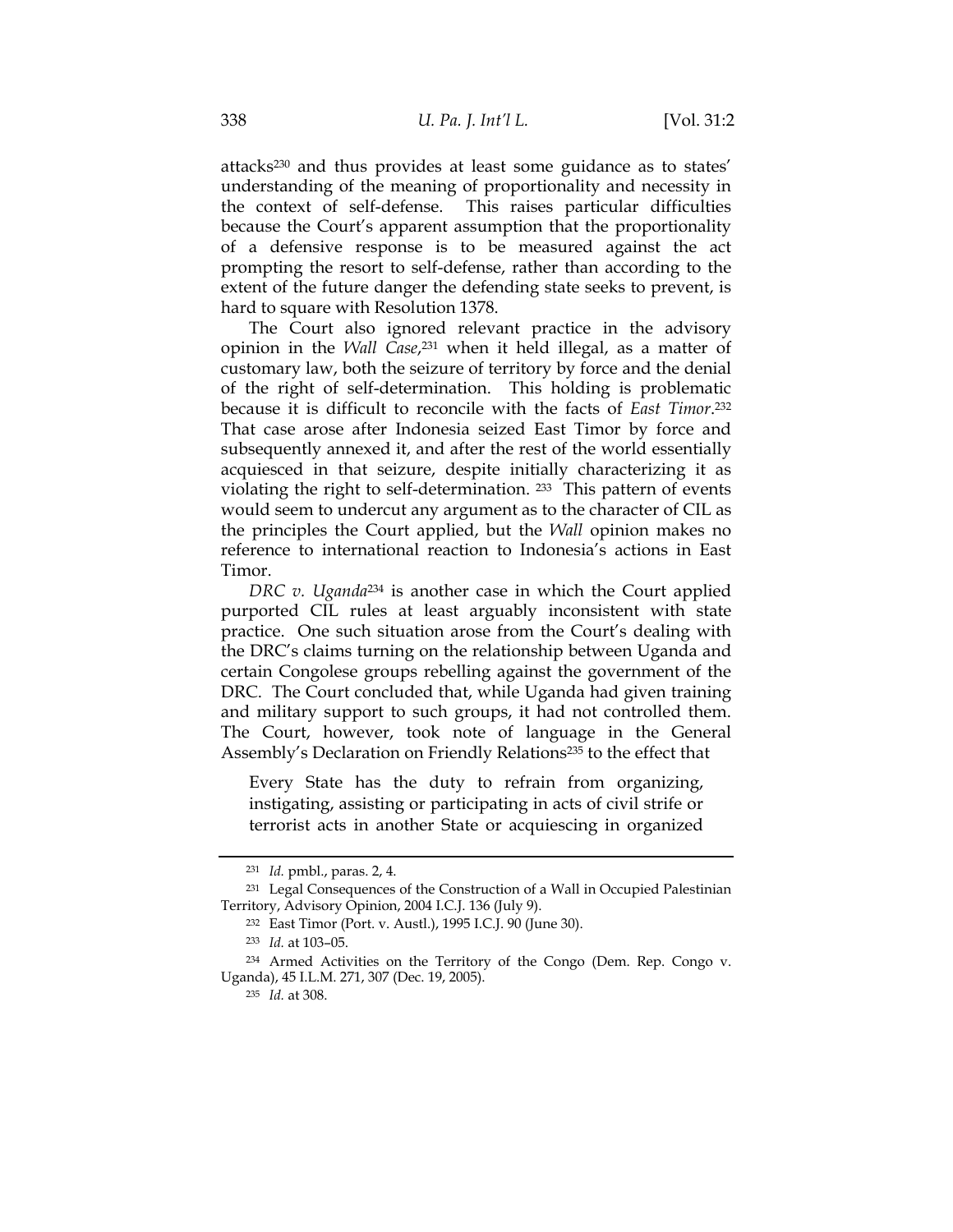attacks[230] and thus provides at least some guidance as to states' understanding of the meaning of proportionality and necessity in the context of self-defense. This raises particular difficulties because the Court's apparent assumption that the proportionality of a defensive response is to be measured against the act prompting the resort to self-defense, rather than according to the extent of the future danger the defending state seeks to prevent, is hard to square with Resolution 1378.

The Court also ignored relevant practice in the advisory opinion in the *Wall Case*,[231] when it held illegal, as a matter of customary law, both the seizure of territory by force and the denial of the right of self-determination. This holding is problematic because it is difficult to reconcile with the facts of *East Timor*.[232] That case arose after Indonesia seized East Timor by force and subsequently annexed it, and after the rest of the world essentially acquiesced in that seizure, despite initially characterizing it as violating the right to self-determination. [233] This pattern of events would seem to undercut any argument as to the character of CIL as the principles the Court applied, but the *Wall* opinion makes no reference to international reaction to Indonesia's actions in East Timor.

*DRC v. Uganda*[234] is another case in which the Court applied purported CIL rules at least arguably inconsistent with state practice. One such situation arose from the Court's dealing with the DRC's claims turning on the relationship between Uganda and certain Congolese groups rebelling against the government of the DRC. The Court concluded that, while Uganda had given training and military support to such groups, it had not controlled them. The Court, however, took note of language in the General Assembly's Declaration on Friendly Relations[235] to the effect that

> Every State has the duty to refrain from organizing, instigating, assisting or participating in acts of civil strife or terrorist acts in another State or acquiescing in organized

---

[231] *Id.* pmbl., paras. 2, 4.

[231] Legal Consequences of the Construction of a Wall in Occupied Palestinian Territory, Advisory Opinion, 2004 I.C.J. 136 (July 9).

[232] East Timor (Port. v. Austl.), 1995 I.C.J. 90 (June 30).

[233] *Id.* at 103–05.

[234] Armed Activities on the Territory of the Congo (Dem. Rep. Congo v. Uganda), 45 I.L.M. 271, 307 (Dec. 19, 2005).

[235] *Id.* at 308.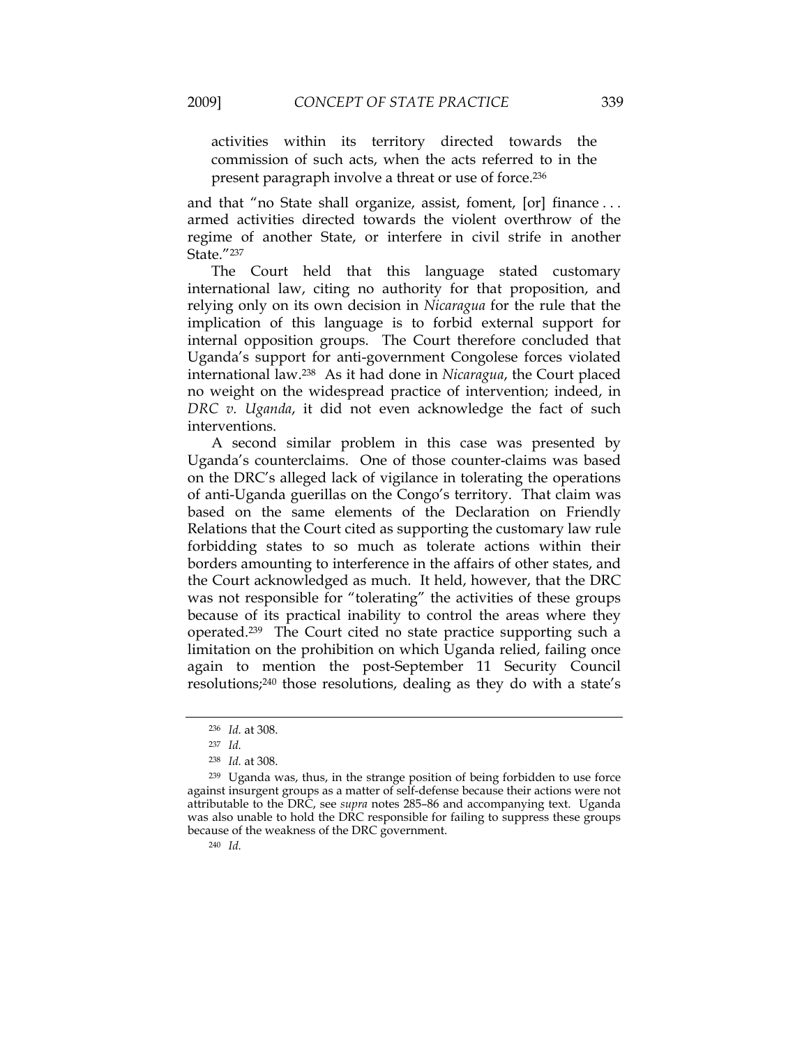activities within its territory directed towards the commission of such acts, when the acts referred to in the present paragraph involve a threat or use of force.[236]

and that "no State shall organize, assist, foment, [or] finance . . . armed activities directed towards the violent overthrow of the regime of another State, or interfere in civil strife in another State."[237]

The Court held that this language stated customary international law, citing no authority for that proposition, and relying only on its own decision in *Nicaragua* for the rule that the implication of this language is to forbid external support for internal opposition groups. The Court therefore concluded that Uganda's support for anti-government Congolese forces violated international law.[238] As it had done in *Nicaragua*, the Court placed no weight on the widespread practice of intervention; indeed, in *DRC v. Uganda*, it did not even acknowledge the fact of such interventions.

A second similar problem in this case was presented by Uganda's counterclaims. One of those counter-claims was based on the DRC's alleged lack of vigilance in tolerating the operations of anti-Uganda guerillas on the Congo's territory. That claim was based on the same elements of the Declaration on Friendly Relations that the Court cited as supporting the customary law rule forbidding states to so much as tolerate actions within their borders amounting to interference in the affairs of other states, and the Court acknowledged as much. It held, however, that the DRC was not responsible for "tolerating" the activities of these groups because of its practical inability to control the areas where they operated.[239] The Court cited no state practice supporting such a limitation on the prohibition on which Uganda relied, failing once again to mention the post-September 11 Security Council resolutions;[240] those resolutions, dealing as they do with a state's

---

[236] *Id.* at 308.

[237] *Id.*

[238] *Id.* at 308.

[239] Uganda was, thus, in the strange position of being forbidden to use force against insurgent groups as a matter of self-defense because their actions were not attributable to the DRC, see *supra* notes 285–86 and accompanying text. Uganda was also unable to hold the DRC responsible for failing to suppress these groups because of the weakness of the DRC government.

[240] *Id.*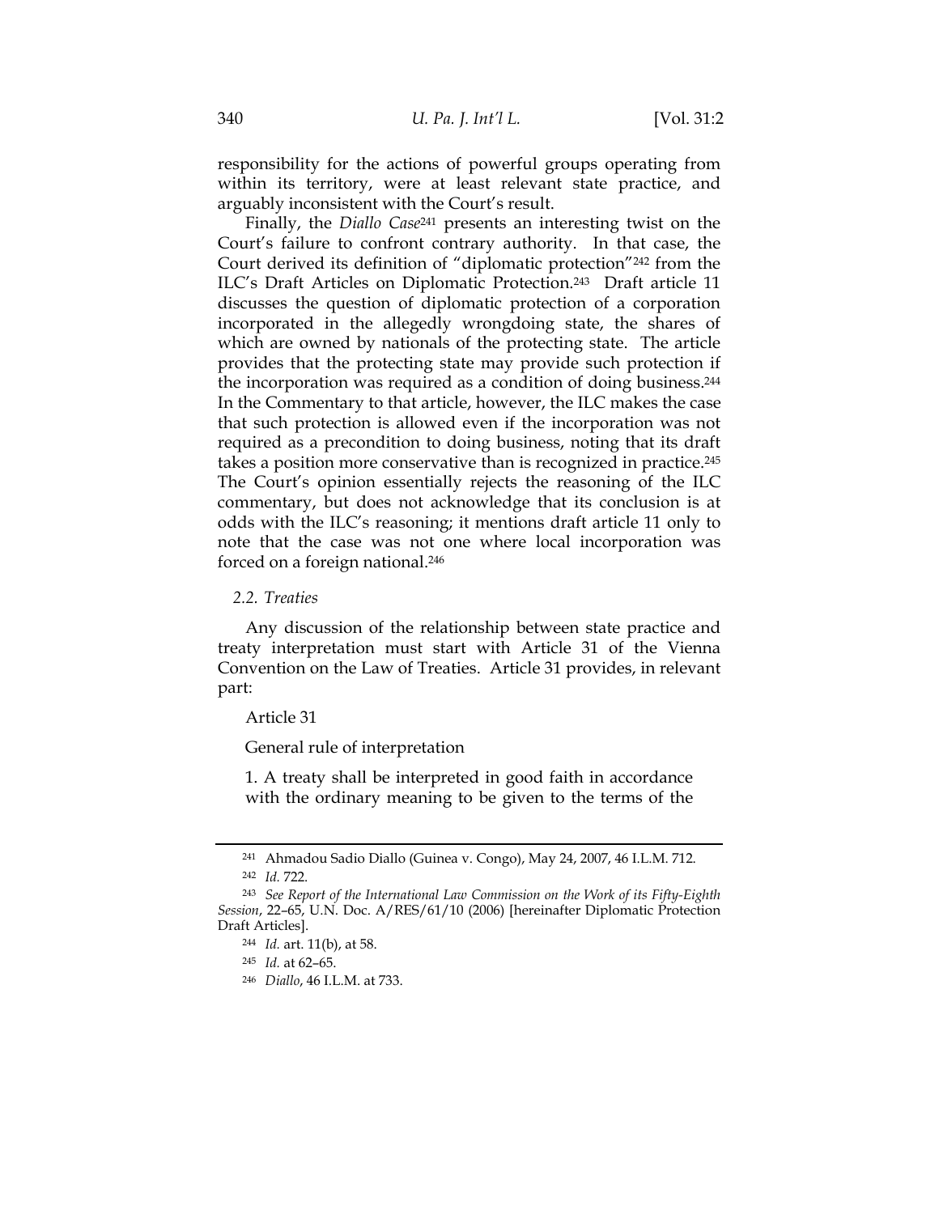responsibility for the actions of powerful groups operating from within its territory, were at least relevant state practice, and arguably inconsistent with the Court's result.

Finally, the *Diallo Case*[241] presents an interesting twist on the Court's failure to confront contrary authority. In that case, the Court derived its definition of "diplomatic protection"[242] from the ILC's Draft Articles on Diplomatic Protection.[243] Draft article 11 discusses the question of diplomatic protection of a corporation incorporated in the allegedly wrongdoing state, the shares of which are owned by nationals of the protecting state. The article provides that the protecting state may provide such protection if the incorporation was required as a condition of doing business.[244] In the Commentary to that article, however, the ILC makes the case that such protection is allowed even if the incorporation was not required as a precondition to doing business, noting that its draft takes a position more conservative than is recognized in practice.[245] The Court's opinion essentially rejects the reasoning of the ILC commentary, but does not acknowledge that its conclusion is at odds with the ILC's reasoning; it mentions draft article 11 only to note that the case was not one where local incorporation was forced on a foreign national.[246]

### *2.2. Treaties*

Any discussion of the relationship between state practice and treaty interpretation must start with Article 31 of the Vienna Convention on the Law of Treaties. Article 31 provides, in relevant part:

> Article 31
>
> General rule of interpretation
>
> 1. A treaty shall be interpreted in good faith in accordance with the ordinary meaning to be given to the terms of the

---

[241] Ahmadou Sadio Diallo (Guinea v. Congo), May 24, 2007, 46 I.L.M. 712.

[242] *Id.* 722.

[243] *See Report of the International Law Commission on the Work of its Fifty-Eighth Session*, 22–65, U.N. Doc. A/RES/61/10 (2006) [hereinafter Diplomatic Protection Draft Articles].

[244] *Id.* art. 11(b), at 58.

[245] *Id.* at 62–65.

[246] *Diallo*, 46 I.L.M. at 733.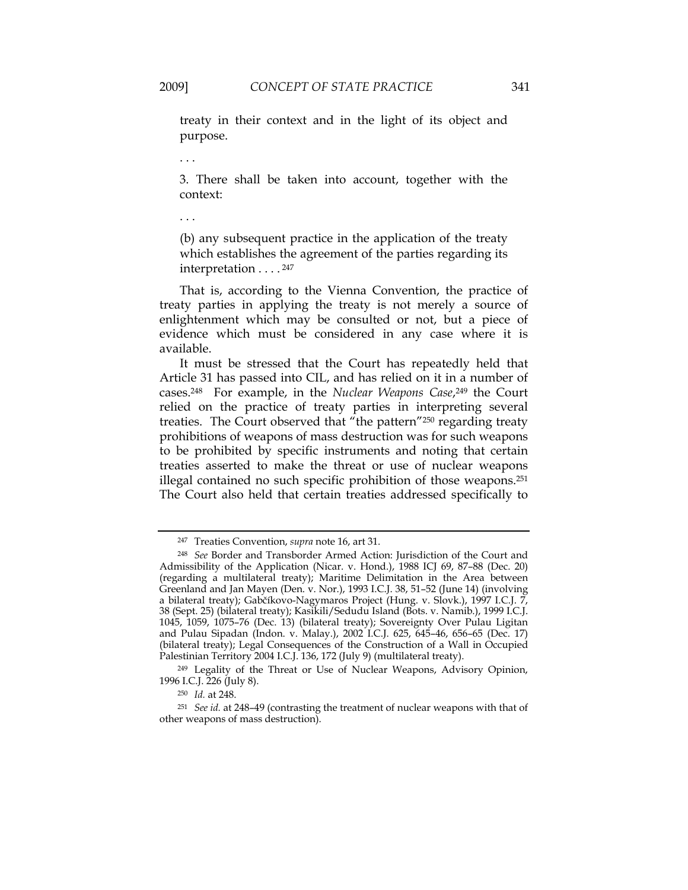treaty in their context and in the light of its object and purpose.

. . .

3. There shall be taken into account, together with the context:

. . .

(b) any subsequent practice in the application of the treaty which establishes the agreement of the parties regarding its interpretation . . . .[247]

That is, according to the Vienna Convention, the practice of treaty parties in applying the treaty is not merely a source of enlightenment which may be consulted or not, but a piece of evidence which must be considered in any case where it is available.

It must be stressed that the Court has repeatedly held that Article 31 has passed into CIL, and has relied on it in a number of cases.[248] For example, in the *Nuclear Weapons Case*,[249] the Court relied on the practice of treaty parties in interpreting several treaties. The Court observed that "the pattern"[250] regarding treaty prohibitions of weapons of mass destruction was for such weapons to be prohibited by specific instruments and noting that certain treaties asserted to make the threat or use of nuclear weapons illegal contained no such specific prohibition of those weapons.[251] The Court also held that certain treaties addressed specifically to

---

[247] Treaties Convention, *supra* note 16, art 31.

[248] *See* Border and Transborder Armed Action: Jurisdiction of the Court and Admissibility of the Application (Nicar. v. Hond.), 1988 ICJ 69, 87–88 (Dec. 20) (regarding a multilateral treaty); Maritime Delimitation in the Area between Greenland and Jan Mayen (Den. v. Nor.), 1993 I.C.J. 38, 51–52 (June 14) (involving a bilateral treaty); Gabčíkovo-Nagymaros Project (Hung. v. Slovk.), 1997 I.C.J. 7, 38 (Sept. 25) (bilateral treaty); Kasikili/Sedudu Island (Bots. v. Namib.), 1999 I.C.J. 1045, 1059, 1075–76 (Dec. 13) (bilateral treaty); Sovereignty Over Pulau Ligitan and Pulau Sipadan (Indon. v. Malay.), 2002 I.C.J. 625, 645–46, 656–65 (Dec. 17) (bilateral treaty); Legal Consequences of the Construction of a Wall in Occupied Palestinian Territory 2004 I.C.J. 136, 172 (July 9) (multilateral treaty).

[249] Legality of the Threat or Use of Nuclear Weapons, Advisory Opinion, 1996 I.C.J. 226 (July 8).

[250] *Id.* at 248.

[251] *See id.* at 248–49 (contrasting the treatment of nuclear weapons with that of other weapons of mass destruction).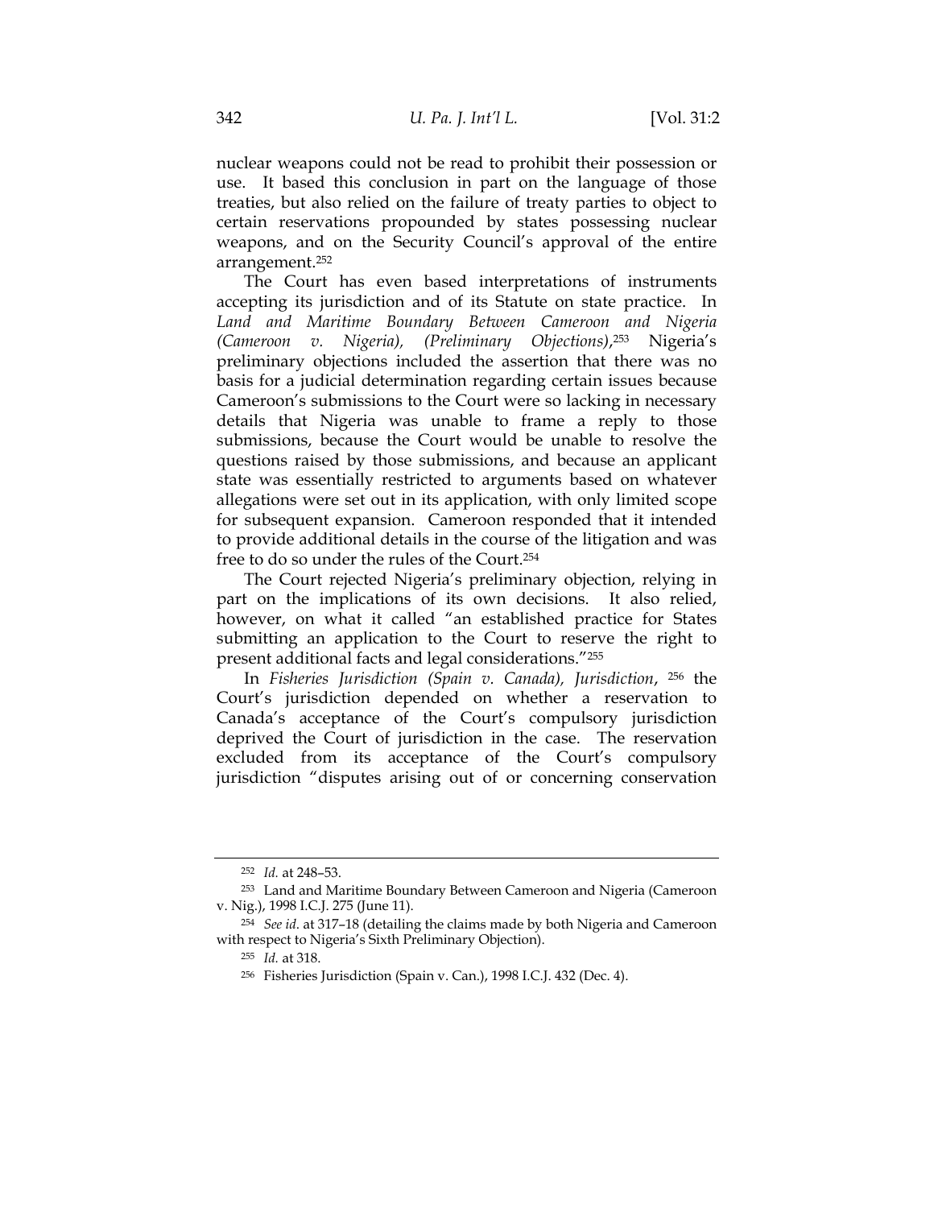nuclear weapons could not be read to prohibit their possession or use. It based this conclusion in part on the language of those treaties, but also relied on the failure of treaty parties to object to certain reservations propounded by states possessing nuclear weapons, and on the Security Council's approval of the entire arrangement.[252]

The Court has even based interpretations of instruments accepting its jurisdiction and of its Statute on state practice. In *Land and Maritime Boundary Between Cameroon and Nigeria (Cameroon v. Nigeria), (Preliminary Objections)*,[253] Nigeria's preliminary objections included the assertion that there was no basis for a judicial determination regarding certain issues because Cameroon's submissions to the Court were so lacking in necessary details that Nigeria was unable to frame a reply to those submissions, because the Court would be unable to resolve the questions raised by those submissions, and because an applicant state was essentially restricted to arguments based on whatever allegations were set out in its application, with only limited scope for subsequent expansion. Cameroon responded that it intended to provide additional details in the course of the litigation and was free to do so under the rules of the Court.[254]

The Court rejected Nigeria's preliminary objection, relying in part on the implications of its own decisions. It also relied, however, on what it called "an established practice for States submitting an application to the Court to reserve the right to present additional facts and legal considerations."[255]

In *Fisheries Jurisdiction (Spain v. Canada), Jurisdiction*, [256] the Court's jurisdiction depended on whether a reservation to Canada's acceptance of the Court's compulsory jurisdiction deprived the Court of jurisdiction in the case. The reservation excluded from its acceptance of the Court's compulsory jurisdiction "disputes arising out of or concerning conservation

---

[252] *Id.* at 248–53.

[253] Land and Maritime Boundary Between Cameroon and Nigeria (Cameroon v. Nig.), 1998 I.C.J. 275 (June 11).

[254] *See id.* at 317–18 (detailing the claims made by both Nigeria and Cameroon with respect to Nigeria's Sixth Preliminary Objection).

[255] *Id.* at 318.

[256] Fisheries Jurisdiction (Spain v. Can.), 1998 I.C.J. 432 (Dec. 4).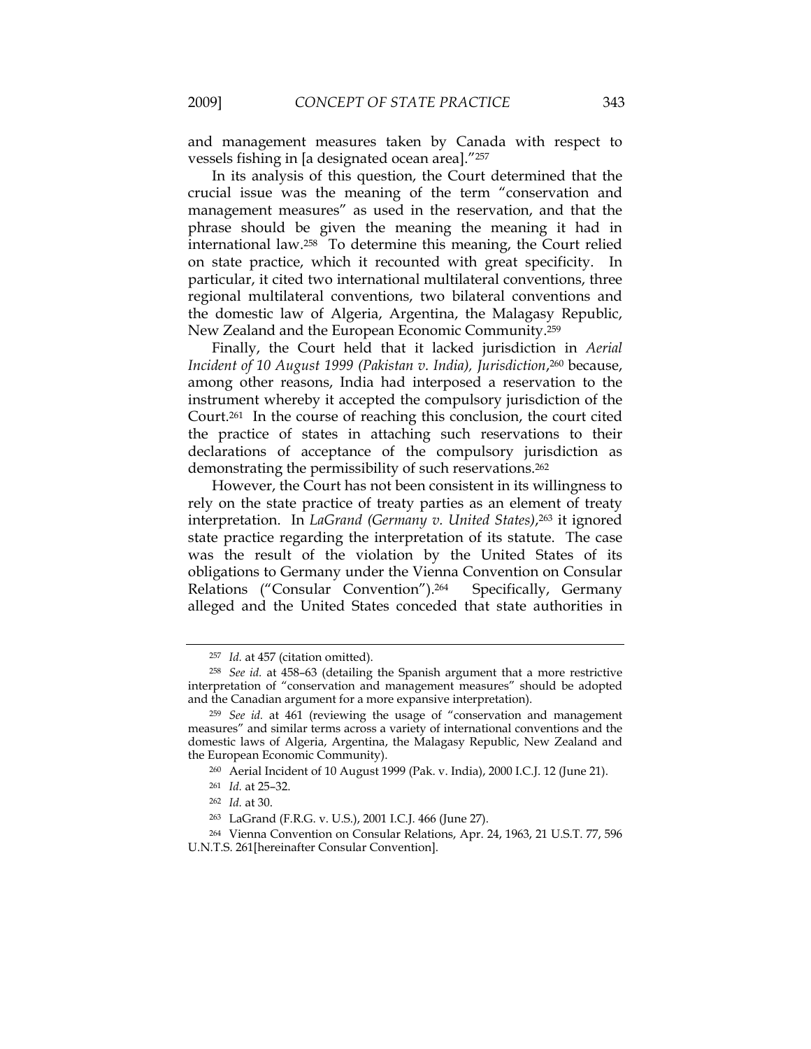and management measures taken by Canada with respect to vessels fishing in [a designated ocean area]."[257]

In its analysis of this question, the Court determined that the crucial issue was the meaning of the term "conservation and management measures" as used in the reservation, and that the phrase should be given the meaning the meaning it had in international law.[258] To determine this meaning, the Court relied on state practice, which it recounted with great specificity. In particular, it cited two international multilateral conventions, three regional multilateral conventions, two bilateral conventions and the domestic law of Algeria, Argentina, the Malagasy Republic, New Zealand and the European Economic Community.[259]

Finally, the Court held that it lacked jurisdiction in *Aerial Incident of 10 August 1999 (Pakistan v. India), Jurisdiction*,[260] because, among other reasons, India had interposed a reservation to the instrument whereby it accepted the compulsory jurisdiction of the Court.[261] In the course of reaching this conclusion, the court cited the practice of states in attaching such reservations to their declarations of acceptance of the compulsory jurisdiction as demonstrating the permissibility of such reservations.[262]

However, the Court has not been consistent in its willingness to rely on the state practice of treaty parties as an element of treaty interpretation. In *LaGrand (Germany v. United States)*,[263] it ignored state practice regarding the interpretation of its statute. The case was the result of the violation by the United States of its obligations to Germany under the Vienna Convention on Consular Relations ("Consular Convention").[264] Specifically, Germany alleged and the United States conceded that state authorities in

---

[257] *Id.* at 457 (citation omitted).

[258] *See id.* at 458–63 (detailing the Spanish argument that a more restrictive interpretation of "conservation and management measures" should be adopted and the Canadian argument for a more expansive interpretation).

[259] *See id.* at 461 (reviewing the usage of "conservation and management measures" and similar terms across a variety of international conventions and the domestic laws of Algeria, Argentina, the Malagasy Republic, New Zealand and the European Economic Community).

[260] Aerial Incident of 10 August 1999 (Pak. v. India), 2000 I.C.J. 12 (June 21).

[261] *Id.* at 25–32.

[262] *Id.* at 30.

[263] LaGrand (F.R.G. v. U.S.), 2001 I.C.J. 466 (June 27).

[264] Vienna Convention on Consular Relations, Apr. 24, 1963, 21 U.S.T. 77, 596 U.N.T.S. 261[hereinafter Consular Convention].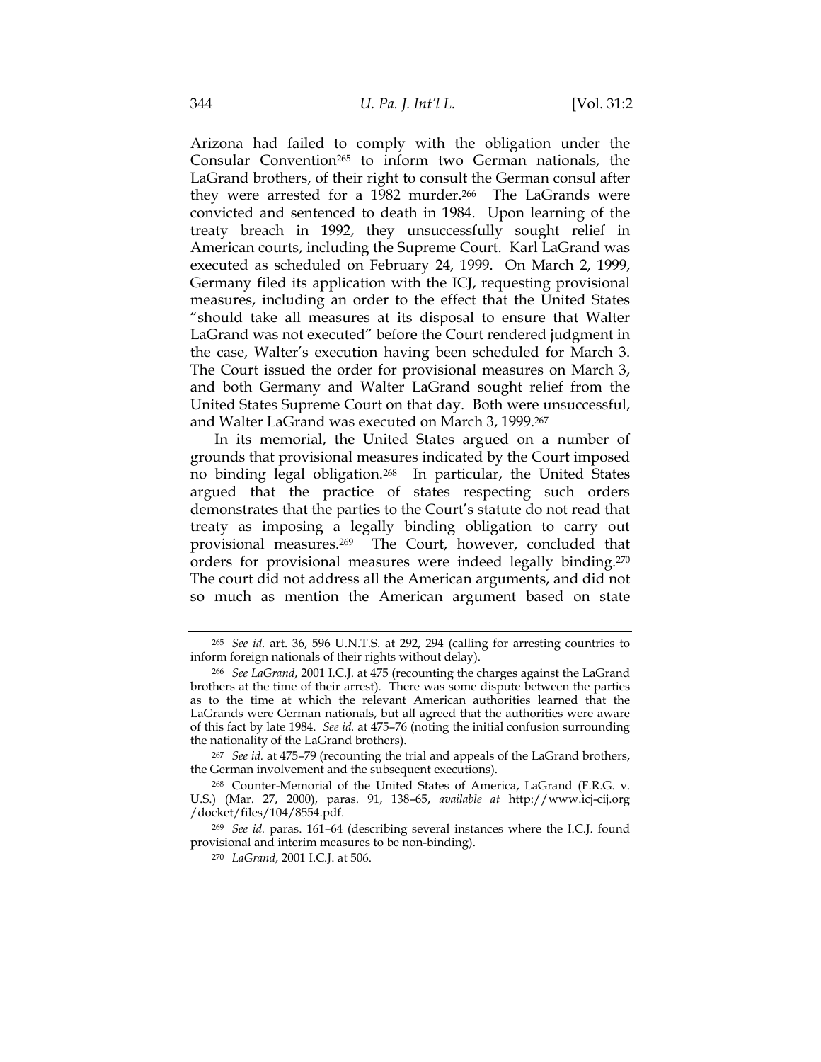Arizona had failed to comply with the obligation under the Consular Convention[265] to inform two German nationals, the LaGrand brothers, of their right to consult the German consul after they were arrested for a 1982 murder.[266] The LaGrands were convicted and sentenced to death in 1984. Upon learning of the treaty breach in 1992, they unsuccessfully sought relief in American courts, including the Supreme Court. Karl LaGrand was executed as scheduled on February 24, 1999. On March 2, 1999, Germany filed its application with the ICJ, requesting provisional measures, including an order to the effect that the United States "should take all measures at its disposal to ensure that Walter LaGrand was not executed" before the Court rendered judgment in the case, Walter's execution having been scheduled for March 3. The Court issued the order for provisional measures on March 3, and both Germany and Walter LaGrand sought relief from the United States Supreme Court on that day. Both were unsuccessful, and Walter LaGrand was executed on March 3, 1999.[267]

In its memorial, the United States argued on a number of grounds that provisional measures indicated by the Court imposed no binding legal obligation.[268] In particular, the United States argued that the practice of states respecting such orders demonstrates that the parties to the Court's statute do not read that treaty as imposing a legally binding obligation to carry out provisional measures.[269] The Court, however, concluded that orders for provisional measures were indeed legally binding.[270] The court did not address all the American arguments, and did not so much as mention the American argument based on state

---

[265] *See id.* art. 36, 596 U.N.T.S. at 292, 294 (calling for arresting countries to inform foreign nationals of their rights without delay).

[266] *See LaGrand*, 2001 I.C.J. at 475 (recounting the charges against the LaGrand brothers at the time of their arrest). There was some dispute between the parties as to the time at which the relevant American authorities learned that the LaGrands were German nationals, but all agreed that the authorities were aware of this fact by late 1984. *See id.* at 475–76 (noting the initial confusion surrounding the nationality of the LaGrand brothers).

[267] *See id.* at 475–79 (recounting the trial and appeals of the LaGrand brothers, the German involvement and the subsequent executions).

[268] Counter-Memorial of the United States of America, LaGrand (F.R.G. v. U.S.) (Mar. 27, 2000), paras. 91, 138–65, *available at* http://www.icj-cij.org/docket/files/104/8554.pdf.

[269] *See id.* paras. 161–64 (describing several instances where the I.C.J. found provisional and interim measures to be non-binding).

[270] *LaGrand*, 2001 I.C.J. at 506.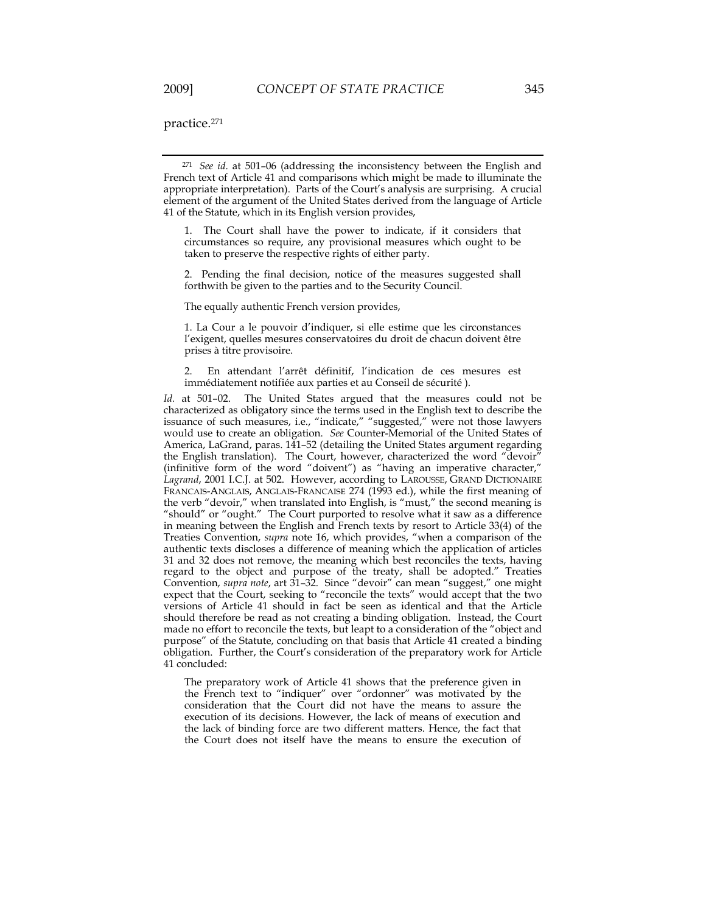practice.[271]

---

[271] *See id*. at 501–06 (addressing the inconsistency between the English and French text of Article 41 and comparisons which might be made to illuminate the appropriate interpretation). Parts of the Court's analysis are surprising. A crucial element of the argument of the United States derived from the language of Article 41 of the Statute, which in its English version provides,

> 1. The Court shall have the power to indicate, if it considers that circumstances so require, any provisional measures which ought to be taken to preserve the respective rights of either party.
>
> 2. Pending the final decision, notice of the measures suggested shall forthwith be given to the parties and to the Security Council.

The equally authentic French version provides,

> 1. La Cour a le pouvoir d'indiquer, si elle estime que les circonstances l'exigent, quelles mesures conservatoires du droit de chacun doivent être prises à titre provisoire.
>
> 2. En attendant l'arrêt définitif, l'indication de ces mesures est immédiatement notifiée aux parties et au Conseil de sécurité ).

*Id.* at 501–02. The United States argued that the measures could not be characterized as obligatory since the terms used in the English text to describe the issuance of such measures, i.e., "indicate," "suggested," were not those lawyers would use to create an obligation. *See* Counter-Memorial of the United States of America, LaGrand, paras. 141–52 (detailing the United States argument regarding the English translation). The Court, however, characterized the word "devoir" (infinitive form of the word "doivent") as "having an imperative character," *Lagrand*, 2001 I.C.J. at 502. However, according to LAROUSSE, GRAND DICTIONAIRE FRANCAIS-ANGLAIS, ANGLAIS-FRANCAISE 274 (1993 ed.), while the first meaning of the verb "devoir," when translated into English, is "must," the second meaning is "should" or "ought." The Court purported to resolve what it saw as a difference in meaning between the English and French texts by resort to Article 33(4) of the Treaties Convention, *supra* note 16, which provides, "when a comparison of the authentic texts discloses a difference of meaning which the application of articles 31 and 32 does not remove, the meaning which best reconciles the texts, having regard to the object and purpose of the treaty, shall be adopted." Treaties Convention, *supra note*, art 31–32. Since "devoir" can mean "suggest," one might expect that the Court, seeking to "reconcile the texts" would accept that the two versions of Article 41 should in fact be seen as identical and that the Article should therefore be read as not creating a binding obligation. Instead, the Court made no effort to reconcile the texts, but leapt to a consideration of the "object and purpose" of the Statute, concluding on that basis that Article 41 created a binding obligation. Further, the Court's consideration of the preparatory work for Article 41 concluded:

> The preparatory work of Article 41 shows that the preference given in the French text to "indiquer" over "ordonner" was motivated by the consideration that the Court did not have the means to assure the execution of its decisions. However, the lack of means of execution and the lack of binding force are two different matters. Hence, the fact that the Court does not itself have the means to ensure the execution of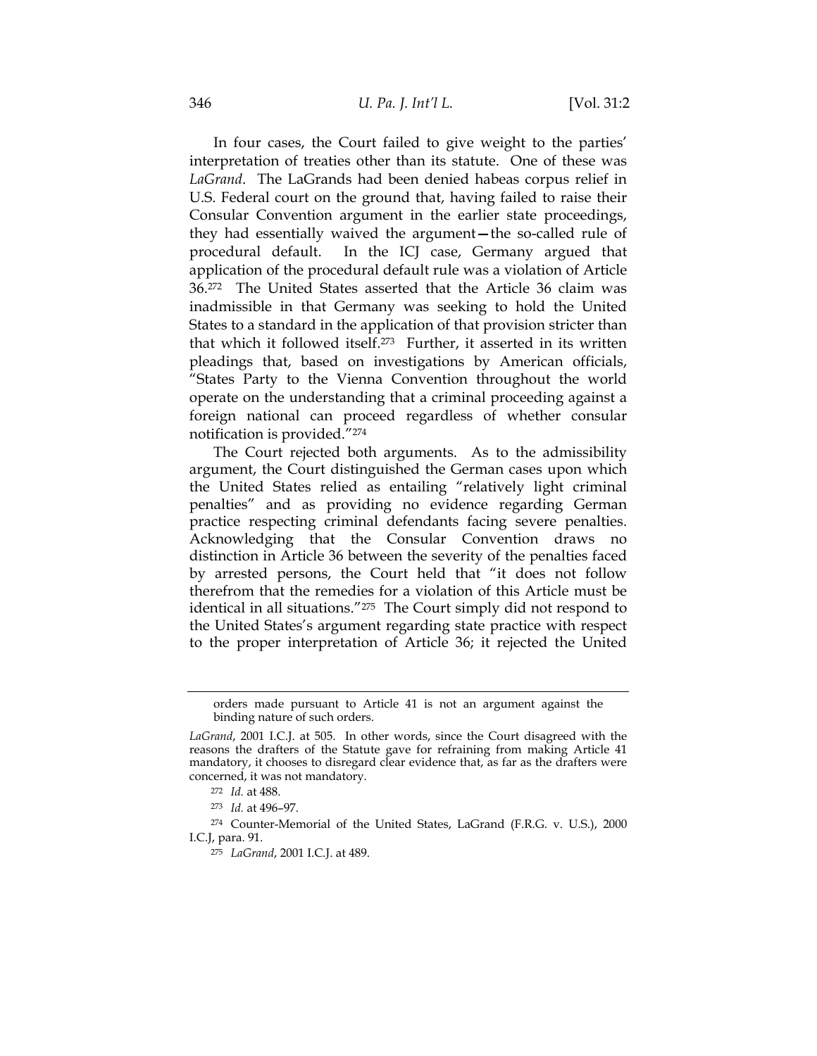In four cases, the Court failed to give weight to the parties' interpretation of treaties other than its statute. One of these was *LaGrand*. The LaGrands had been denied habeas corpus relief in U.S. Federal court on the ground that, having failed to raise their Consular Convention argument in the earlier state proceedings, they had essentially waived the argument—the so-called rule of procedural default. In the ICJ case, Germany argued that application of the procedural default rule was a violation of Article 36.[272] The United States asserted that the Article 36 claim was inadmissible in that Germany was seeking to hold the United States to a standard in the application of that provision stricter than that which it followed itself.[273] Further, it asserted in its written pleadings that, based on investigations by American officials, "States Party to the Vienna Convention throughout the world operate on the understanding that a criminal proceeding against a foreign national can proceed regardless of whether consular notification is provided."[274]

The Court rejected both arguments. As to the admissibility argument, the Court distinguished the German cases upon which the United States relied as entailing "relatively light criminal penalties" and as providing no evidence regarding German practice respecting criminal defendants facing severe penalties. Acknowledging that the Consular Convention draws no distinction in Article 36 between the severity of the penalties faced by arrested persons, the Court held that "it does not follow therefrom that the remedies for a violation of this Article must be identical in all situations."[275] The Court simply did not respond to the United States's argument regarding state practice with respect to the proper interpretation of Article 36; it rejected the United

---

orders made pursuant to Article 41 is not an argument against the binding nature of such orders.

*LaGrand*, 2001 I.C.J. at 505. In other words, since the Court disagreed with the reasons the drafters of the Statute gave for refraining from making Article 41 mandatory, it chooses to disregard clear evidence that, as far as the drafters were concerned, it was not mandatory.

[272] *Id.* at 488.

[273] *Id.* at 496–97.

[274] Counter-Memorial of the United States, LaGrand (F.R.G. v. U.S.), 2000 I.C.J, para. 91.

[275] *LaGrand*, 2001 I.C.J. at 489.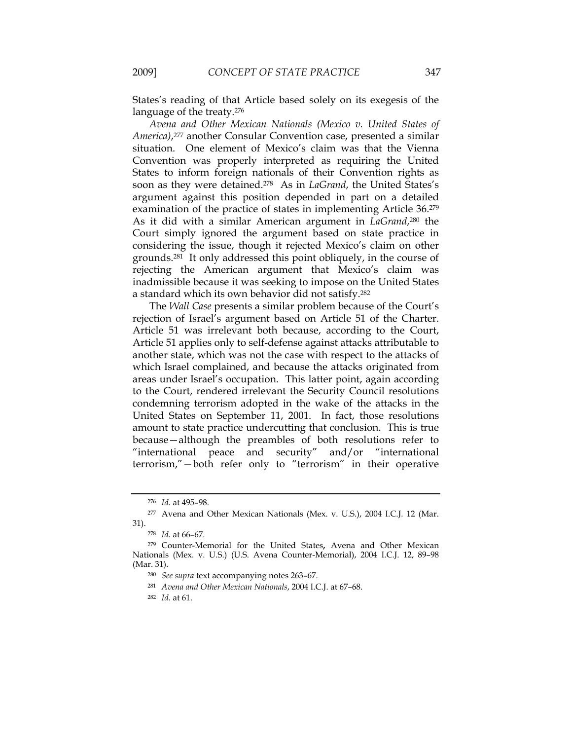States's reading of that Article based solely on its exegesis of the language of the treaty.[276]

*Avena and Other Mexican Nationals (Mexico v. United States of America)*,[277] another Consular Convention case, presented a similar situation. One element of Mexico's claim was that the Vienna Convention was properly interpreted as requiring the United States to inform foreign nationals of their Convention rights as soon as they were detained.[278] As in *LaGrand*, the United States's argument against this position depended in part on a detailed examination of the practice of states in implementing Article 36.[279] As it did with a similar American argument in *LaGrand*,[280] the Court simply ignored the argument based on state practice in considering the issue, though it rejected Mexico's claim on other grounds.[281] It only addressed this point obliquely, in the course of rejecting the American argument that Mexico's claim was inadmissible because it was seeking to impose on the United States a standard which its own behavior did not satisfy.[282]

The *Wall Case* presents a similar problem because of the Court's rejection of Israel's argument based on Article 51 of the Charter. Article 51 was irrelevant both because, according to the Court, Article 51 applies only to self-defense against attacks attributable to another state, which was not the case with respect to the attacks of which Israel complained, and because the attacks originated from areas under Israel's occupation. This latter point, again according to the Court, rendered irrelevant the Security Council resolutions condemning terrorism adopted in the wake of the attacks in the United States on September 11, 2001. In fact, those resolutions amount to state practice undercutting that conclusion. This is true because—although the preambles of both resolutions refer to "international peace and security" and/or "international terrorism,"—both refer only to "terrorism" in their operative

---

[276] *Id.* at 495–98.

[277] Avena and Other Mexican Nationals (Mex. v. U.S.), 2004 I.C.J. 12 (Mar. 31).

[278] *Id.* at 66–67.

[279] Counter-Memorial for the United States, Avena and Other Mexican Nationals (Mex. v. U.S.) (U.S. Avena Counter-Memorial), 2004 I.C.J. 12, 89–98 (Mar. 31).

[280] *See supra* text accompanying notes 263–67.

[281] *Avena and Other Mexican Nationals*, 2004 I.C.J. at 67–68.

[282] *Id.* at 61.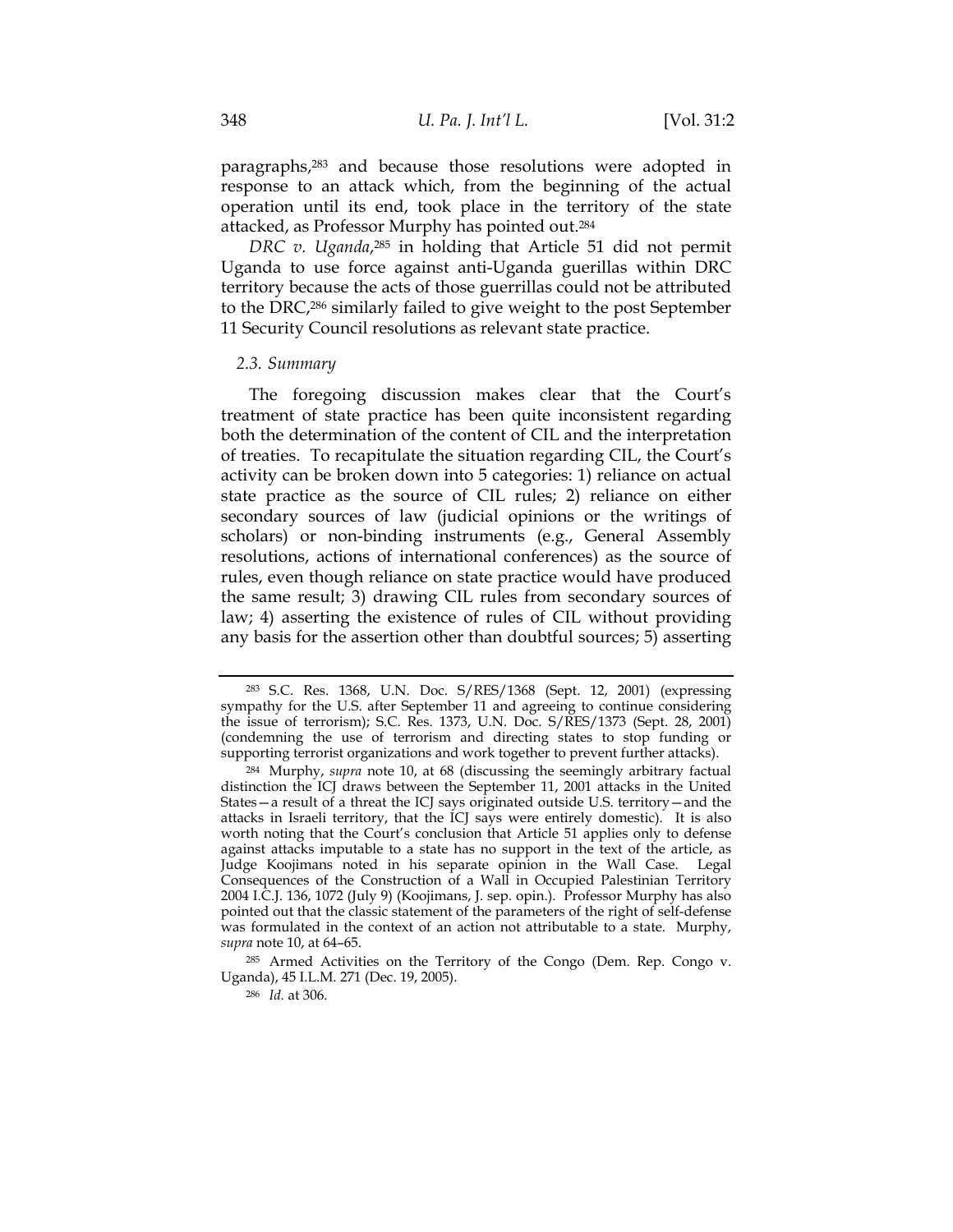paragraphs,[283] and because those resolutions were adopted in response to an attack which, from the beginning of the actual operation until its end, took place in the territory of the state attacked, as Professor Murphy has pointed out.[284]

*DRC v. Uganda*,[285] in holding that Article 51 did not permit Uganda to use force against anti-Uganda guerillas within DRC territory because the acts of those guerrillas could not be attributed to the DRC,[286] similarly failed to give weight to the post September 11 Security Council resolutions as relevant state practice.

### *2.3. Summary*

The foregoing discussion makes clear that the Court's treatment of state practice has been quite inconsistent regarding both the determination of the content of CIL and the interpretation of treaties. To recapitulate the situation regarding CIL, the Court's activity can be broken down into 5 categories: 1) reliance on actual state practice as the source of CIL rules; 2) reliance on either secondary sources of law (judicial opinions or the writings of scholars) or non-binding instruments (e.g., General Assembly resolutions, actions of international conferences) as the source of rules, even though reliance on state practice would have produced the same result; 3) drawing CIL rules from secondary sources of law; 4) asserting the existence of rules of CIL without providing any basis for the assertion other than doubtful sources; 5) asserting

---

[283] S.C. Res. 1368, U.N. Doc. S/RES/1368 (Sept. 12, 2001) (expressing sympathy for the U.S. after September 11 and agreeing to continue considering the issue of terrorism); S.C. Res. 1373, U.N. Doc. S/RES/1373 (Sept. 28, 2001) (condemning the use of terrorism and directing states to stop funding or supporting terrorist organizations and work together to prevent further attacks).

[284] Murphy, *supra* note 10, at 68 (discussing the seemingly arbitrary factual distinction the ICJ draws between the September 11, 2001 attacks in the United States—a result of a threat the ICJ says originated outside U.S. territory—and the attacks in Israeli territory, that the ICJ says were entirely domestic). It is also worth noting that the Court's conclusion that Article 51 applies only to defense against attacks imputable to a state has no support in the text of the article, as Judge Koojimans noted in his separate opinion in the Wall Case. Legal Consequences of the Construction of a Wall in Occupied Palestinian Territory 2004 I.C.J. 136, 1072 (July 9) (Koojimans, J. sep. opin.). Professor Murphy has also pointed out that the classic statement of the parameters of the right of self-defense was formulated in the context of an action not attributable to a state. Murphy, *supra* note 10, at 64–65.

[285] Armed Activities on the Territory of the Congo (Dem. Rep. Congo v. Uganda), 45 I.L.M. 271 (Dec. 19, 2005).

[286] *Id.* at 306.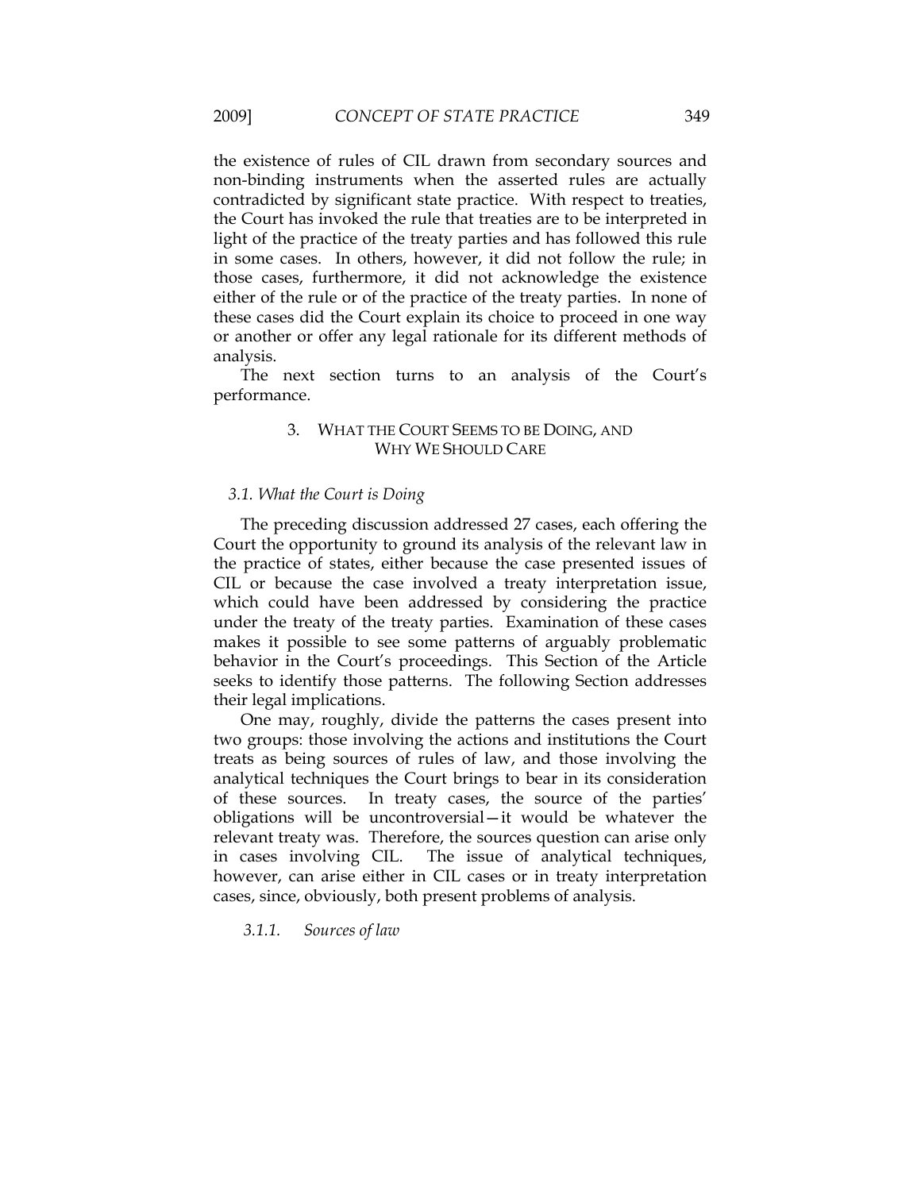the existence of rules of CIL drawn from secondary sources and non-binding instruments when the asserted rules are actually contradicted by significant state practice. With respect to treaties, the Court has invoked the rule that treaties are to be interpreted in light of the practice of the treaty parties and has followed this rule in some cases. In others, however, it did not follow the rule; in those cases, furthermore, it did not acknowledge the existence either of the rule or of the practice of the treaty parties. In none of these cases did the Court explain its choice to proceed in one way or another or offer any legal rationale for its different methods of analysis.

The next section turns to an analysis of the Court's performance.

## 3. WHAT THE COURT SEEMS TO BE DOING, AND WHY WE SHOULD CARE

### *3.1. What the Court is Doing*

The preceding discussion addressed 27 cases, each offering the Court the opportunity to ground its analysis of the relevant law in the practice of states, either because the case presented issues of CIL or because the case involved a treaty interpretation issue, which could have been addressed by considering the practice under the treaty of the treaty parties. Examination of these cases makes it possible to see some patterns of arguably problematic behavior in the Court's proceedings. This Section of the Article seeks to identify those patterns. The following Section addresses their legal implications.

One may, roughly, divide the patterns the cases present into two groups: those involving the actions and institutions the Court treats as being sources of rules of law, and those involving the analytical techniques the Court brings to bear in its consideration of these sources. In treaty cases, the source of the parties' obligations will be uncontroversial—it would be whatever the relevant treaty was. Therefore, the sources question can arise only in cases involving CIL. The issue of analytical techniques, however, can arise either in CIL cases or in treaty interpretation cases, since, obviously, both present problems of analysis.

#### *3.1.1. Sources of law*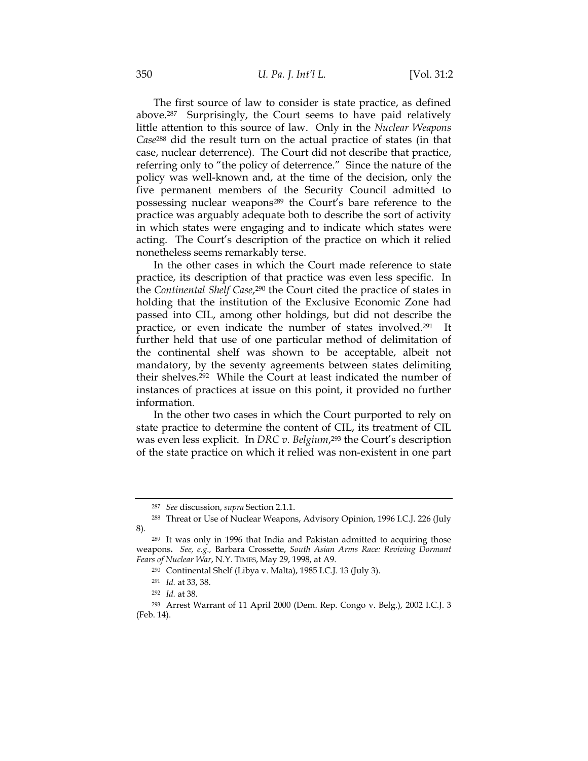The first source of law to consider is state practice, as defined above.[287] Surprisingly, the Court seems to have paid relatively little attention to this source of law. Only in the *Nuclear Weapons Case*[288] did the result turn on the actual practice of states (in that case, nuclear deterrence). The Court did not describe that practice, referring only to "the policy of deterrence." Since the nature of the policy was well-known and, at the time of the decision, only the five permanent members of the Security Council admitted to possessing nuclear weapons[289] the Court's bare reference to the practice was arguably adequate both to describe the sort of activity in which states were engaging and to indicate which states were acting. The Court's description of the practice on which it relied nonetheless seems remarkably terse.

In the other cases in which the Court made reference to state practice, its description of that practice was even less specific. In the *Continental Shelf Case*,[290] the Court cited the practice of states in holding that the institution of the Exclusive Economic Zone had passed into CIL, among other holdings, but did not describe the practice, or even indicate the number of states involved.[291] It further held that use of one particular method of delimitation of the continental shelf was shown to be acceptable, albeit not mandatory, by the seventy agreements between states delimiting their shelves.[292] While the Court at least indicated the number of instances of practices at issue on this point, it provided no further information.

In the other two cases in which the Court purported to rely on state practice to determine the content of CIL, its treatment of CIL was even less explicit. In *DRC v. Belgium*,[293] the Court's description of the state practice on which it relied was non-existent in one part

---

[287] *See* discussion, *supra* Section 2.1.1.

[288] Threat or Use of Nuclear Weapons, Advisory Opinion, 1996 I.C.J. 226 (July 8).

[289] It was only in 1996 that India and Pakistan admitted to acquiring those weapons**.** *See, e.g.,* Barbara Crossette, *South Asian Arms Race: Reviving Dormant Fears of Nuclear War*, N.Y. TIMES, May 29, 1998, at A9.

[290] Continental Shelf (Libya v. Malta), 1985 I.C.J. 13 (July 3).

[291] *Id.* at 33, 38.

[292] *Id.* at 38.

[293] Arrest Warrant of 11 April 2000 (Dem. Rep. Congo v. Belg.), 2002 I.C.J. 3 (Feb. 14).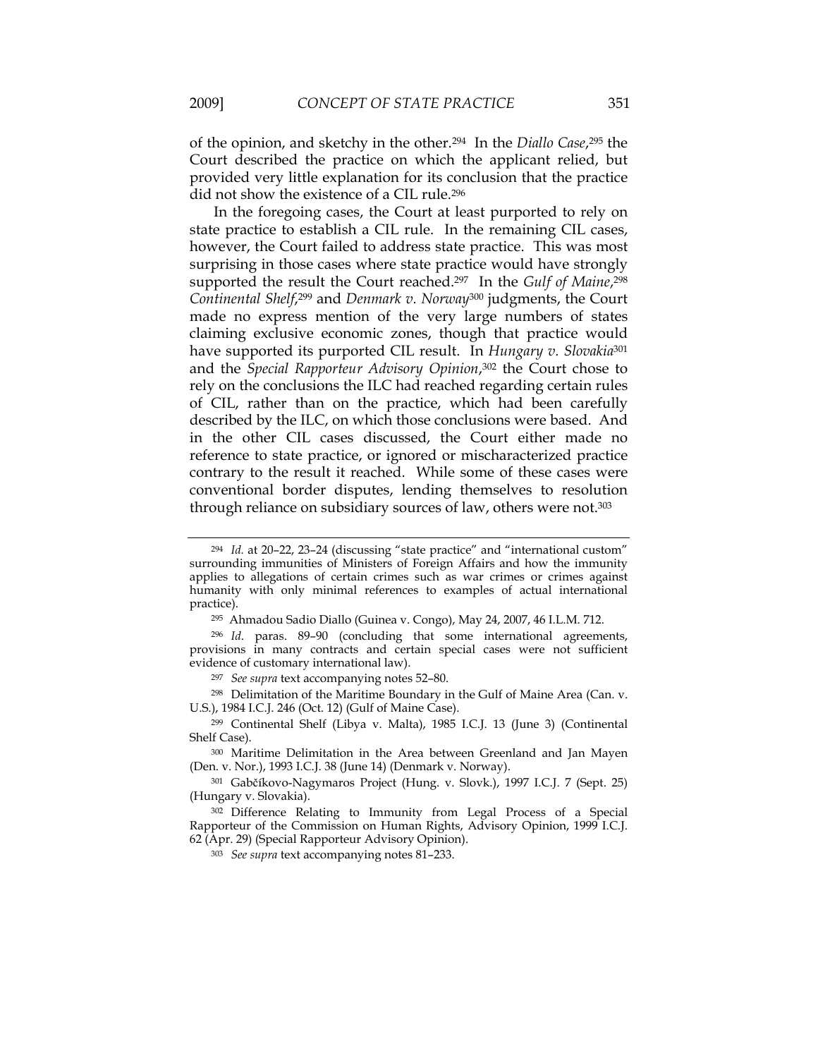of the opinion, and sketchy in the other.[294] In the *Diallo Case*,[295] the Court described the practice on which the applicant relied, but provided very little explanation for its conclusion that the practice did not show the existence of a CIL rule.[296]

In the foregoing cases, the Court at least purported to rely on state practice to establish a CIL rule. In the remaining CIL cases, however, the Court failed to address state practice. This was most surprising in those cases where state practice would have strongly supported the result the Court reached.[297] In the *Gulf of Maine*,[298] *Continental Shelf*,[299] and *Denmark v. Norway*[300] judgments, the Court made no express mention of the very large numbers of states claiming exclusive economic zones, though that practice would have supported its purported CIL result. In *Hungary v. Slovakia*[301] and the *Special Rapporteur Advisory Opinion*,[302] the Court chose to rely on the conclusions the ILC had reached regarding certain rules of CIL, rather than on the practice, which had been carefully described by the ILC, on which those conclusions were based. And in the other CIL cases discussed, the Court either made no reference to state practice, or ignored or mischaracterized practice contrary to the result it reached. While some of these cases were conventional border disputes, lending themselves to resolution through reliance on subsidiary sources of law, others were not.[303]

---

[294] *Id.* at 20–22, 23–24 (discussing "state practice" and "international custom" surrounding immunities of Ministers of Foreign Affairs and how the immunity applies to allegations of certain crimes such as war crimes or crimes against humanity with only minimal references to examples of actual international practice).

[295] Ahmadou Sadio Diallo (Guinea v. Congo), May 24, 2007, 46 I.L.M. 712.

[296] *Id*. paras. 89–90 (concluding that some international agreements, provisions in many contracts and certain special cases were not sufficient evidence of customary international law).

[297] *See supra* text accompanying notes 52–80.

[298] Delimitation of the Maritime Boundary in the Gulf of Maine Area (Can. v. U.S.), 1984 I.C.J. 246 (Oct. 12) (Gulf of Maine Case).

[299] Continental Shelf (Libya v. Malta), 1985 I.C.J. 13 (June 3) (Continental Shelf Case).

[300] Maritime Delimitation in the Area between Greenland and Jan Mayen (Den. v. Nor.), 1993 I.C.J. 38 (June 14) (Denmark v. Norway).

[301] Gabčíkovo-Nagymaros Project (Hung. v. Slovk.), 1997 I.C.J. 7 (Sept. 25) (Hungary v. Slovakia).

[302] Difference Relating to Immunity from Legal Process of a Special Rapporteur of the Commission on Human Rights, Advisory Opinion, 1999 I.C.J. 62 (Apr. 29) (Special Rapporteur Advisory Opinion).

[303] *See supra* text accompanying notes 81–233.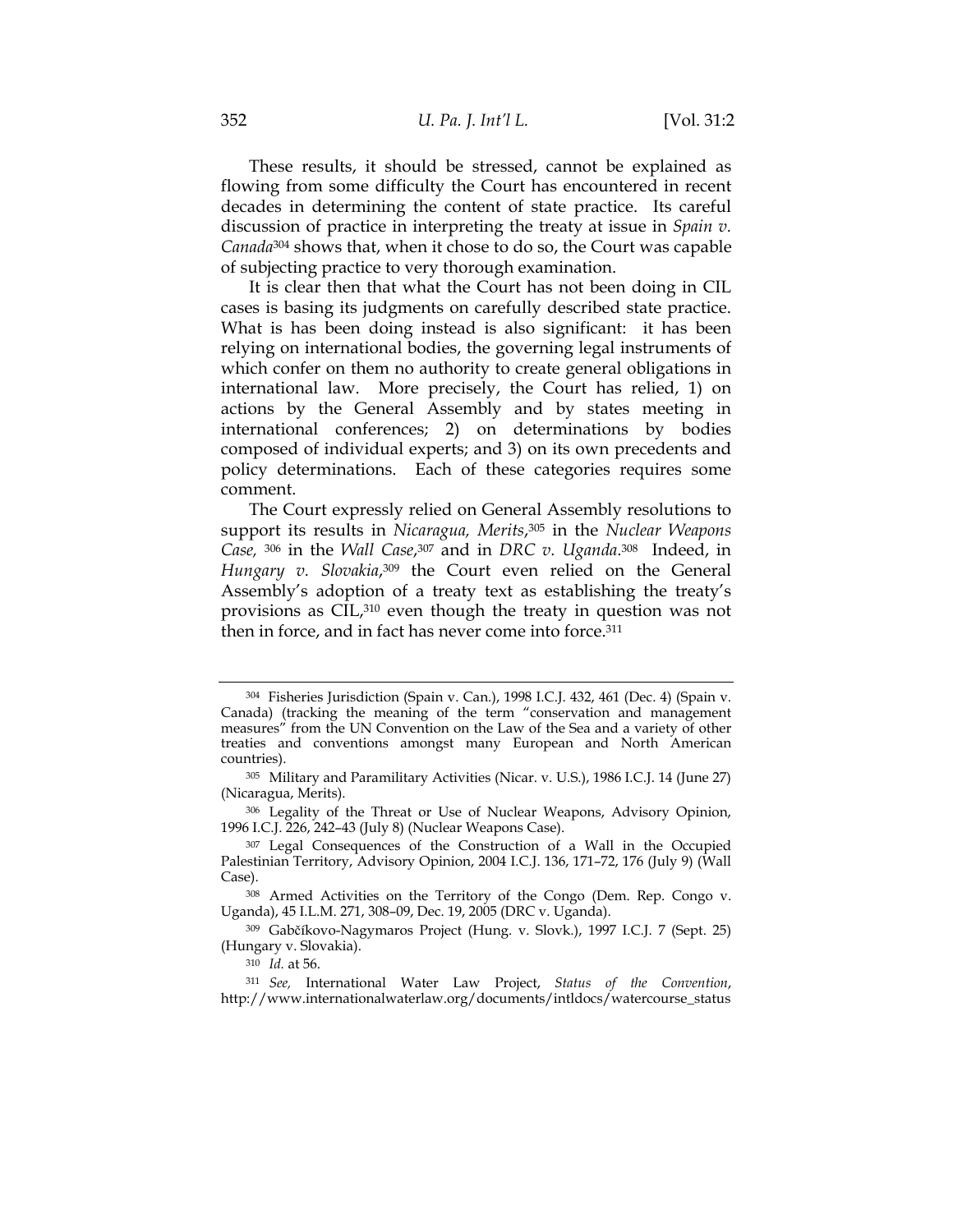These results, it should be stressed, cannot be explained as flowing from some difficulty the Court has encountered in recent decades in determining the content of state practice. Its careful discussion of practice in interpreting the treaty at issue in *Spain v. Canada*[304] shows that, when it chose to do so, the Court was capable of subjecting practice to very thorough examination.

It is clear then that what the Court has not been doing in CIL cases is basing its judgments on carefully described state practice. What is has been doing instead is also significant: it has been relying on international bodies, the governing legal instruments of which confer on them no authority to create general obligations in international law. More precisely, the Court has relied, 1) on actions by the General Assembly and by states meeting in international conferences; 2) on determinations by bodies composed of individual experts; and 3) on its own precedents and policy determinations. Each of these categories requires some comment.

The Court expressly relied on General Assembly resolutions to support its results in *Nicaragua, Merits*,[305] in the *Nuclear Weapons Case,* [306] in the *Wall Case*,[307] and in *DRC v. Uganda*.[308] Indeed, in *Hungary v. Slovakia*,[309] the Court even relied on the General Assembly's adoption of a treaty text as establishing the treaty's provisions as CIL,[310] even though the treaty in question was not then in force, and in fact has never come into force.[311]

---

[304] Fisheries Jurisdiction (Spain v. Can.), 1998 I.C.J. 432, 461 (Dec. 4) (Spain v. Canada) (tracking the meaning of the term "conservation and management measures" from the UN Convention on the Law of the Sea and a variety of other treaties and conventions amongst many European and North American countries).

[305] Military and Paramilitary Activities (Nicar. v. U.S.), 1986 I.C.J. 14 (June 27) (Nicaragua, Merits).

[306] Legality of the Threat or Use of Nuclear Weapons, Advisory Opinion, 1996 I.C.J. 226, 242–43 (July 8) (Nuclear Weapons Case).

[307] Legal Consequences of the Construction of a Wall in the Occupied Palestinian Territory, Advisory Opinion, 2004 I.C.J. 136, 171–72, 176 (July 9) (Wall Case).

[308] Armed Activities on the Territory of the Congo (Dem. Rep. Congo v. Uganda), 45 I.L.M. 271, 308–09, Dec. 19, 2005 (DRC v. Uganda).

[309] Gabčíkovo-Nagymaros Project (Hung. v. Slovk.), 1997 I.C.J. 7 (Sept. 25) (Hungary v. Slovakia).

[310] *Id.* at 56.

[311] *See,* International Water Law Project, *Status of the Convention*, http://www.internationalwaterlaw.org/documents/intldocs/watercourse_status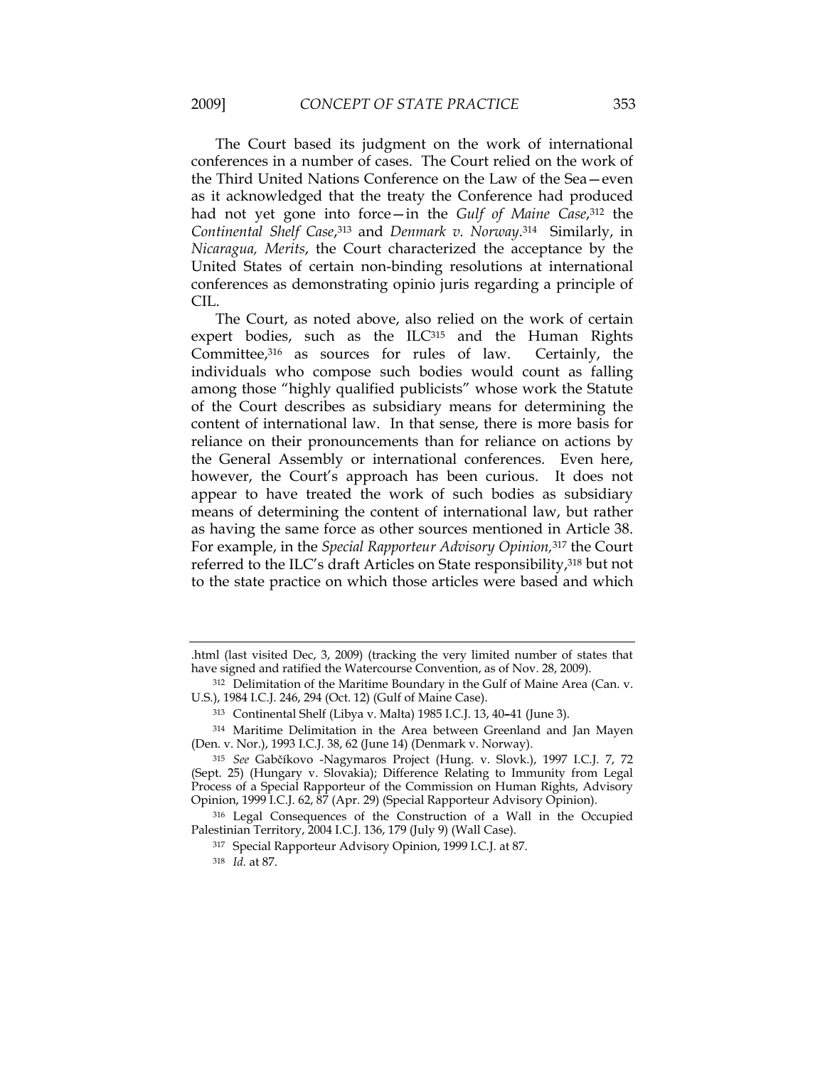The Court based its judgment on the work of international conferences in a number of cases. The Court relied on the work of the Third United Nations Conference on the Law of the Sea—even as it acknowledged that the treaty the Conference had produced had not yet gone into force—in the *Gulf of Maine Case*,[312] the *Continental Shelf Case*,[313] and *Denmark v. Norway*.[314] Similarly, in *Nicaragua, Merits*, the Court characterized the acceptance by the United States of certain non-binding resolutions at international conferences as demonstrating opinio juris regarding a principle of CIL.

The Court, as noted above, also relied on the work of certain expert bodies, such as the ILC[315] and the Human Rights Committee,[316] as sources for rules of law. Certainly, the individuals who compose such bodies would count as falling among those "highly qualified publicists" whose work the Statute of the Court describes as subsidiary means for determining the content of international law. In that sense, there is more basis for reliance on their pronouncements than for reliance on actions by the General Assembly or international conferences. Even here, however, the Court's approach has been curious. It does not appear to have treated the work of such bodies as subsidiary means of determining the content of international law, but rather as having the same force as other sources mentioned in Article 38. For example, in the *Special Rapporteur Advisory Opinion,*[317] the Court referred to the ILC's draft Articles on State responsibility,[318] but not to the state practice on which those articles were based and which

---

.html (last visited Dec, 3, 2009) (tracking the very limited number of states that have signed and ratified the Watercourse Convention, as of Nov. 28, 2009).

[312] Delimitation of the Maritime Boundary in the Gulf of Maine Area (Can. v. U.S.), 1984 I.C.J. 246, 294 (Oct. 12) (Gulf of Maine Case).

[313] Continental Shelf (Libya v. Malta) 1985 I.C.J. 13, 40–41 (June 3).

[314] Maritime Delimitation in the Area between Greenland and Jan Mayen (Den. v. Nor.), 1993 I.C.J. 38, 62 (June 14) (Denmark v. Norway).

[315] *See* Gabčíkovo -Nagymaros Project (Hung. v. Slovk.), 1997 I.C.J. 7, 72 (Sept. 25) (Hungary v. Slovakia); Difference Relating to Immunity from Legal Process of a Special Rapporteur of the Commission on Human Rights, Advisory Opinion, 1999 I.C.J. 62, 87 (Apr. 29) (Special Rapporteur Advisory Opinion).

[316] Legal Consequences of the Construction of a Wall in the Occupied Palestinian Territory, 2004 I.C.J. 136, 179 (July 9) (Wall Case).

[317] Special Rapporteur Advisory Opinion, 1999 I.C.J. at 87.

[318] *Id.* at 87.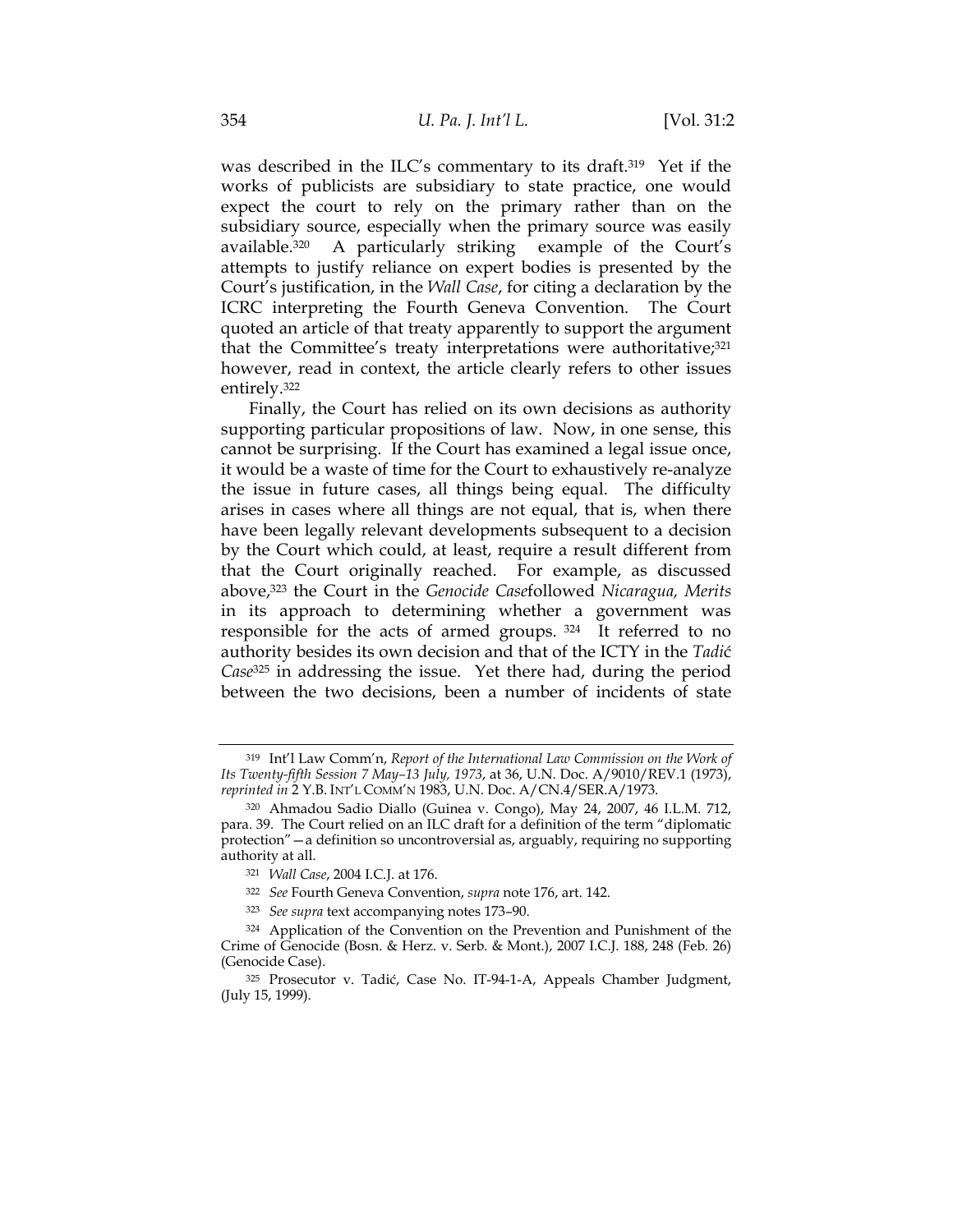was described in the ILC's commentary to its draft.[319] Yet if the works of publicists are subsidiary to state practice, one would expect the court to rely on the primary rather than on the subsidiary source, especially when the primary source was easily available.[320] A particularly striking example of the Court's attempts to justify reliance on expert bodies is presented by the Court's justification, in the *Wall Case*, for citing a declaration by the ICRC interpreting the Fourth Geneva Convention. The Court quoted an article of that treaty apparently to support the argument that the Committee's treaty interpretations were authoritative;[321] however, read in context, the article clearly refers to other issues entirely.[322]

Finally, the Court has relied on its own decisions as authority supporting particular propositions of law. Now, in one sense, this cannot be surprising. If the Court has examined a legal issue once, it would be a waste of time for the Court to exhaustively re-analyze the issue in future cases, all things being equal. The difficulty arises in cases where all things are not equal, that is, when there have been legally relevant developments subsequent to a decision by the Court which could, at least, require a result different from that the Court originally reached. For example, as discussed above,[323] the Court in the *Genocide Case*followed *Nicaragua, Merits* in its approach to determining whether a government was responsible for the acts of armed groups.[324] It referred to no authority besides its own decision and that of the ICTY in the *Tadić Case*[325] in addressing the issue. Yet there had, during the period between the two decisions, been a number of incidents of state

---

[319] Int'l Law Comm'n, *Report of the International Law Commission on the Work of Its Twenty-fifth Session 7 May–13 July, 1973*, at 36, U.N. Doc. A/9010/REV.1 (1973), *reprinted in* 2 Y.B. INT'L COMM'N 1983, U.N. Doc. A/CN.4/SER.A/1973.

[320] Ahmadou Sadio Diallo (Guinea v. Congo), May 24, 2007, 46 I.L.M. 712, para. 39. The Court relied on an ILC draft for a definition of the term "diplomatic protection"—a definition so uncontroversial as, arguably, requiring no supporting authority at all.

[321] *Wall Case*, 2004 I.C.J. at 176.

[322] *See* Fourth Geneva Convention, *supra* note 176, art. 142.

[323] *See supra* text accompanying notes 173–90.

[324] Application of the Convention on the Prevention and Punishment of the Crime of Genocide (Bosn. & Herz. v. Serb. & Mont.), 2007 I.C.J. 188, 248 (Feb. 26) (Genocide Case).

[325] Prosecutor v. Tadić, Case No. IT-94-1-A, Appeals Chamber Judgment, (July 15, 1999).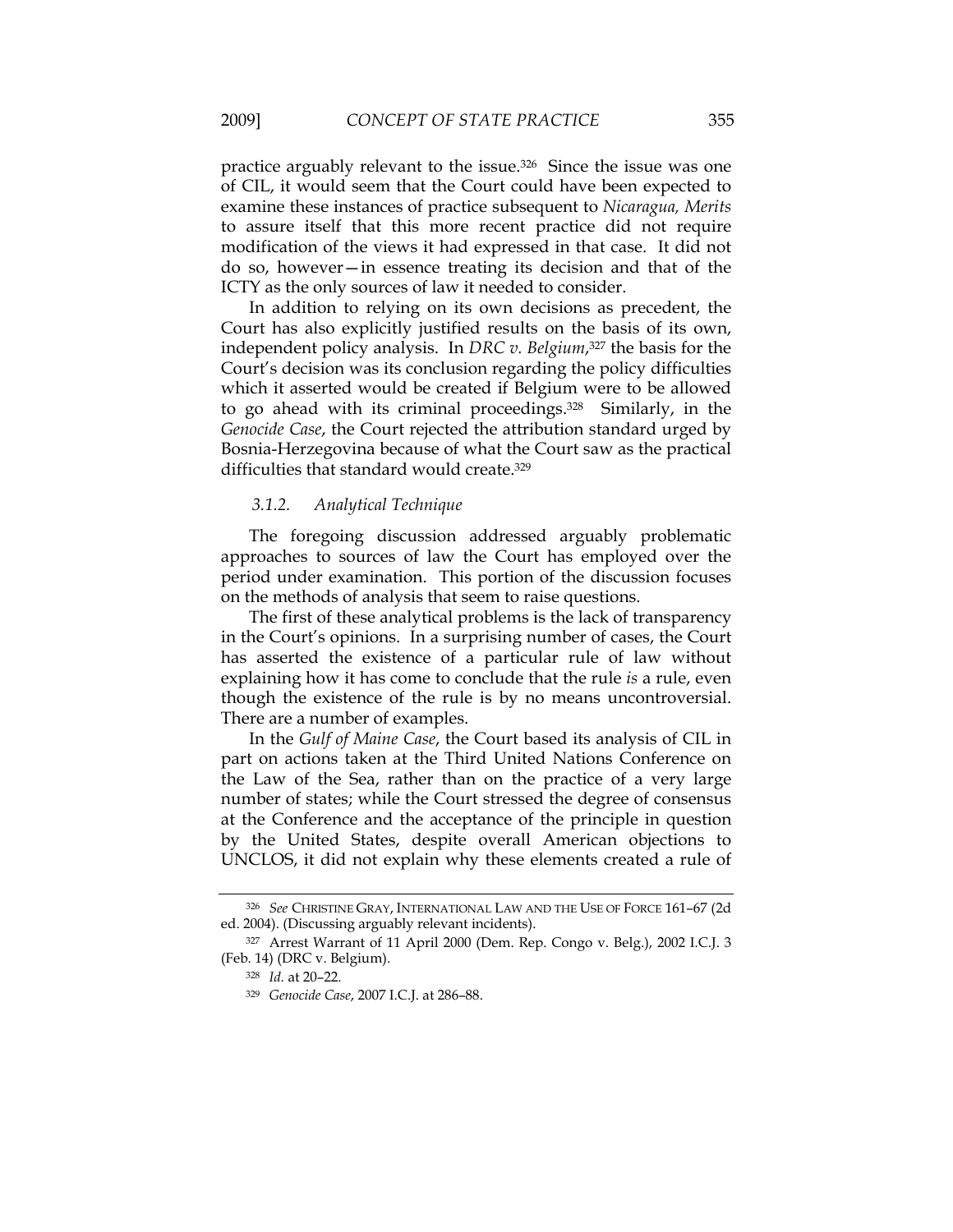practice arguably relevant to the issue.[326] Since the issue was one of CIL, it would seem that the Court could have been expected to examine these instances of practice subsequent to *Nicaragua, Merits* to assure itself that this more recent practice did not require modification of the views it had expressed in that case. It did not do so, however—in essence treating its decision and that of the ICTY as the only sources of law it needed to consider.

In addition to relying on its own decisions as precedent, the Court has also explicitly justified results on the basis of its own, independent policy analysis. In *DRC v. Belgium*,[327] the basis for the Court's decision was its conclusion regarding the policy difficulties which it asserted would be created if Belgium were to be allowed to go ahead with its criminal proceedings.[328] Similarly, in the *Genocide Case*, the Court rejected the attribution standard urged by Bosnia-Herzegovina because of what the Court saw as the practical difficulties that standard would create.[329]

### *3.1.2. Analytical Technique*

The foregoing discussion addressed arguably problematic approaches to sources of law the Court has employed over the period under examination. This portion of the discussion focuses on the methods of analysis that seem to raise questions.

The first of these analytical problems is the lack of transparency in the Court's opinions. In a surprising number of cases, the Court has asserted the existence of a particular rule of law without explaining how it has come to conclude that the rule *is* a rule, even though the existence of the rule is by no means uncontroversial. There are a number of examples.

In the *Gulf of Maine Case*, the Court based its analysis of CIL in part on actions taken at the Third United Nations Conference on the Law of the Sea, rather than on the practice of a very large number of states; while the Court stressed the degree of consensus at the Conference and the acceptance of the principle in question by the United States, despite overall American objections to UNCLOS, it did not explain why these elements created a rule of

---

[326] *See* CHRISTINE GRAY, INTERNATIONAL LAW AND THE USE OF FORCE 161–67 (2d ed. 2004). (Discussing arguably relevant incidents).

[327] Arrest Warrant of 11 April 2000 (Dem. Rep. Congo v. Belg.), 2002 I.C.J. 3 (Feb. 14) (DRC v. Belgium).

[328] *Id.* at 20–22.

[329] *Genocide Case*, 2007 I.C.J. at 286–88.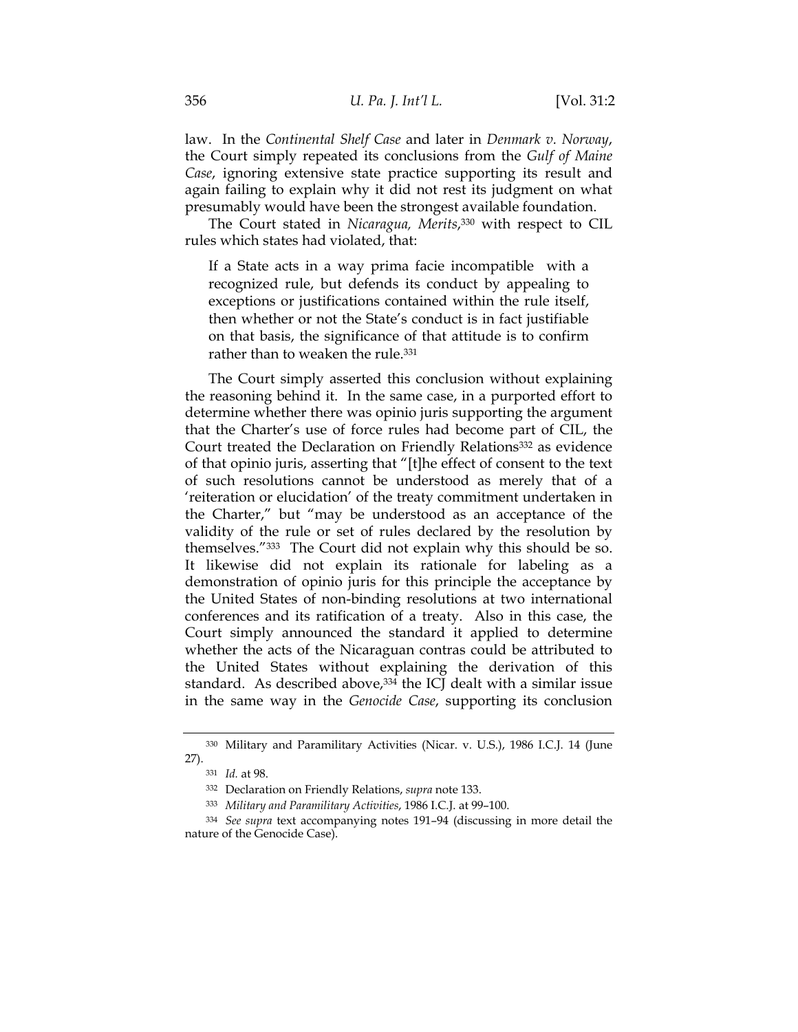law. In the *Continental Shelf Case* and later in *Denmark v. Norway*, the Court simply repeated its conclusions from the *Gulf of Maine Case*, ignoring extensive state practice supporting its result and again failing to explain why it did not rest its judgment on what presumably would have been the strongest available foundation.

The Court stated in *Nicaragua, Merits*,[330] with respect to CIL rules which states had violated, that:

> If a State acts in a way prima facie incompatible with a recognized rule, but defends its conduct by appealing to exceptions or justifications contained within the rule itself, then whether or not the State's conduct is in fact justifiable on that basis, the significance of that attitude is to confirm rather than to weaken the rule.[331]

The Court simply asserted this conclusion without explaining the reasoning behind it. In the same case, in a purported effort to determine whether there was opinio juris supporting the argument that the Charter's use of force rules had become part of CIL, the Court treated the Declaration on Friendly Relations[332] as evidence of that opinio juris, asserting that "[t]he effect of consent to the text of such resolutions cannot be understood as merely that of a 'reiteration or elucidation' of the treaty commitment undertaken in the Charter," but "may be understood as an acceptance of the validity of the rule or set of rules declared by the resolution by themselves."[333] The Court did not explain why this should be so. It likewise did not explain its rationale for labeling as a demonstration of opinio juris for this principle the acceptance by the United States of non-binding resolutions at two international conferences and its ratification of a treaty. Also in this case, the Court simply announced the standard it applied to determine whether the acts of the Nicaraguan contras could be attributed to the United States without explaining the derivation of this standard. As described above,[334] the ICJ dealt with a similar issue in the same way in the *Genocide Case*, supporting its conclusion

---

[330] Military and Paramilitary Activities (Nicar. v. U.S.), 1986 I.C.J. 14 (June 27).

[331] *Id.* at 98.

[332] Declaration on Friendly Relations, *supra* note 133.

[333] *Military and Paramilitary Activities*, 1986 I.C.J. at 99–100.

[334] *See supra* text accompanying notes 191–94 (discussing in more detail the nature of the Genocide Case).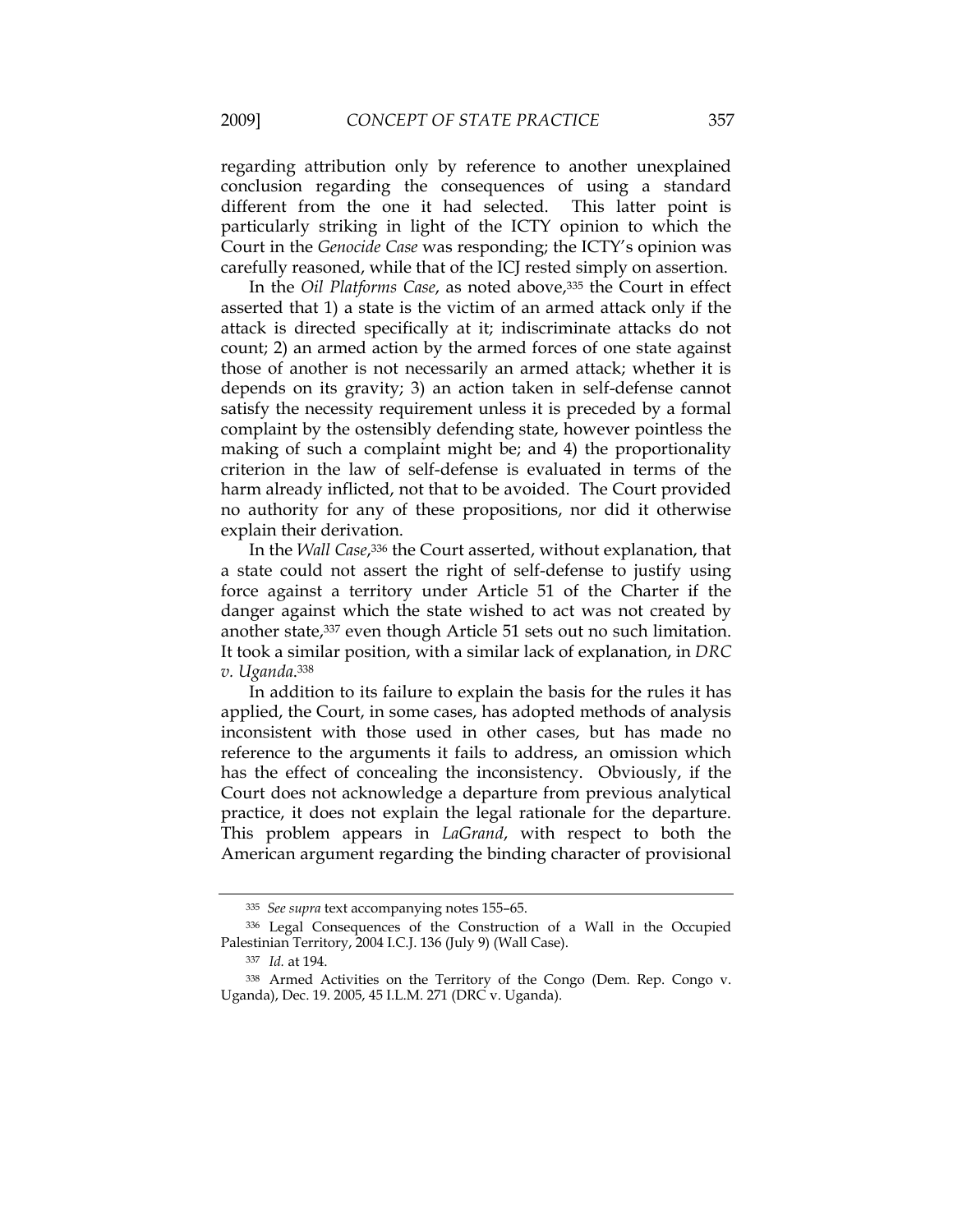regarding attribution only by reference to another unexplained conclusion regarding the consequences of using a standard different from the one it had selected. This latter point is particularly striking in light of the ICTY opinion to which the Court in the *Genocide Case* was responding; the ICTY's opinion was carefully reasoned, while that of the ICJ rested simply on assertion.

In the *Oil Platforms Case*, as noted above,[335] the Court in effect asserted that 1) a state is the victim of an armed attack only if the attack is directed specifically at it; indiscriminate attacks do not count; 2) an armed action by the armed forces of one state against those of another is not necessarily an armed attack; whether it is depends on its gravity; 3) an action taken in self-defense cannot satisfy the necessity requirement unless it is preceded by a formal complaint by the ostensibly defending state, however pointless the making of such a complaint might be; and 4) the proportionality criterion in the law of self-defense is evaluated in terms of the harm already inflicted, not that to be avoided. The Court provided no authority for any of these propositions, nor did it otherwise explain their derivation.

In the *Wall Case*,[336] the Court asserted, without explanation, that a state could not assert the right of self-defense to justify using force against a territory under Article 51 of the Charter if the danger against which the state wished to act was not created by another state,[337] even though Article 51 sets out no such limitation. It took a similar position, with a similar lack of explanation, in *DRC v. Uganda*.[338]

In addition to its failure to explain the basis for the rules it has applied, the Court, in some cases, has adopted methods of analysis inconsistent with those used in other cases, but has made no reference to the arguments it fails to address, an omission which has the effect of concealing the inconsistency. Obviously, if the Court does not acknowledge a departure from previous analytical practice, it does not explain the legal rationale for the departure. This problem appears in *LaGrand*, with respect to both the American argument regarding the binding character of provisional

---

[335] *See supra* text accompanying notes 155–65.

[336] Legal Consequences of the Construction of a Wall in the Occupied Palestinian Territory, 2004 I.C.J. 136 (July 9) (Wall Case).

[337] *Id.* at 194.

[338] Armed Activities on the Territory of the Congo (Dem. Rep. Congo v. Uganda), Dec. 19. 2005, 45 I.L.M. 271 (DRC v. Uganda).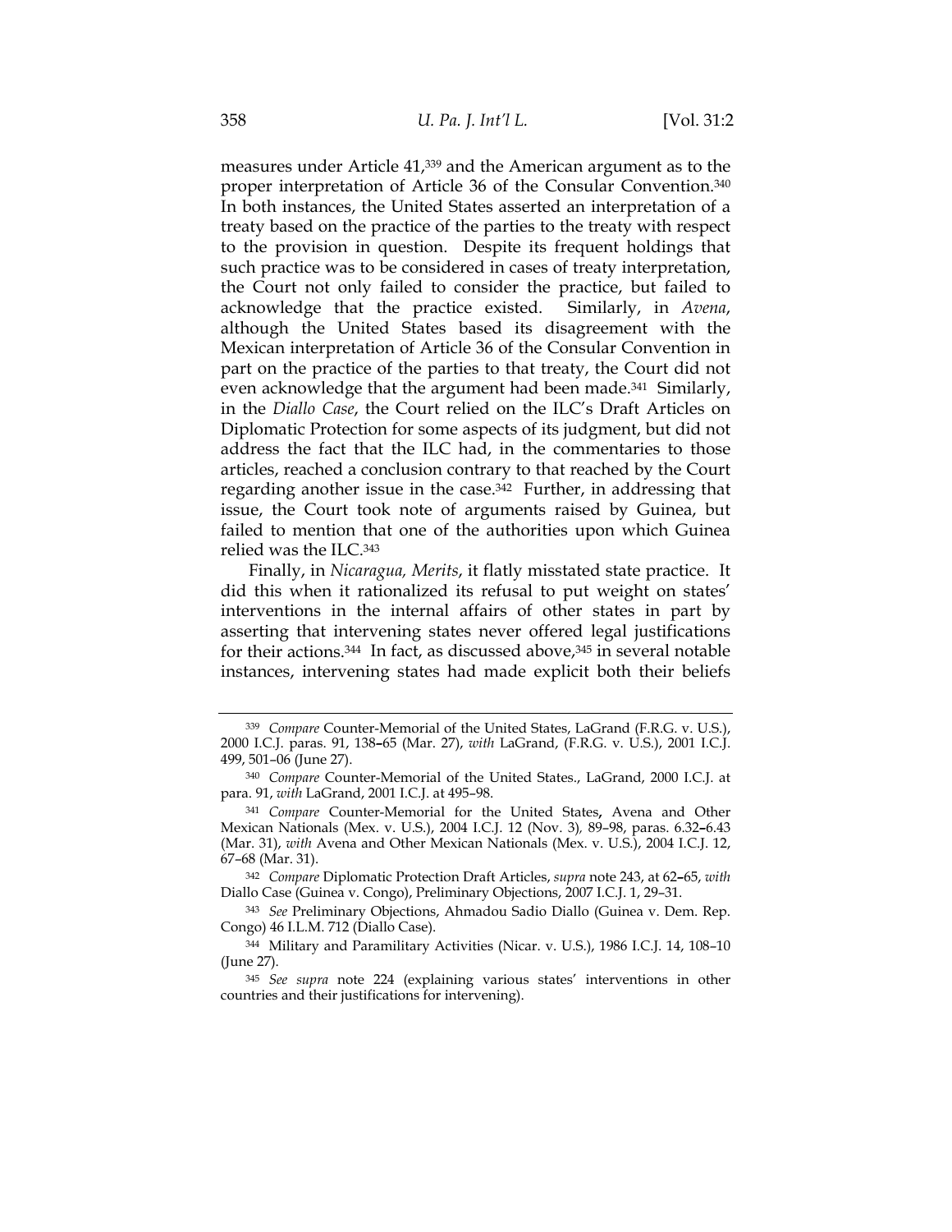measures under Article 41,[339] and the American argument as to the proper interpretation of Article 36 of the Consular Convention.[340] In both instances, the United States asserted an interpretation of a treaty based on the practice of the parties to the treaty with respect to the provision in question. Despite its frequent holdings that such practice was to be considered in cases of treaty interpretation, the Court not only failed to consider the practice, but failed to acknowledge that the practice existed. Similarly, in *Avena*, although the United States based its disagreement with the Mexican interpretation of Article 36 of the Consular Convention in part on the practice of the parties to that treaty, the Court did not even acknowledge that the argument had been made.[341] Similarly, in the *Diallo Case*, the Court relied on the ILC's Draft Articles on Diplomatic Protection for some aspects of its judgment, but did not address the fact that the ILC had, in the commentaries to those articles, reached a conclusion contrary to that reached by the Court regarding another issue in the case.[342] Further, in addressing that issue, the Court took note of arguments raised by Guinea, but failed to mention that one of the authorities upon which Guinea relied was the ILC.[343]

Finally, in *Nicaragua, Merits*, it flatly misstated state practice. It did this when it rationalized its refusal to put weight on states' interventions in the internal affairs of other states in part by asserting that intervening states never offered legal justifications for their actions.[344] In fact, as discussed above,[345] in several notable instances, intervening states had made explicit both their beliefs

---

[339] *Compare* Counter-Memorial of the United States, LaGrand (F.R.G. v. U.S.), 2000 I.C.J. paras. 91, 138–65 (Mar. 27), *with* LaGrand, (F.R.G. v. U.S.), 2001 I.C.J. 499, 501–06 (June 27).

[340] *Compare* Counter-Memorial of the United States., LaGrand, 2000 I.C.J. at para. 91, *with* LaGrand, 2001 I.C.J. at 495–98.

[341] *Compare* Counter-Memorial for the United States, Avena and Other Mexican Nationals (Mex. v. U.S.), 2004 I.C.J. 12 (Nov. 3), 89–98, paras. 6.32–6.43 (Mar. 31), *with* Avena and Other Mexican Nationals (Mex. v. U.S.), 2004 I.C.J. 12, 67–68 (Mar. 31).

[342] *Compare* Diplomatic Protection Draft Articles, *supra* note 243, at 62–65, *with* Diallo Case (Guinea v. Congo), Preliminary Objections, 2007 I.C.J. 1, 29–31.

[343] *See* Preliminary Objections, Ahmadou Sadio Diallo (Guinea v. Dem. Rep. Congo) 46 I.L.M. 712 (Diallo Case).

[344] Military and Paramilitary Activities (Nicar. v. U.S.), 1986 I.C.J. 14, 108–10 (June 27).

[345] *See supra* note 224 (explaining various states' interventions in other countries and their justifications for intervening).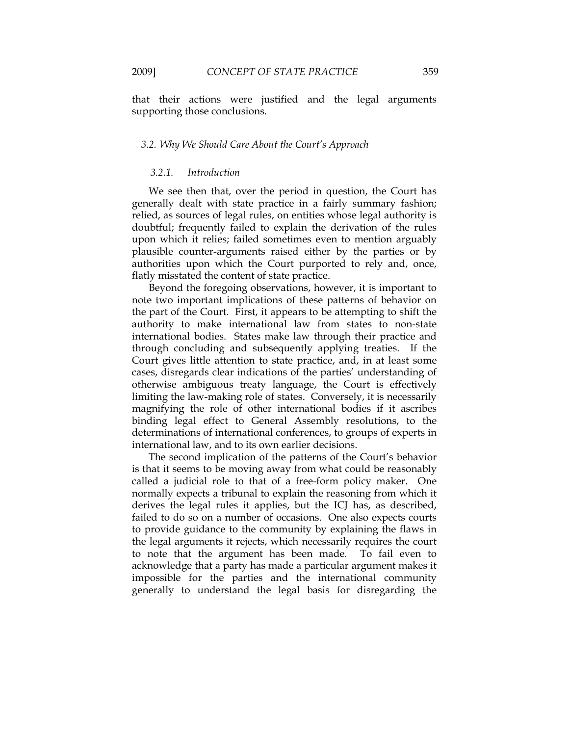that their actions were justified and the legal arguments supporting those conclusions.

### 3.2. *Why We Should Care About the Court's Approach*

#### 3.2.1. *Introduction*

We see then that, over the period in question, the Court has generally dealt with state practice in a fairly summary fashion; relied, as sources of legal rules, on entities whose legal authority is doubtful; frequently failed to explain the derivation of the rules upon which it relies; failed sometimes even to mention arguably plausible counter-arguments raised either by the parties or by authorities upon which the Court purported to rely and, once, flatly misstated the content of state practice.

Beyond the foregoing observations, however, it is important to note two important implications of these patterns of behavior on the part of the Court. First, it appears to be attempting to shift the authority to make international law from states to non-state international bodies. States make law through their practice and through concluding and subsequently applying treaties. If the Court gives little attention to state practice, and, in at least some cases, disregards clear indications of the parties' understanding of otherwise ambiguous treaty language, the Court is effectively limiting the law-making role of states. Conversely, it is necessarily magnifying the role of other international bodies if it ascribes binding legal effect to General Assembly resolutions, to the determinations of international conferences, to groups of experts in international law, and to its own earlier decisions.

The second implication of the patterns of the Court's behavior is that it seems to be moving away from what could be reasonably called a judicial role to that of a free-form policy maker. One normally expects a tribunal to explain the reasoning from which it derives the legal rules it applies, but the ICJ has, as described, failed to do so on a number of occasions. One also expects courts to provide guidance to the community by explaining the flaws in the legal arguments it rejects, which necessarily requires the court to note that the argument has been made. To fail even to acknowledge that a party has made a particular argument makes it impossible for the parties and the international community generally to understand the legal basis for disregarding the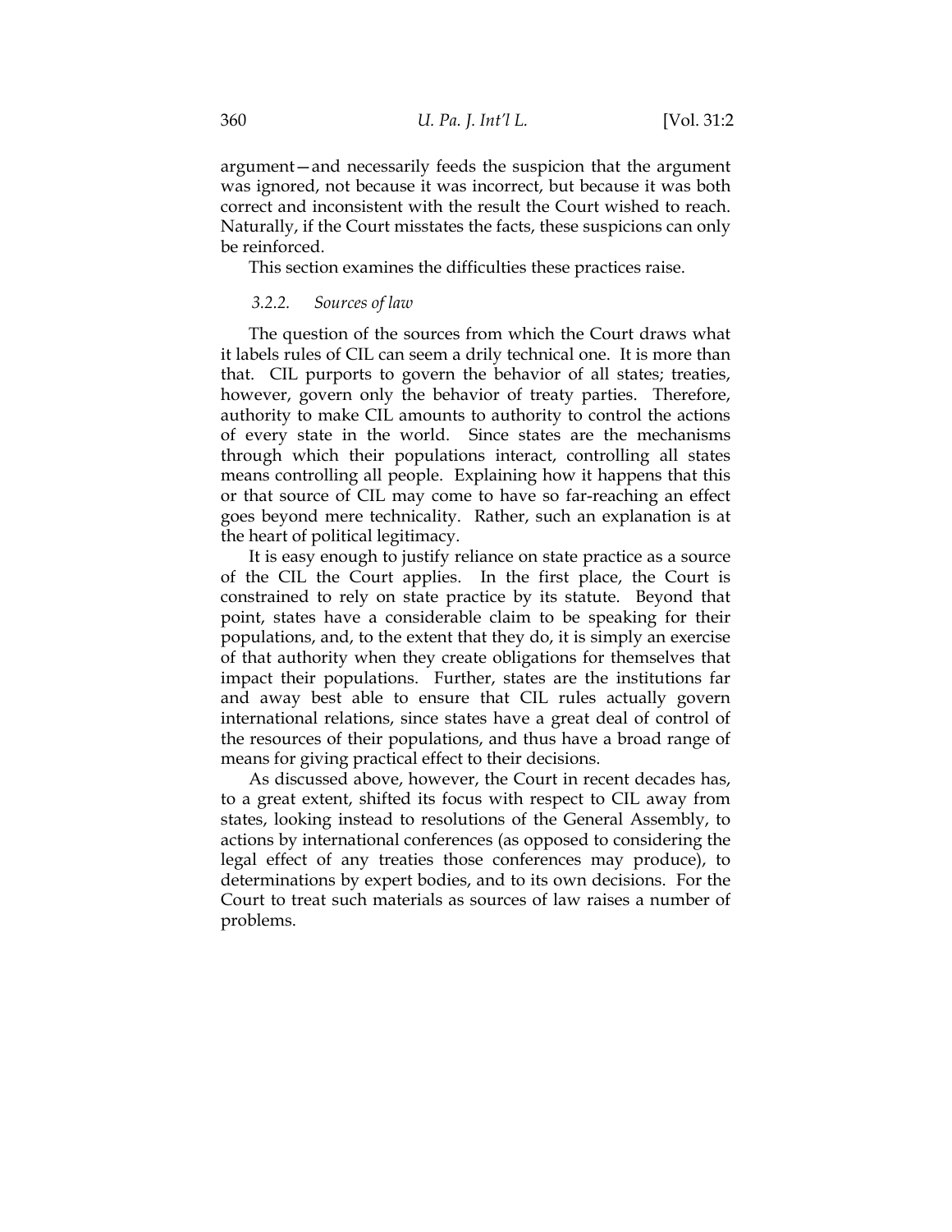argument—and necessarily feeds the suspicion that the argument was ignored, not because it was incorrect, but because it was both correct and inconsistent with the result the Court wished to reach. Naturally, if the Court misstates the facts, these suspicions can only be reinforced.

This section examines the difficulties these practices raise.

### *3.2.2. Sources of law*

The question of the sources from which the Court draws what it labels rules of CIL can seem a drily technical one. It is more than that. CIL purports to govern the behavior of all states; treaties, however, govern only the behavior of treaty parties. Therefore, authority to make CIL amounts to authority to control the actions of every state in the world. Since states are the mechanisms through which their populations interact, controlling all states means controlling all people. Explaining how it happens that this or that source of CIL may come to have so far-reaching an effect goes beyond mere technicality. Rather, such an explanation is at the heart of political legitimacy.

It is easy enough to justify reliance on state practice as a source of the CIL the Court applies. In the first place, the Court is constrained to rely on state practice by its statute. Beyond that point, states have a considerable claim to be speaking for their populations, and, to the extent that they do, it is simply an exercise of that authority when they create obligations for themselves that impact their populations. Further, states are the institutions far and away best able to ensure that CIL rules actually govern international relations, since states have a great deal of control of the resources of their populations, and thus have a broad range of means for giving practical effect to their decisions.

As discussed above, however, the Court in recent decades has, to a great extent, shifted its focus with respect to CIL away from states, looking instead to resolutions of the General Assembly, to actions by international conferences (as opposed to considering the legal effect of any treaties those conferences may produce), to determinations by expert bodies, and to its own decisions. For the Court to treat such materials as sources of law raises a number of problems.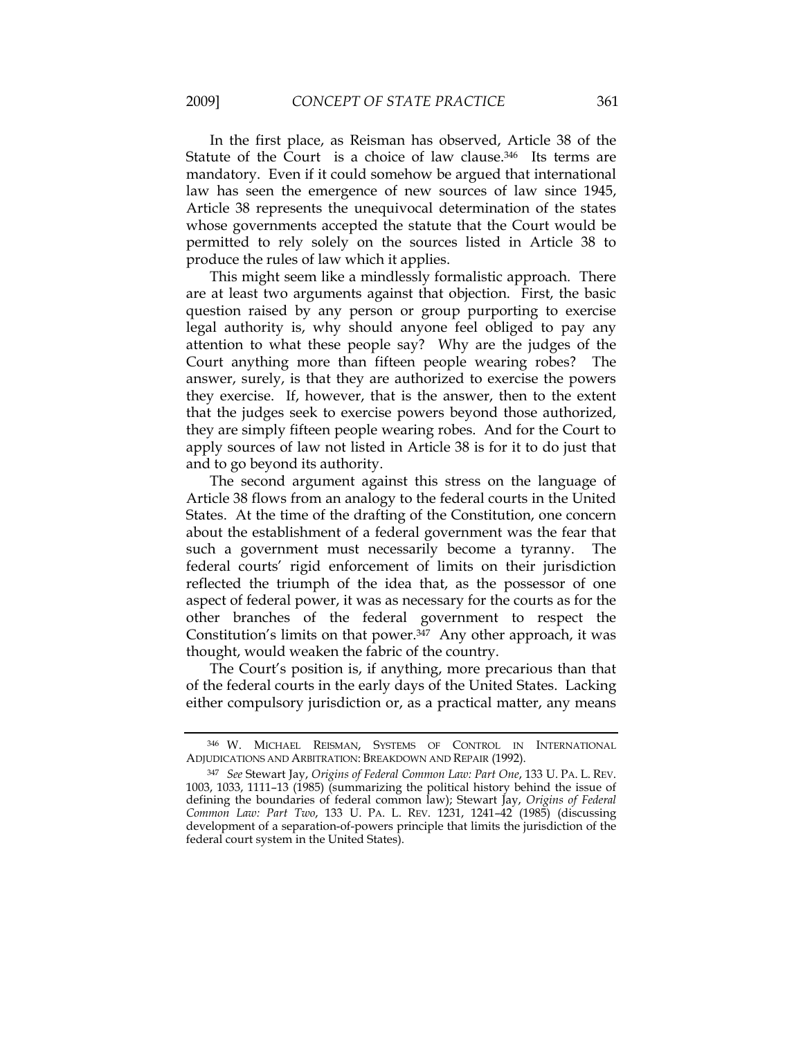In the first place, as Reisman has observed, Article 38 of the Statute of the Court is a choice of law clause.[346] Its terms are mandatory. Even if it could somehow be argued that international law has seen the emergence of new sources of law since 1945, Article 38 represents the unequivocal determination of the states whose governments accepted the statute that the Court would be permitted to rely solely on the sources listed in Article 38 to produce the rules of law which it applies.

This might seem like a mindlessly formalistic approach. There are at least two arguments against that objection. First, the basic question raised by any person or group purporting to exercise legal authority is, why should anyone feel obliged to pay any attention to what these people say? Why are the judges of the Court anything more than fifteen people wearing robes? The answer, surely, is that they are authorized to exercise the powers they exercise. If, however, that is the answer, then to the extent that the judges seek to exercise powers beyond those authorized, they are simply fifteen people wearing robes. And for the Court to apply sources of law not listed in Article 38 is for it to do just that and to go beyond its authority.

The second argument against this stress on the language of Article 38 flows from an analogy to the federal courts in the United States. At the time of the drafting of the Constitution, one concern about the establishment of a federal government was the fear that such a government must necessarily become a tyranny. The federal courts' rigid enforcement of limits on their jurisdiction reflected the triumph of the idea that, as the possessor of one aspect of federal power, it was as necessary for the courts as for the other branches of the federal government to respect the Constitution's limits on that power.[347] Any other approach, it was thought, would weaken the fabric of the country.

The Court's position is, if anything, more precarious than that of the federal courts in the early days of the United States. Lacking either compulsory jurisdiction or, as a practical matter, any means

---

[346] W. MICHAEL REISMAN, SYSTEMS OF CONTROL IN INTERNATIONAL ADJUDICATIONS AND ARBITRATION: BREAKDOWN AND REPAIR (1992).

[347] *See* Stewart Jay, *Origins of Federal Common Law: Part One*, 133 U. PA. L. REV. 1003, 1033, 1111–13 (1985) (summarizing the political history behind the issue of defining the boundaries of federal common law); Stewart Jay, *Origins of Federal Common Law: Part Two*, 133 U. PA. L. REV. 1231, 1241–42 (1985) (discussing development of a separation-of-powers principle that limits the jurisdiction of the federal court system in the United States).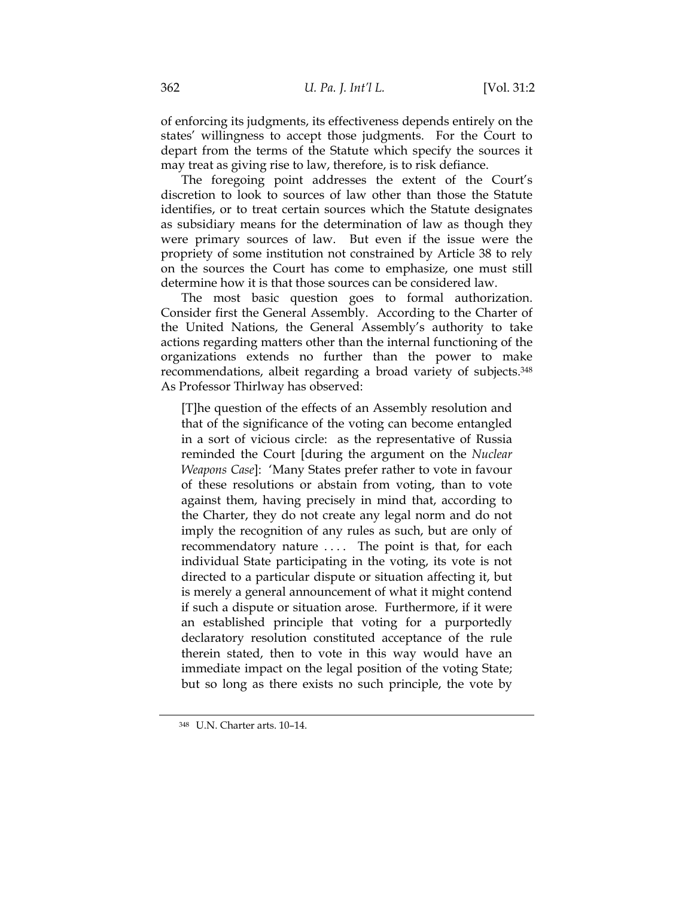of enforcing its judgments, its effectiveness depends entirely on the states' willingness to accept those judgments. For the Court to depart from the terms of the Statute which specify the sources it may treat as giving rise to law, therefore, is to risk defiance.

The foregoing point addresses the extent of the Court's discretion to look to sources of law other than those the Statute identifies, or to treat certain sources which the Statute designates as subsidiary means for the determination of law as though they were primary sources of law. But even if the issue were the propriety of some institution not constrained by Article 38 to rely on the sources the Court has come to emphasize, one must still determine how it is that those sources can be considered law.

The most basic question goes to formal authorization. Consider first the General Assembly. According to the Charter of the United Nations, the General Assembly's authority to take actions regarding matters other than the internal functioning of the organizations extends no further than the power to make recommendations, albeit regarding a broad variety of subjects.[348] As Professor Thirlway has observed:

> [T]he question of the effects of an Assembly resolution and that of the significance of the voting can become entangled in a sort of vicious circle: as the representative of Russia reminded the Court [during the argument on the *Nuclear Weapons Case*]: 'Many States prefer rather to vote in favour of these resolutions or abstain from voting, than to vote against them, having precisely in mind that, according to the Charter, they do not create any legal norm and do not imply the recognition of any rules as such, but are only of recommendatory nature . . . . The point is that, for each individual State participating in the voting, its vote is not directed to a particular dispute or situation affecting it, but is merely a general announcement of what it might contend if such a dispute or situation arose. Furthermore, if it were an established principle that voting for a purportedly declaratory resolution constituted acceptance of the rule therein stated, then to vote in this way would have an immediate impact on the legal position of the voting State; but so long as there exists no such principle, the vote by

[348] U.N. Charter arts. 10–14.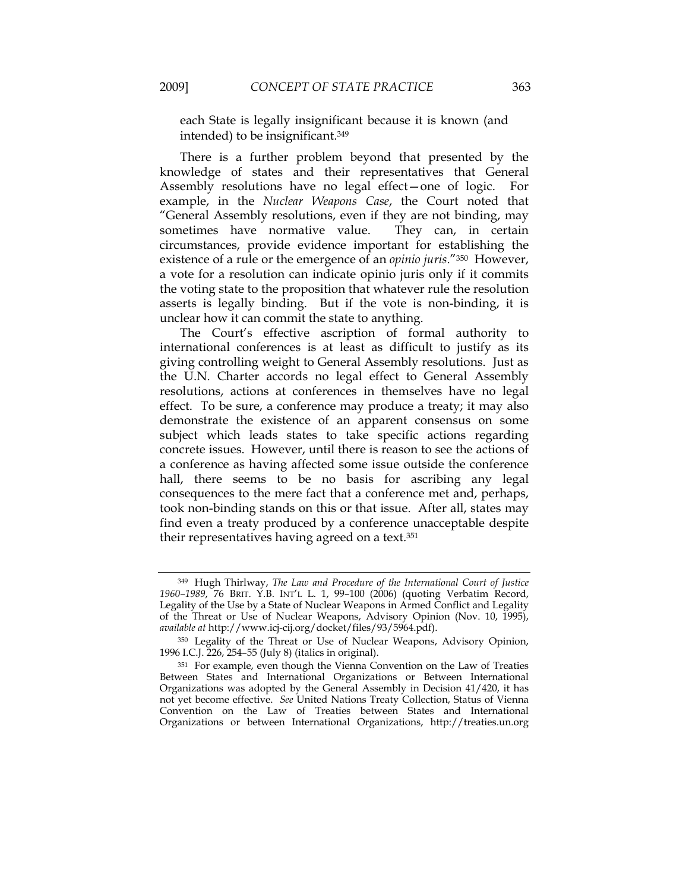each State is legally insignificant because it is known (and intended) to be insignificant.[349]

There is a further problem beyond that presented by the knowledge of states and their representatives that General Assembly resolutions have no legal effect—one of logic. For example, in the *Nuclear Weapons Case*, the Court noted that "General Assembly resolutions, even if they are not binding, may sometimes have normative value. They can, in certain circumstances, provide evidence important for establishing the existence of a rule or the emergence of an *opinio juris*."[350] However, a vote for a resolution can indicate opinio juris only if it commits the voting state to the proposition that whatever rule the resolution asserts is legally binding. But if the vote is non-binding, it is unclear how it can commit the state to anything.

The Court's effective ascription of formal authority to international conferences is at least as difficult to justify as its giving controlling weight to General Assembly resolutions. Just as the U.N. Charter accords no legal effect to General Assembly resolutions, actions at conferences in themselves have no legal effect. To be sure, a conference may produce a treaty; it may also demonstrate the existence of an apparent consensus on some subject which leads states to take specific actions regarding concrete issues. However, until there is reason to see the actions of a conference as having affected some issue outside the conference hall, there seems to be no basis for ascribing any legal consequences to the mere fact that a conference met and, perhaps, took non-binding stands on this or that issue. After all, states may find even a treaty produced by a conference unacceptable despite their representatives having agreed on a text.[351]

---

[349] Hugh Thirlway, *The Law and Procedure of the International Court of Justice 1960–1989*, 76 BRIT. Y.B. INT'L L. 1, 99–100 (2006) (quoting Verbatim Record, Legality of the Use by a State of Nuclear Weapons in Armed Conflict and Legality of the Threat or Use of Nuclear Weapons, Advisory Opinion (Nov. 10, 1995), *available at* http://www.icj-cij.org/docket/files/93/5964.pdf).

[350] Legality of the Threat or Use of Nuclear Weapons, Advisory Opinion, 1996 I.C.J. 226, 254–55 (July 8) (italics in original).

[351] For example, even though the Vienna Convention on the Law of Treaties Between States and International Organizations or Between International Organizations was adopted by the General Assembly in Decision 41/420, it has not yet become effective. *See* United Nations Treaty Collection, Status of Vienna Convention on the Law of Treaties between States and International Organizations or between International Organizations, http://treaties.un.org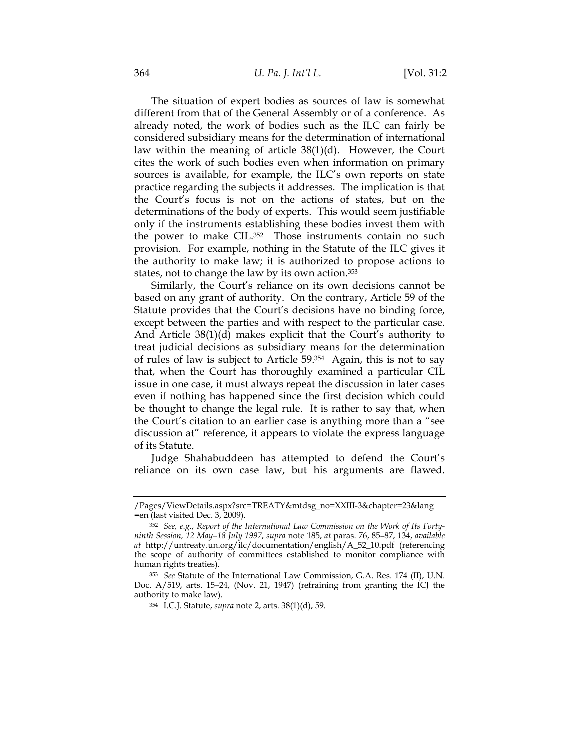The situation of expert bodies as sources of law is somewhat different from that of the General Assembly or of a conference. As already noted, the work of bodies such as the ILC can fairly be considered subsidiary means for the determination of international law within the meaning of article 38(1)(d). However, the Court cites the work of such bodies even when information on primary sources is available, for example, the ILC's own reports on state practice regarding the subjects it addresses. The implication is that the Court's focus is not on the actions of states, but on the determinations of the body of experts. This would seem justifiable only if the instruments establishing these bodies invest them with the power to make CIL.[352] Those instruments contain no such provision. For example, nothing in the Statute of the ILC gives it the authority to make law; it is authorized to propose actions to states, not to change the law by its own action.[353]

Similarly, the Court's reliance on its own decisions cannot be based on any grant of authority. On the contrary, Article 59 of the Statute provides that the Court's decisions have no binding force, except between the parties and with respect to the particular case. And Article 38(1)(d) makes explicit that the Court's authority to treat judicial decisions as subsidiary means for the determination of rules of law is subject to Article 59.[354] Again, this is not to say that, when the Court has thoroughly examined a particular CIL issue in one case, it must always repeat the discussion in later cases even if nothing has happened since the first decision which could be thought to change the legal rule. It is rather to say that, when the Court's citation to an earlier case is anything more than a "see discussion at" reference, it appears to violate the express language of its Statute.

Judge Shahabuddeen has attempted to defend the Court's reliance on its own case law, but his arguments are flawed.

---

/Pages/ViewDetails.aspx?src=TREATY&mtdsg_no=XXIII-3&chapter=23&lang=en (last visited Dec. 3, 2009).

[352] *See, e.g.*, *Report of the International Law Commission on the Work of Its Forty-ninth Session, 12 May–18 July 1997*, *supra* note 185, *at* paras. 76, 85–87, 134, *available at* http://untreaty.un.org/ilc/documentation/english/A_52_10.pdf (referencing the scope of authority of committees established to monitor compliance with human rights treaties).

[353] *See* Statute of the International Law Commission, G.A. Res. 174 (II), U.N. Doc. A/519, arts. 15–24, (Nov. 21, 1947) (refraining from granting the ICJ the authority to make law).

[354] I.C.J. Statute, *supra* note 2, arts. 38(1)(d), 59.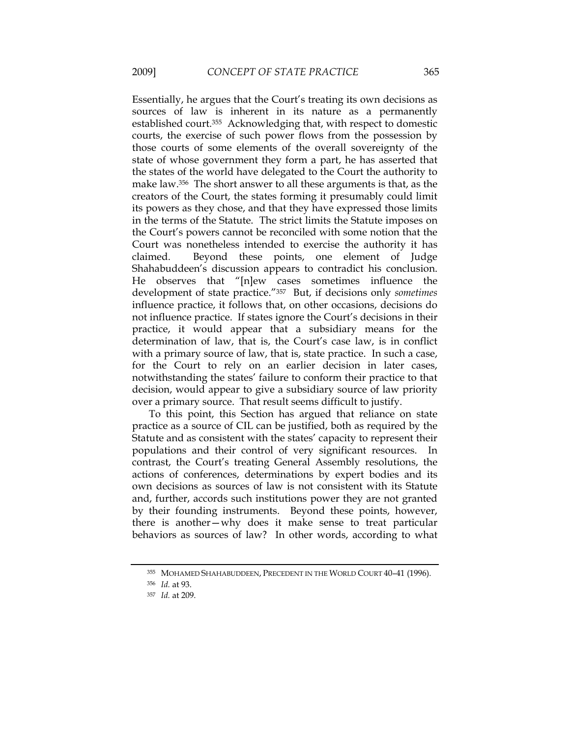Essentially, he argues that the Court's treating its own decisions as sources of law is inherent in its nature as a permanently established court.[355] Acknowledging that, with respect to domestic courts, the exercise of such power flows from the possession by those courts of some elements of the overall sovereignty of the state of whose government they form a part, he has asserted that the states of the world have delegated to the Court the authority to make law.[356] The short answer to all these arguments is that, as the creators of the Court, the states forming it presumably could limit its powers as they chose, and that they have expressed those limits in the terms of the Statute. The strict limits the Statute imposes on the Court's powers cannot be reconciled with some notion that the Court was nonetheless intended to exercise the authority it has claimed. Beyond these points, one element of Judge Shahabuddeen's discussion appears to contradict his conclusion. He observes that "[n]ew cases sometimes influence the development of state practice."[357] But, if decisions only *sometimes* influence practice, it follows that, on other occasions, decisions do not influence practice. If states ignore the Court's decisions in their practice, it would appear that a subsidiary means for the determination of law, that is, the Court's case law, is in conflict with a primary source of law, that is, state practice. In such a case, for the Court to rely on an earlier decision in later cases, notwithstanding the states' failure to conform their practice to that decision, would appear to give a subsidiary source of law priority over a primary source. That result seems difficult to justify.

To this point, this Section has argued that reliance on state practice as a source of CIL can be justified, both as required by the Statute and as consistent with the states' capacity to represent their populations and their control of very significant resources. In contrast, the Court's treating General Assembly resolutions, the actions of conferences, determinations by expert bodies and its own decisions as sources of law is not consistent with its Statute and, further, accords such institutions power they are not granted by their founding instruments. Beyond these points, however, there is another—why does it make sense to treat particular behaviors as sources of law? In other words, according to what

---

[355] MOHAMED SHAHABUDDEEN, PRECEDENT IN THE WORLD COURT 40–41 (1996).

[356] *Id.* at 93.

[357] *Id.* at 209.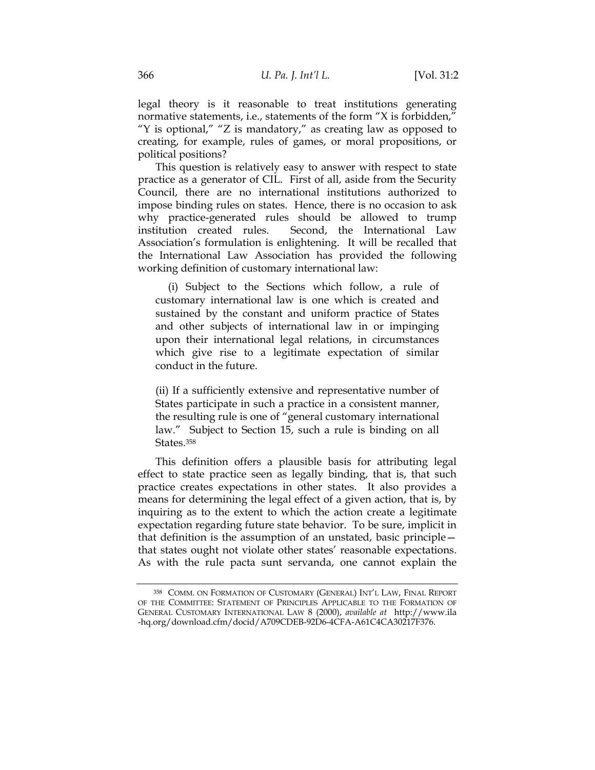legal theory is it reasonable to treat institutions generating normative statements, i.e., statements of the form "X is forbidden," "Y is optional," "Z is mandatory," as creating law as opposed to creating, for example, rules of games, or moral propositions, or political positions?

This question is relatively easy to answer with respect to state practice as a generator of CIL. First of all, aside from the Security Council, there are no international institutions authorized to impose binding rules on states. Hence, there is no occasion to ask why practice-generated rules should be allowed to trump institution created rules. Second, the International Law Association's formulation is enlightening. It will be recalled that the International Law Association has provided the following working definition of customary international law:

> (i) Subject to the Sections which follow, a rule of customary international law is one which is created and sustained by the constant and uniform practice of States and other subjects of international law in or impinging upon their international legal relations, in circumstances which give rise to a legitimate expectation of similar conduct in the future.
>
> (ii) If a sufficiently extensive and representative number of States participate in such a practice in a consistent manner, the resulting rule is one of "general customary international law." Subject to Section 15, such a rule is binding on all States.[358]

This definition offers a plausible basis for attributing legal effect to state practice seen as legally binding, that is, that such practice creates expectations in other states. It also provides a means for determining the legal effect of a given action, that is, by inquiring as to the extent to which the action create a legitimate expectation regarding future state behavior. To be sure, implicit in that definition is the assumption of an unstated, basic principle—that states ought not violate other states' reasonable expectations. As with the rule pacta sunt servanda, one cannot explain the

---

[358] COMM. ON FORMATION OF CUSTOMARY (GENERAL) INT'L LAW, FINAL REPORT OF THE COMMITTEE: STATEMENT OF PRINCIPLES APPLICABLE TO THE FORMATION OF GENERAL CUSTOMARY INTERNATIONAL LAW 8 (2000), *available at* http://www.ila-hq.org/download.cfm/docid/A709CDEB-92D6-4CFA-A61C4CA30217F376.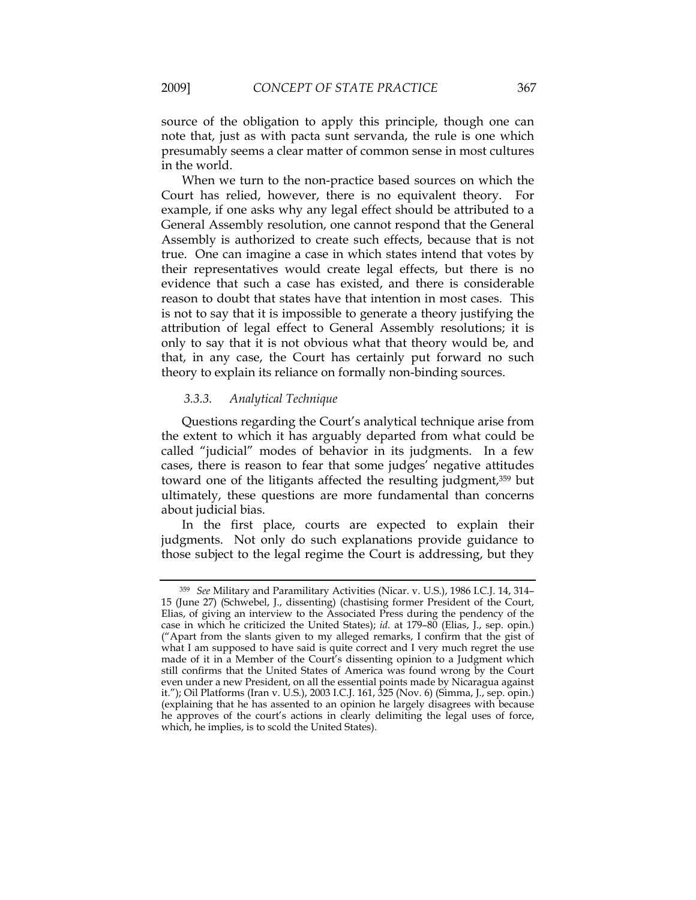source of the obligation to apply this principle, though one can note that, just as with pacta sunt servanda, the rule is one which presumably seems a clear matter of common sense in most cultures in the world.

When we turn to the non-practice based sources on which the Court has relied, however, there is no equivalent theory. For example, if one asks why any legal effect should be attributed to a General Assembly resolution, one cannot respond that the General Assembly is authorized to create such effects, because that is not true. One can imagine a case in which states intend that votes by their representatives would create legal effects, but there is no evidence that such a case has existed, and there is considerable reason to doubt that states have that intention in most cases. This is not to say that it is impossible to generate a theory justifying the attribution of legal effect to General Assembly resolutions; it is only to say that it is not obvious what that theory would be, and that, in any case, the Court has certainly put forward no such theory to explain its reliance on formally non-binding sources.

### *3.3.3. Analytical Technique*

Questions regarding the Court's analytical technique arise from the extent to which it has arguably departed from what could be called "judicial" modes of behavior in its judgments. In a few cases, there is reason to fear that some judges' negative attitudes toward one of the litigants affected the resulting judgment,[359] but ultimately, these questions are more fundamental than concerns about judicial bias.

In the first place, courts are expected to explain their judgments. Not only do such explanations provide guidance to those subject to the legal regime the Court is addressing, but they

---

[359] *See* Military and Paramilitary Activities (Nicar. v. U.S.), 1986 I.C.J. 14, 314–15 (June 27) (Schwebel, J., dissenting) (chastising former President of the Court, Elias, of giving an interview to the Associated Press during the pendency of the case in which he criticized the United States); *id.* at 179–80 (Elias, J., sep. opin.) ("Apart from the slants given to my alleged remarks, I confirm that the gist of what I am supposed to have said is quite correct and I very much regret the use made of it in a Member of the Court's dissenting opinion to a Judgment which still confirms that the United States of America was found wrong by the Court even under a new President, on all the essential points made by Nicaragua against it."); Oil Platforms (Iran v. U.S.), 2003 I.C.J. 161, 325 (Nov. 6) (Simma, J., sep. opin.) (explaining that he has assented to an opinion he largely disagrees with because he approves of the court's actions in clearly delimiting the legal uses of force, which, he implies, is to scold the United States).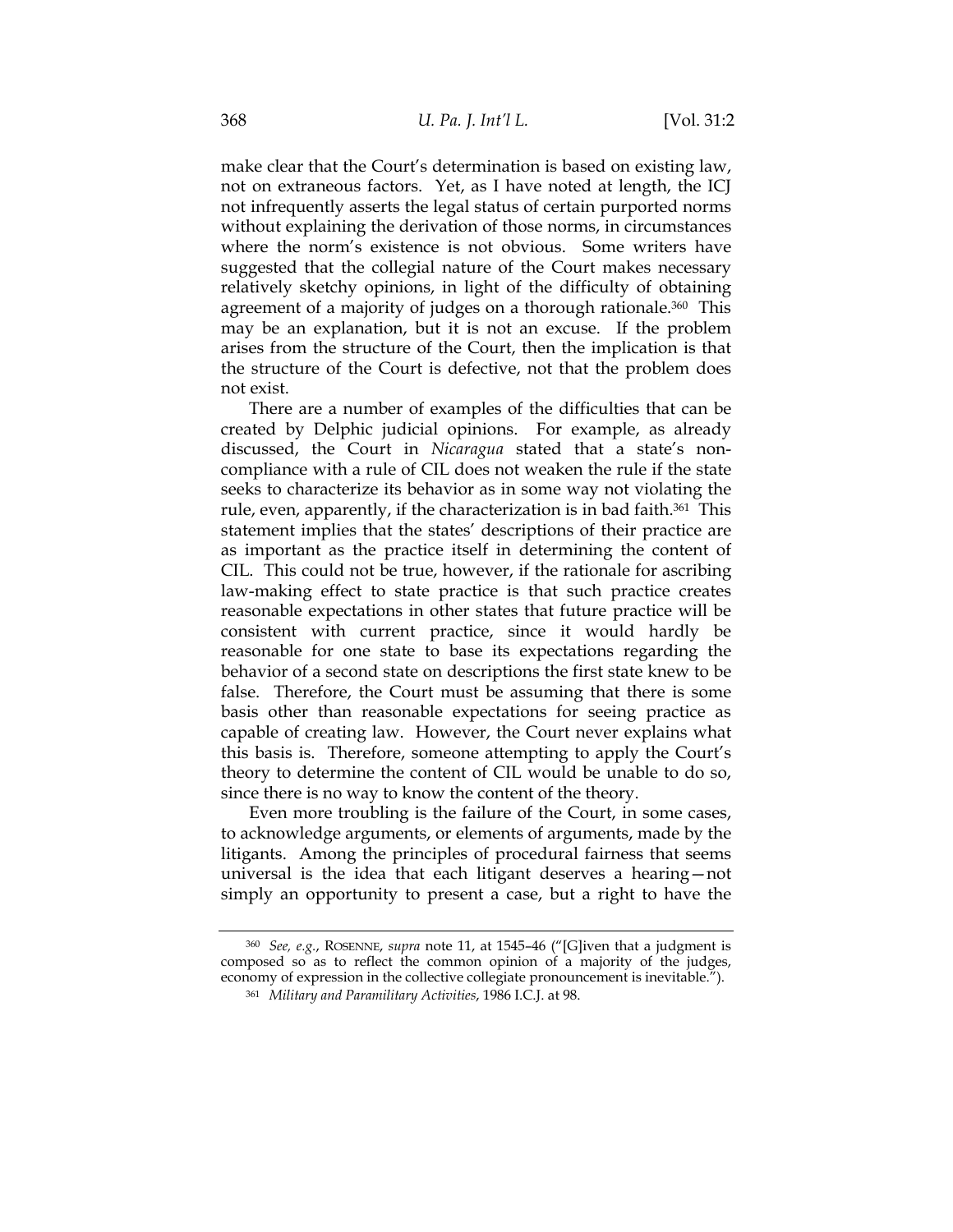make clear that the Court's determination is based on existing law, not on extraneous factors. Yet, as I have noted at length, the ICJ not infrequently asserts the legal status of certain purported norms without explaining the derivation of those norms, in circumstances where the norm's existence is not obvious. Some writers have suggested that the collegial nature of the Court makes necessary relatively sketchy opinions, in light of the difficulty of obtaining agreement of a majority of judges on a thorough rationale.[360] This may be an explanation, but it is not an excuse. If the problem arises from the structure of the Court, then the implication is that the structure of the Court is defective, not that the problem does not exist.

There are a number of examples of the difficulties that can be created by Delphic judicial opinions. For example, as already discussed, the Court in *Nicaragua* stated that a state's non-compliance with a rule of CIL does not weaken the rule if the state seeks to characterize its behavior as in some way not violating the rule, even, apparently, if the characterization is in bad faith.[361] This statement implies that the states' descriptions of their practice are as important as the practice itself in determining the content of CIL. This could not be true, however, if the rationale for ascribing law-making effect to state practice is that such practice creates reasonable expectations in other states that future practice will be consistent with current practice, since it would hardly be reasonable for one state to base its expectations regarding the behavior of a second state on descriptions the first state knew to be false. Therefore, the Court must be assuming that there is some basis other than reasonable expectations for seeing practice as capable of creating law. However, the Court never explains what this basis is. Therefore, someone attempting to apply the Court's theory to determine the content of CIL would be unable to do so, since there is no way to know the content of the theory.

Even more troubling is the failure of the Court, in some cases, to acknowledge arguments, or elements of arguments, made by the litigants. Among the principles of procedural fairness that seems universal is the idea that each litigant deserves a hearing—not simply an opportunity to present a case, but a right to have the

---

[360] *See, e.g.*, ROSENNE, *supra* note 11, at 1545–46 ("[G]iven that a judgment is composed so as to reflect the common opinion of a majority of the judges, economy of expression in the collective collegiate pronouncement is inevitable.").

[361] *Military and Paramilitary Activities*, 1986 I.C.J. at 98.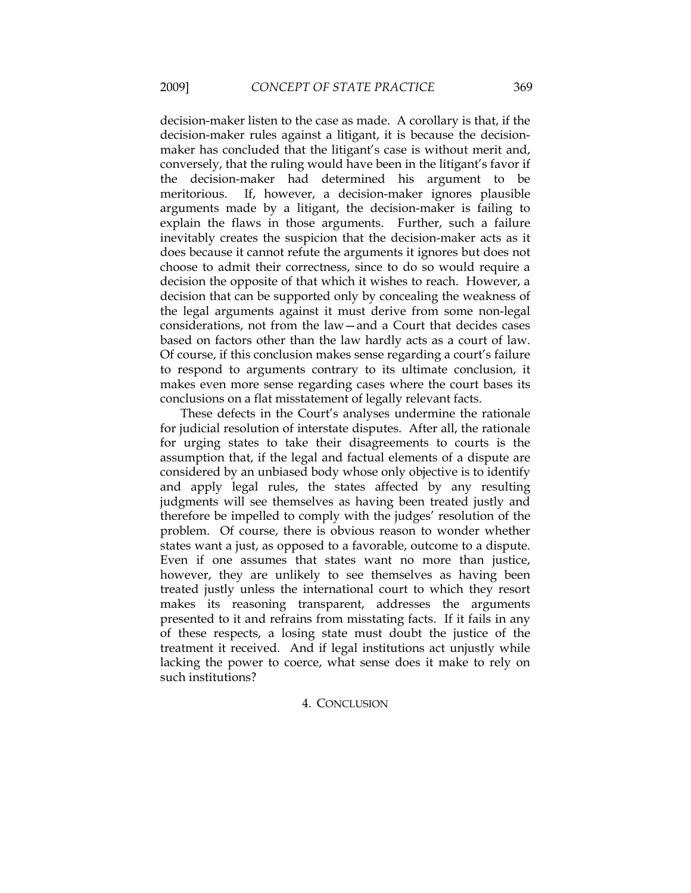decision-maker listen to the case as made. A corollary is that, if the decision-maker rules against a litigant, it is because the decision-maker has concluded that the litigant's case is without merit and, conversely, that the ruling would have been in the litigant's favor if the decision-maker had determined his argument to be meritorious. If, however, a decision-maker ignores plausible arguments made by a litigant, the decision-maker is failing to explain the flaws in those arguments. Further, such a failure inevitably creates the suspicion that the decision-maker acts as it does because it cannot refute the arguments it ignores but does not choose to admit their correctness, since to do so would require a decision the opposite of that which it wishes to reach. However, a decision that can be supported only by concealing the weakness of the legal arguments against it must derive from some non-legal considerations, not from the law—and a Court that decides cases based on factors other than the law hardly acts as a court of law. Of course, if this conclusion makes sense regarding a court's failure to respond to arguments contrary to its ultimate conclusion, it makes even more sense regarding cases where the court bases its conclusions on a flat misstatement of legally relevant facts.

These defects in the Court's analyses undermine the rationale for judicial resolution of interstate disputes. After all, the rationale for urging states to take their disagreements to courts is the assumption that, if the legal and factual elements of a dispute are considered by an unbiased body whose only objective is to identify and apply legal rules, the states affected by any resulting judgments will see themselves as having been treated justly and therefore be impelled to comply with the judges' resolution of the problem. Of course, there is obvious reason to wonder whether states want a just, as opposed to a favorable, outcome to a dispute. Even if one assumes that states want no more than justice, however, they are unlikely to see themselves as having been treated justly unless the international court to which they resort makes its reasoning transparent, addresses the arguments presented to it and refrains from misstating facts. If it fails in any of these respects, a losing state must doubt the justice of the treatment it received. And if legal institutions act unjustly while lacking the power to coerce, what sense does it make to rely on such institutions?

## 4. CONCLUSION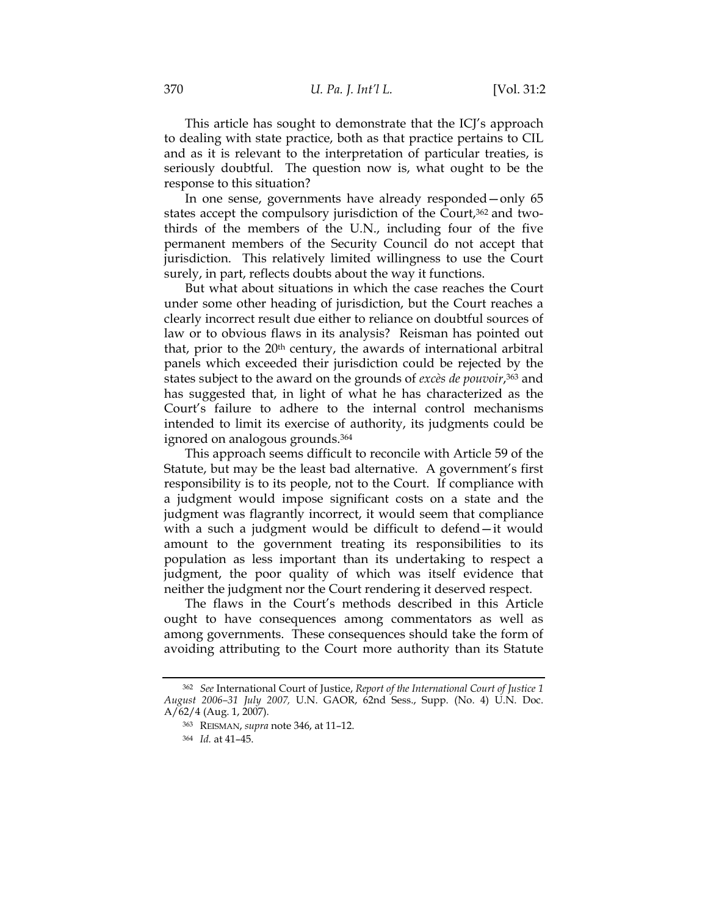This article has sought to demonstrate that the ICJ's approach to dealing with state practice, both as that practice pertains to CIL and as it is relevant to the interpretation of particular treaties, is seriously doubtful. The question now is, what ought to be the response to this situation?

In one sense, governments have already responded—only 65 states accept the compulsory jurisdiction of the Court,[362] and two-thirds of the members of the U.N., including four of the five permanent members of the Security Council do not accept that jurisdiction. This relatively limited willingness to use the Court surely, in part, reflects doubts about the way it functions.

But what about situations in which the case reaches the Court under some other heading of jurisdiction, but the Court reaches a clearly incorrect result due either to reliance on doubtful sources of law or to obvious flaws in its analysis? Reisman has pointed out that, prior to the 20th century, the awards of international arbitral panels which exceeded their jurisdiction could be rejected by the states subject to the award on the grounds of *excès de pouvoir*,[363] and has suggested that, in light of what he has characterized as the Court's failure to adhere to the internal control mechanisms intended to limit its exercise of authority, its judgments could be ignored on analogous grounds.[364]

This approach seems difficult to reconcile with Article 59 of the Statute, but may be the least bad alternative. A government's first responsibility is to its people, not to the Court. If compliance with a judgment would impose significant costs on a state and the judgment was flagrantly incorrect, it would seem that compliance with a such a judgment would be difficult to defend—it would amount to the government treating its responsibilities to its population as less important than its undertaking to respect a judgment, the poor quality of which was itself evidence that neither the judgment nor the Court rendering it deserved respect.

The flaws in the Court's methods described in this Article ought to have consequences among commentators as well as among governments. These consequences should take the form of avoiding attributing to the Court more authority than its Statute

---

[362] *See* International Court of Justice, *Report of the International Court of Justice 1 August 2006–31 July 2007,* U.N. GAOR, 62nd Sess., Supp. (No. 4) U.N. Doc. A/62/4 (Aug. 1, 2007).

[363] REISMAN, *supra* note 346, at 11–12.

[364] *Id.* at 41–45.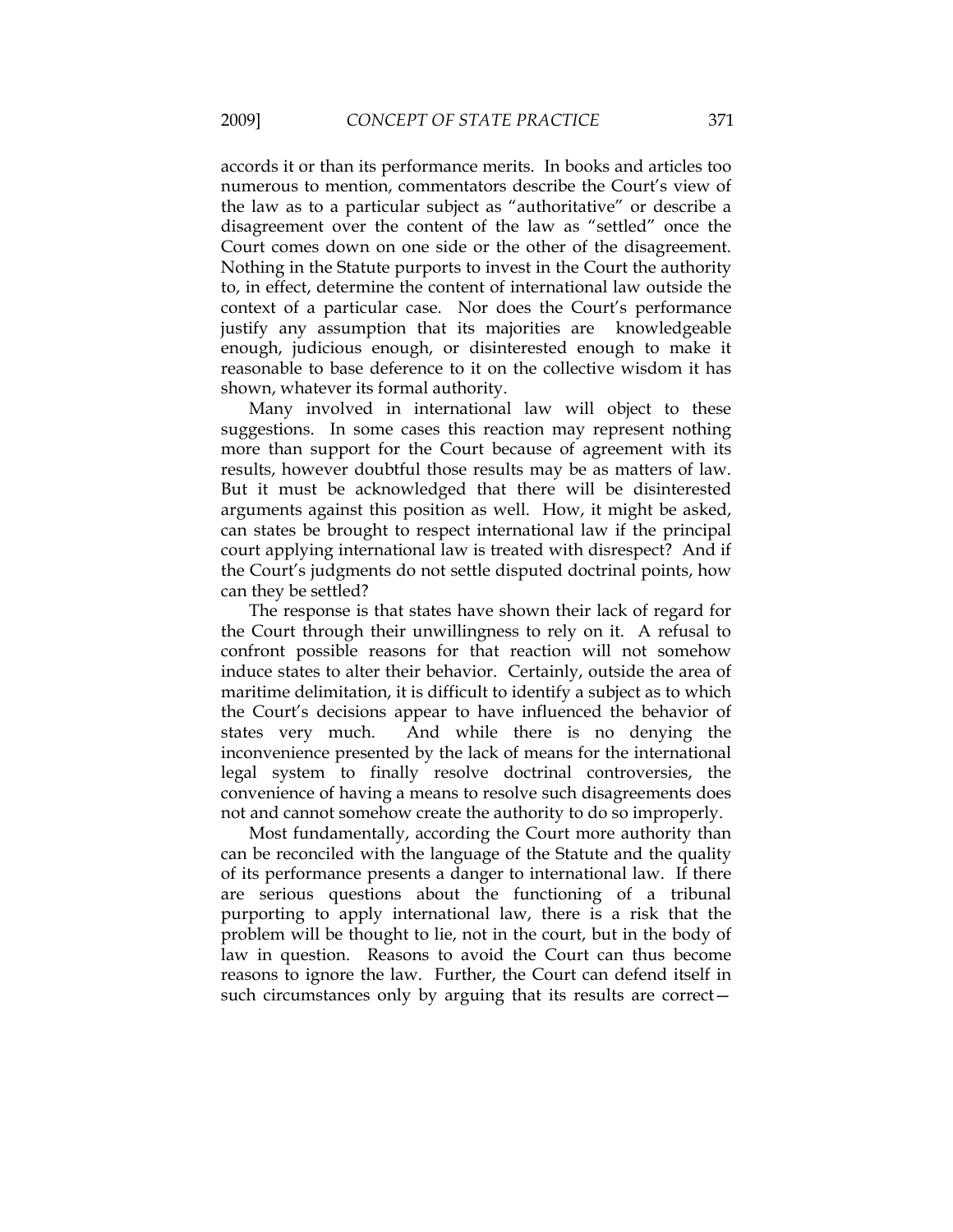accords it or than its performance merits. In books and articles too numerous to mention, commentators describe the Court's view of the law as to a particular subject as "authoritative" or describe a disagreement over the content of the law as "settled" once the Court comes down on one side or the other of the disagreement. Nothing in the Statute purports to invest in the Court the authority to, in effect, determine the content of international law outside the context of a particular case. Nor does the Court's performance justify any assumption that its majorities are knowledgeable enough, judicious enough, or disinterested enough to make it reasonable to base deference to it on the collective wisdom it has shown, whatever its formal authority.

Many involved in international law will object to these suggestions. In some cases this reaction may represent nothing more than support for the Court because of agreement with its results, however doubtful those results may be as matters of law. But it must be acknowledged that there will be disinterested arguments against this position as well. How, it might be asked, can states be brought to respect international law if the principal court applying international law is treated with disrespect? And if the Court's judgments do not settle disputed doctrinal points, how can they be settled?

The response is that states have shown their lack of regard for the Court through their unwillingness to rely on it. A refusal to confront possible reasons for that reaction will not somehow induce states to alter their behavior. Certainly, outside the area of maritime delimitation, it is difficult to identify a subject as to which the Court's decisions appear to have influenced the behavior of states very much. And while there is no denying the inconvenience presented by the lack of means for the international legal system to finally resolve doctrinal controversies, the convenience of having a means to resolve such disagreements does not and cannot somehow create the authority to do so improperly.

Most fundamentally, according the Court more authority than can be reconciled with the language of the Statute and the quality of its performance presents a danger to international law. If there are serious questions about the functioning of a tribunal purporting to apply international law, there is a risk that the problem will be thought to lie, not in the court, but in the body of law in question. Reasons to avoid the Court can thus become reasons to ignore the law. Further, the Court can defend itself in such circumstances only by arguing that its results are correct—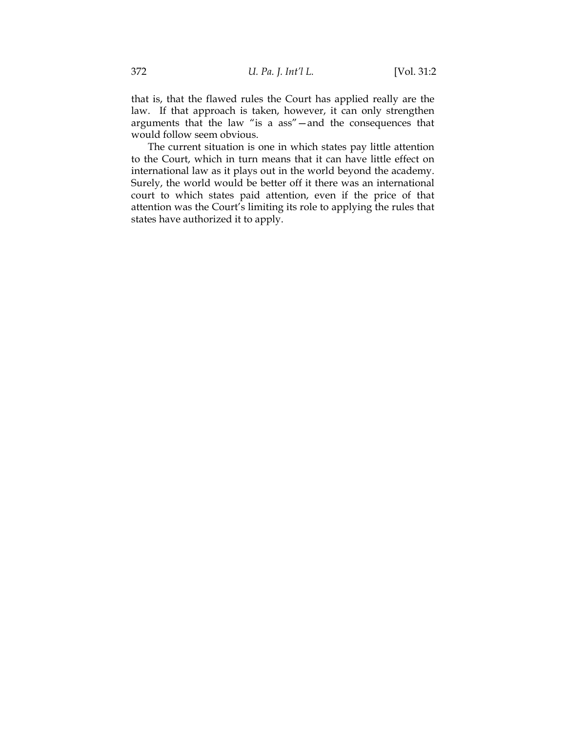that is, that the flawed rules the Court has applied really are the law. If that approach is taken, however, it can only strengthen arguments that the law "is a ass"—and the consequences that would follow seem obvious.

The current situation is one in which states pay little attention to the Court, which in turn means that it can have little effect on international law as it plays out in the world beyond the academy. Surely, the world would be better off it there was an international court to which states paid attention, even if the price of that attention was the Court's limiting its role to applying the rules that states have authorized it to apply.